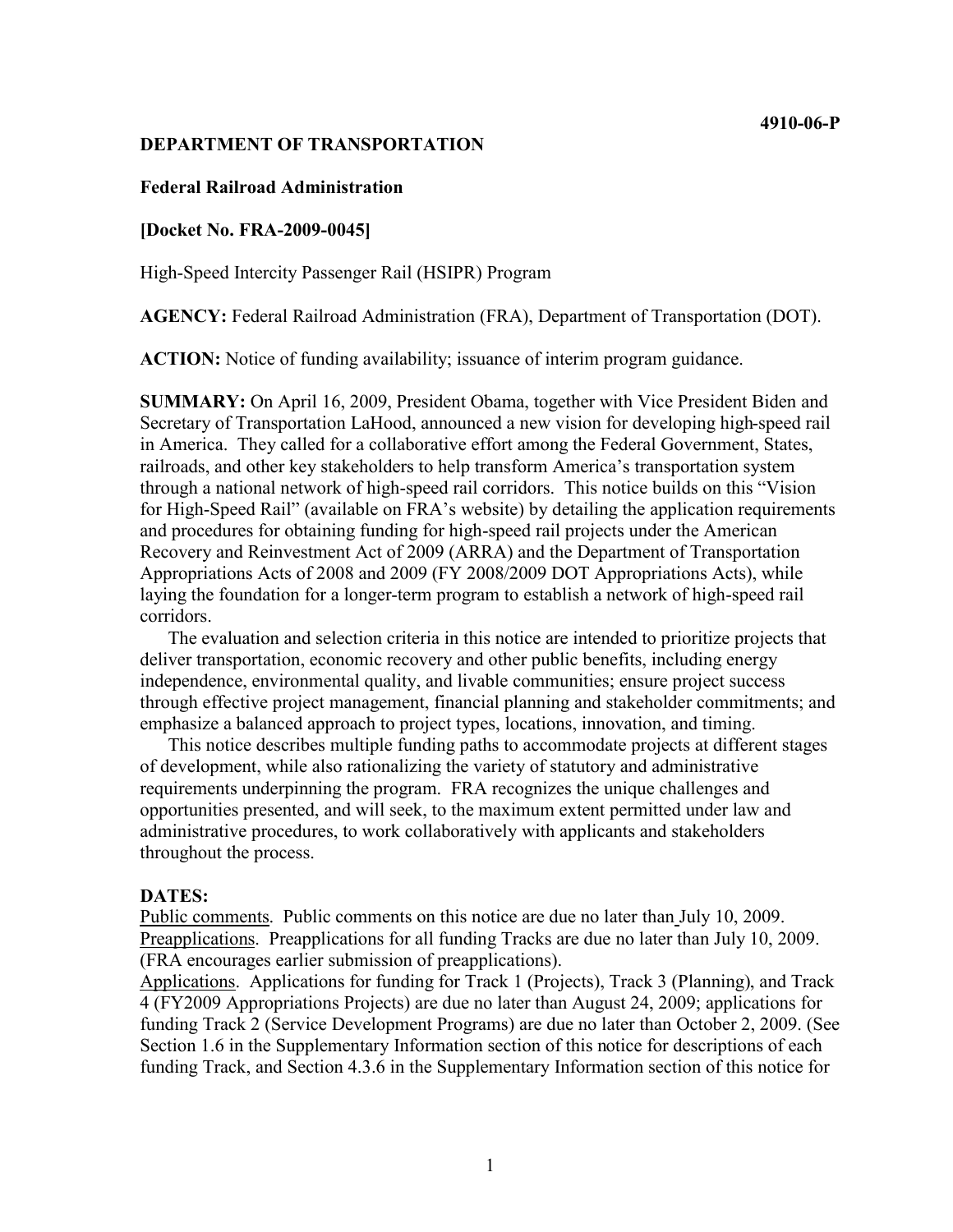**4910-06-P**

**DEPARTMENT OF TRANSPORTATION**

**Federal Railroad Administration**

**[Docket No. FRA-2009-0045]**

High-Speed Intercity Passenger Rail (HSIPR) Program

**AGENCY:** Federal Railroad Administration (FRA), Department of Transportation (DOT).

**ACTION:** Notice of funding availability; issuance of interim program guidance.

**SUMMARY:** On April 16, 2009, President Obama, together with Vice President Biden and Secretary of Transportation LaHood, announced a new vision for developing high-speed rail in America. They called for a collaborative effort among the Federal Government, States, railroads, and other key stakeholders to help transform America's transportation system through a national network of high-speed rail corridors. This notice builds on this "Vision for High-Speed Rail" (available on FRA's website) by detailing the application requirements and procedures for obtaining funding for high-speed rail projects under the American Recovery and Reinvestment Act of 2009 (ARRA) and the Department of Transportation Appropriations Acts of 2008 and 2009 (FY 2008/2009 DOT Appropriations Acts), while laying the foundation for a longer-term program to establish a network of high-speed rail corridors.

The evaluation and selection criteria in this notice are intended to prioritize projects that deliver transportation, economic recovery and other public benefits, including energy independence, environmental quality, and livable communities; ensure project success through effective project management, financial planning and stakeholder commitments; and emphasize a balanced approach to project types, locations, innovation, and timing.

This notice describes multiple funding paths to accommodate projects at different stages of development, while also rationalizing the variety of statutory and administrative requirements underpinning the program. FRA recognizes the unique challenges and opportunities presented, and will seek, to the maximum extent permitted under law and administrative procedures, to work collaboratively with applicants and stakeholders throughout the process.

**DATES:**

Public comments. Public comments on this notice are due no later than July 10, 2009.

Preapplications. Preapplications for all funding Tracks are due no later than July 10, 2009. (FRA encourages earlier submission of preapplications).

Applications. Applications for funding for Track 1 (Projects), Track 3 (Planning), and Track 4 (FY2009 Appropriations Projects) are due no later than August 24, 2009; applications for funding Track 2 (Service Development Programs) are due no later than October 2, 2009. (See Section 1.6 in the Supplementary Information section of this notice for descriptions of each funding Track, and Section 4.3.6 in the Supplementary Information section of this notice for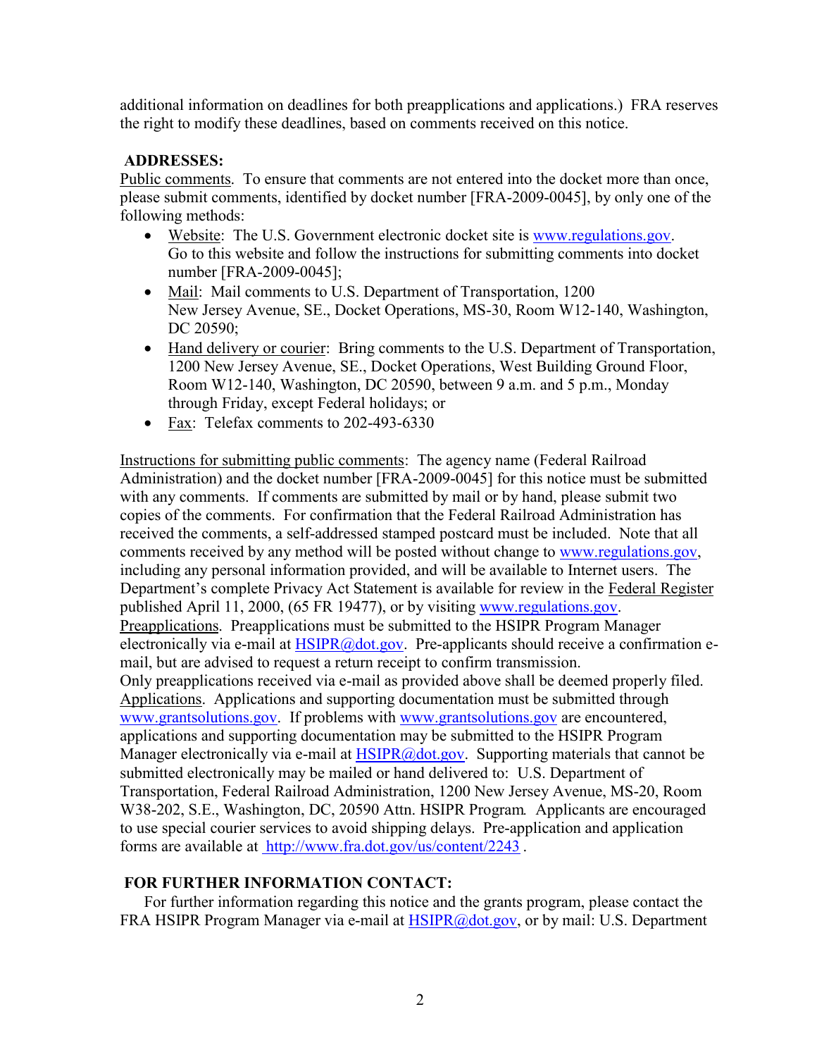additional information on deadlines for both preapplications and applications.) FRA reserves the right to modify these deadlines, based on comments received on this notice.

**ADDRESSES:**

Public comments. To ensure that comments are not entered into the docket more than once, please submit comments, identified by docket number [FRA-2009-0045], by only one of the following methods:

- Website: The U.S. Government electronic docket site is www.regulations.gov. Go to this website and follow the instructions for submitting comments into docket number [FRA-2009-0045];
- Mail: Mail comments to U.S. Department of Transportation, 1200 New Jersey Avenue, SE., Docket Operations, MS-30, Room W12-140, Washington, DC 20590;
- Hand delivery or courier: Bring comments to the U.S. Department of Transportation, 1200 New Jersey Avenue, SE., Docket Operations, West Building Ground Floor, Room W12-140, Washington, DC 20590, between 9 a.m. and 5 p.m., Monday through Friday, except Federal holidays; or
- Fax: Telefax comments to 202-493-6330

Instructions for submitting public comments: The agency name (Federal Railroad Administration) and the docket number [FRA-2009-0045] for this notice must be submitted with any comments. If comments are submitted by mail or by hand, please submit two copies of the comments. For confirmation that the Federal Railroad Administration has received the comments, a self-addressed stamped postcard must be included. Note that all comments received by any method will be posted without change to www.regulations.gov, including any personal information provided, and will be available to Internet users. The Department's complete Privacy Act Statement is available for review in the Federal Register published April 11, 2000, (65 FR 19477), or by visiting www.regulations.gov.

Preapplications. Preapplications must be submitted to the HSIPR Program Manager electronically via e-mail at HSIPR@dot.gov. Pre-applicants should receive a confirmation e-mail, but are advised to request a return receipt to confirm transmission.

Only preapplications received via e-mail as provided above shall be deemed properly filed.

Applications. Applications and supporting documentation must be submitted through www.grantsolutions.gov. If problems with www.grantsolutions.gov are encountered, applications and supporting documentation may be submitted to the HSIPR Program Manager electronically via e-mail at HSIPR@dot.gov. Supporting materials that cannot be submitted electronically may be mailed or hand delivered to: U.S. Department of Transportation, Federal Railroad Administration, 1200 New Jersey Avenue, MS-20, Room W38-202, S.E., Washington, DC, 20590 Attn. HSIPR Program. Applicants are encouraged to use special courier services to avoid shipping delays. Pre-application and application forms are available at http://www.fra.dot.gov/us/content/2243 .

**FOR FURTHER INFORMATION CONTACT:**

For further information regarding this notice and the grants program, please contact the FRA HSIPR Program Manager via e-mail at HSIPR@dot.gov, or by mail: U.S. Department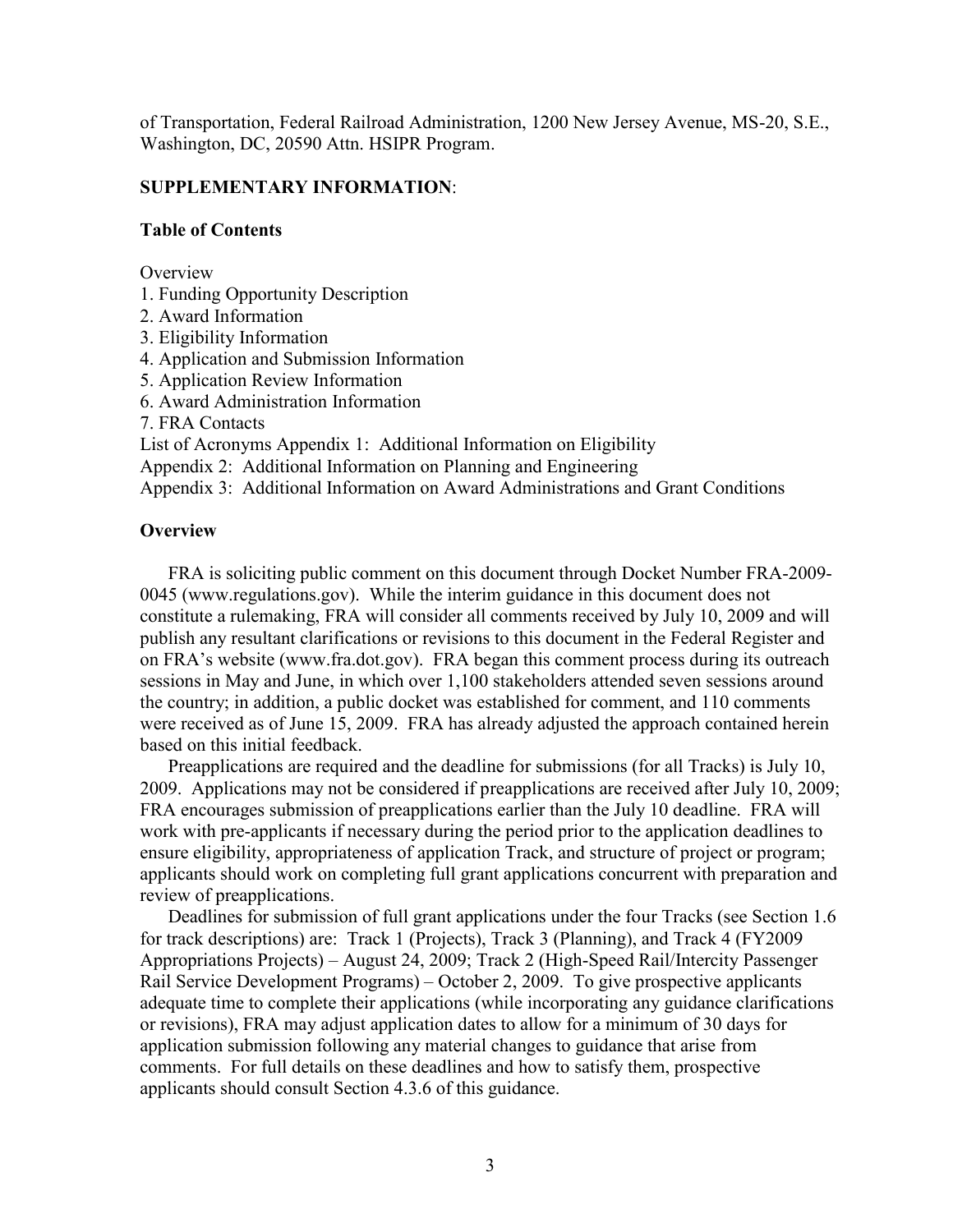of Transportation, Federal Railroad Administration, 1200 New Jersey Avenue, MS-20, S.E., Washington, DC, 20590 Attn. HSIPR Program.

**SUPPLEMENTARY INFORMATION**:

**Table of Contents**

Overview
1. Funding Opportunity Description
2. Award Information
3. Eligibility Information
4. Application and Submission Information
5. Application Review Information
6. Award Administration Information
7. FRA Contacts

List of Acronyms Appendix 1: Additional Information on Eligibility
Appendix 2: Additional Information on Planning and Engineering
Appendix 3: Additional Information on Award Administrations and Grant Conditions

**Overview**

FRA is soliciting public comment on this document through Docket Number FRA-2009-0045 (www.regulations.gov). While the interim guidance in this document does not constitute a rulemaking, FRA will consider all comments received by July 10, 2009 and will publish any resultant clarifications or revisions to this document in the Federal Register and on FRA's website (www.fra.dot.gov). FRA began this comment process during its outreach sessions in May and June, in which over 1,100 stakeholders attended seven sessions around the country; in addition, a public docket was established for comment, and 110 comments were received as of June 15, 2009. FRA has already adjusted the approach contained herein based on this initial feedback.

Preapplications are required and the deadline for submissions (for all Tracks) is July 10, 2009. Applications may not be considered if preapplications are received after July 10, 2009; FRA encourages submission of preapplications earlier than the July 10 deadline. FRA will work with pre-applicants if necessary during the period prior to the application deadlines to ensure eligibility, appropriateness of application Track, and structure of project or program; applicants should work on completing full grant applications concurrent with preparation and review of preapplications.

Deadlines for submission of full grant applications under the four Tracks (see Section 1.6 for track descriptions) are: Track 1 (Projects), Track 3 (Planning), and Track 4 (FY2009 Appropriations Projects) – August 24, 2009; Track 2 (High-Speed Rail/Intercity Passenger Rail Service Development Programs) – October 2, 2009. To give prospective applicants adequate time to complete their applications (while incorporating any guidance clarifications or revisions), FRA may adjust application dates to allow for a minimum of 30 days for application submission following any material changes to guidance that arise from comments. For full details on these deadlines and how to satisfy them, prospective applicants should consult Section 4.3.6 of this guidance.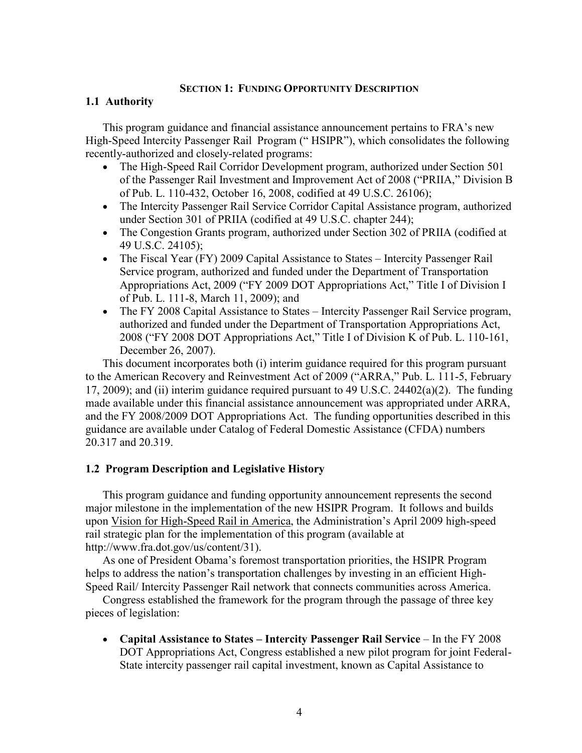## Section 1: Funding Opportunity Description

### 1.1 Authority

This program guidance and financial assistance announcement pertains to FRA's new High-Speed Intercity Passenger Rail Program (" HSIPR"), which consolidates the following recently-authorized and closely-related programs:

- The High-Speed Rail Corridor Development program, authorized under Section 501 of the Passenger Rail Investment and Improvement Act of 2008 ("PRIIA," Division B of Pub. L. 110-432, October 16, 2008, codified at 49 U.S.C. 26106);
- The Intercity Passenger Rail Service Corridor Capital Assistance program, authorized under Section 301 of PRIIA (codified at 49 U.S.C. chapter 244);
- The Congestion Grants program, authorized under Section 302 of PRIIA (codified at 49 U.S.C. 24105);
- The Fiscal Year (FY) 2009 Capital Assistance to States – Intercity Passenger Rail Service program, authorized and funded under the Department of Transportation Appropriations Act, 2009 ("FY 2009 DOT Appropriations Act," Title I of Division I of Pub. L. 111-8, March 11, 2009); and
- The FY 2008 Capital Assistance to States – Intercity Passenger Rail Service program, authorized and funded under the Department of Transportation Appropriations Act, 2008 ("FY 2008 DOT Appropriations Act," Title I of Division K of Pub. L. 110-161, December 26, 2007).

This document incorporates both (i) interim guidance required for this program pursuant to the American Recovery and Reinvestment Act of 2009 ("ARRA," Pub. L. 111-5, February 17, 2009); and (ii) interim guidance required pursuant to 49 U.S.C. 24402(a)(2). The funding made available under this financial assistance announcement was appropriated under ARRA, and the FY 2008/2009 DOT Appropriations Act. The funding opportunities described in this guidance are available under Catalog of Federal Domestic Assistance (CFDA) numbers 20.317 and 20.319.

### 1.2 Program Description and Legislative History

This program guidance and funding opportunity announcement represents the second major milestone in the implementation of the new HSIPR Program. It follows and builds upon Vision for High-Speed Rail in America, the Administration's April 2009 high-speed rail strategic plan for the implementation of this program (available at http://www.fra.dot.gov/us/content/31).

As one of President Obama's foremost transportation priorities, the HSIPR Program helps to address the nation's transportation challenges by investing in an efficient High-Speed Rail/ Intercity Passenger Rail network that connects communities across America.

Congress established the framework for the program through the passage of three key pieces of legislation:

- **Capital Assistance to States – Intercity Passenger Rail Service** – In the FY 2008 DOT Appropriations Act, Congress established a new pilot program for joint Federal-State intercity passenger rail capital investment, known as Capital Assistance to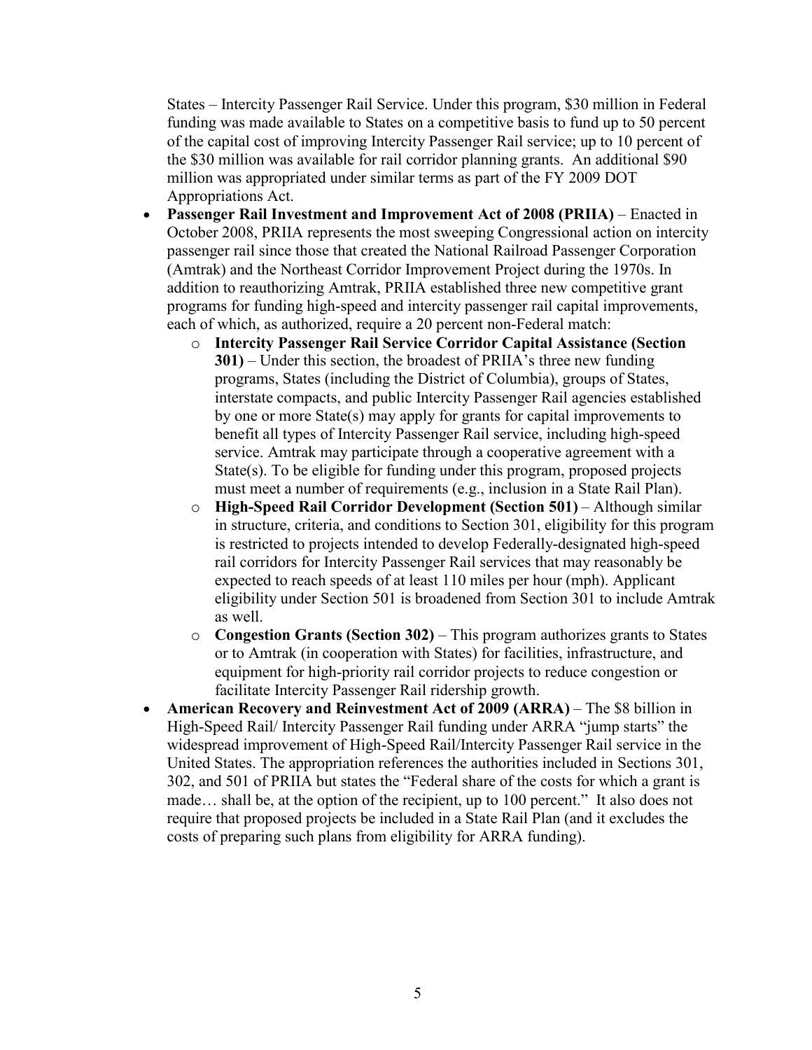States – Intercity Passenger Rail Service. Under this program, $30 million in Federal funding was made available to States on a competitive basis to fund up to 50 percent of the capital cost of improving Intercity Passenger Rail service; up to 10 percent of the $30 million was available for rail corridor planning grants. An additional $90 million was appropriated under similar terms as part of the FY 2009 DOT Appropriations Act.

- **Passenger Rail Investment and Improvement Act of 2008 (PRIIA)** – Enacted in October 2008, PRIIA represents the most sweeping Congressional action on intercity passenger rail since those that created the National Railroad Passenger Corporation (Amtrak) and the Northeast Corridor Improvement Project during the 1970s. In addition to reauthorizing Amtrak, PRIIA established three new competitive grant programs for funding high-speed and intercity passenger rail capital improvements, each of which, as authorized, require a 20 percent non-Federal match:
  - **Intercity Passenger Rail Service Corridor Capital Assistance (Section 301)** – Under this section, the broadest of PRIIA's three new funding programs, States (including the District of Columbia), groups of States, interstate compacts, and public Intercity Passenger Rail agencies established by one or more State(s) may apply for grants for capital improvements to benefit all types of Intercity Passenger Rail service, including high-speed service. Amtrak may participate through a cooperative agreement with a State(s). To be eligible for funding under this program, proposed projects must meet a number of requirements (e.g., inclusion in a State Rail Plan).
  - **High-Speed Rail Corridor Development (Section 501)** – Although similar in structure, criteria, and conditions to Section 301, eligibility for this program is restricted to projects intended to develop Federally-designated high-speed rail corridors for Intercity Passenger Rail services that may reasonably be expected to reach speeds of at least 110 miles per hour (mph). Applicant eligibility under Section 501 is broadened from Section 301 to include Amtrak as well.
  - **Congestion Grants (Section 302)** – This program authorizes grants to States or to Amtrak (in cooperation with States) for facilities, infrastructure, and equipment for high-priority rail corridor projects to reduce congestion or facilitate Intercity Passenger Rail ridership growth.
- **American Recovery and Reinvestment Act of 2009 (ARRA)** – The $8 billion in High-Speed Rail/ Intercity Passenger Rail funding under ARRA "jump starts" the widespread improvement of High-Speed Rail/Intercity Passenger Rail service in the United States. The appropriation references the authorities included in Sections 301, 302, and 501 of PRIIA but states the "Federal share of the costs for which a grant is made… shall be, at the option of the recipient, up to 100 percent." It also does not require that proposed projects be included in a State Rail Plan (and it excludes the costs of preparing such plans from eligibility for ARRA funding).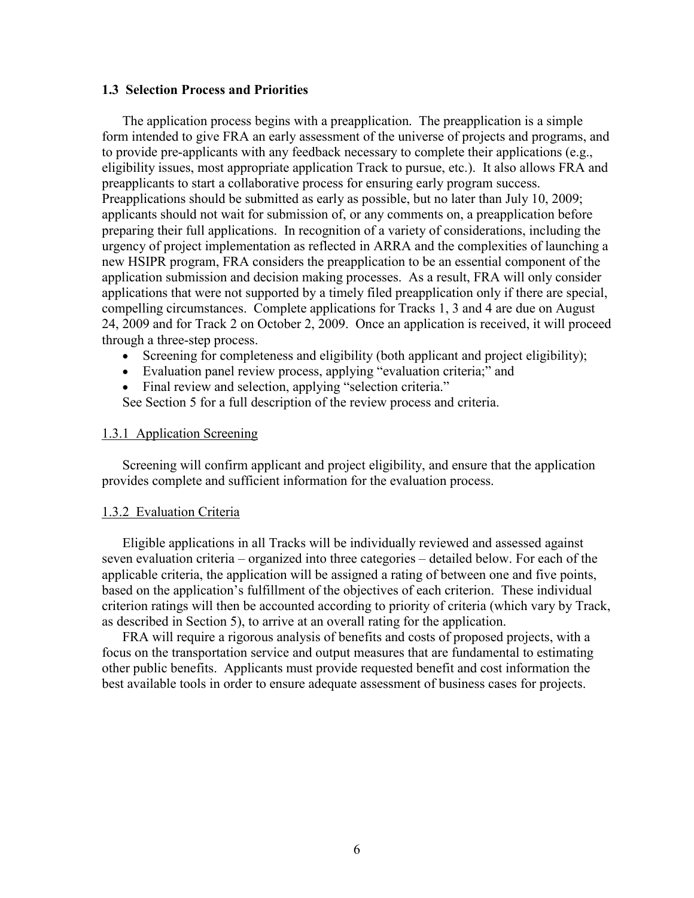### 1.3 Selection Process and Priorities

The application process begins with a preapplication. The preapplication is a simple form intended to give FRA an early assessment of the universe of projects and programs, and to provide pre-applicants with any feedback necessary to complete their applications (e.g., eligibility issues, most appropriate application Track to pursue, etc.). It also allows FRA and preapplicants to start a collaborative process for ensuring early program success. Preapplications should be submitted as early as possible, but no later than July 10, 2009; applicants should not wait for submission of, or any comments on, a preapplication before preparing their full applications. In recognition of a variety of considerations, including the urgency of project implementation as reflected in ARRA and the complexities of launching a new HSIPR program, FRA considers the preapplication to be an essential component of the application submission and decision making processes. As a result, FRA will only consider applications that were not supported by a timely filed preapplication only if there are special, compelling circumstances. Complete applications for Tracks 1, 3 and 4 are due on August 24, 2009 and for Track 2 on October 2, 2009. Once an application is received, it will proceed through a three-step process.

- Screening for completeness and eligibility (both applicant and project eligibility);
- Evaluation panel review process, applying "evaluation criteria;" and
- Final review and selection, applying "selection criteria."

See Section 5 for a full description of the review process and criteria.

#### 1.3.1 Application Screening

Screening will confirm applicant and project eligibility, and ensure that the application provides complete and sufficient information for the evaluation process.

#### 1.3.2 Evaluation Criteria

Eligible applications in all Tracks will be individually reviewed and assessed against seven evaluation criteria – organized into three categories – detailed below. For each of the applicable criteria, the application will be assigned a rating of between one and five points, based on the application's fulfillment of the objectives of each criterion. These individual criterion ratings will then be accounted according to priority of criteria (which vary by Track, as described in Section 5), to arrive at an overall rating for the application.

FRA will require a rigorous analysis of benefits and costs of proposed projects, with a focus on the transportation service and output measures that are fundamental to estimating other public benefits. Applicants must provide requested benefit and cost information the best available tools in order to ensure adequate assessment of business cases for projects.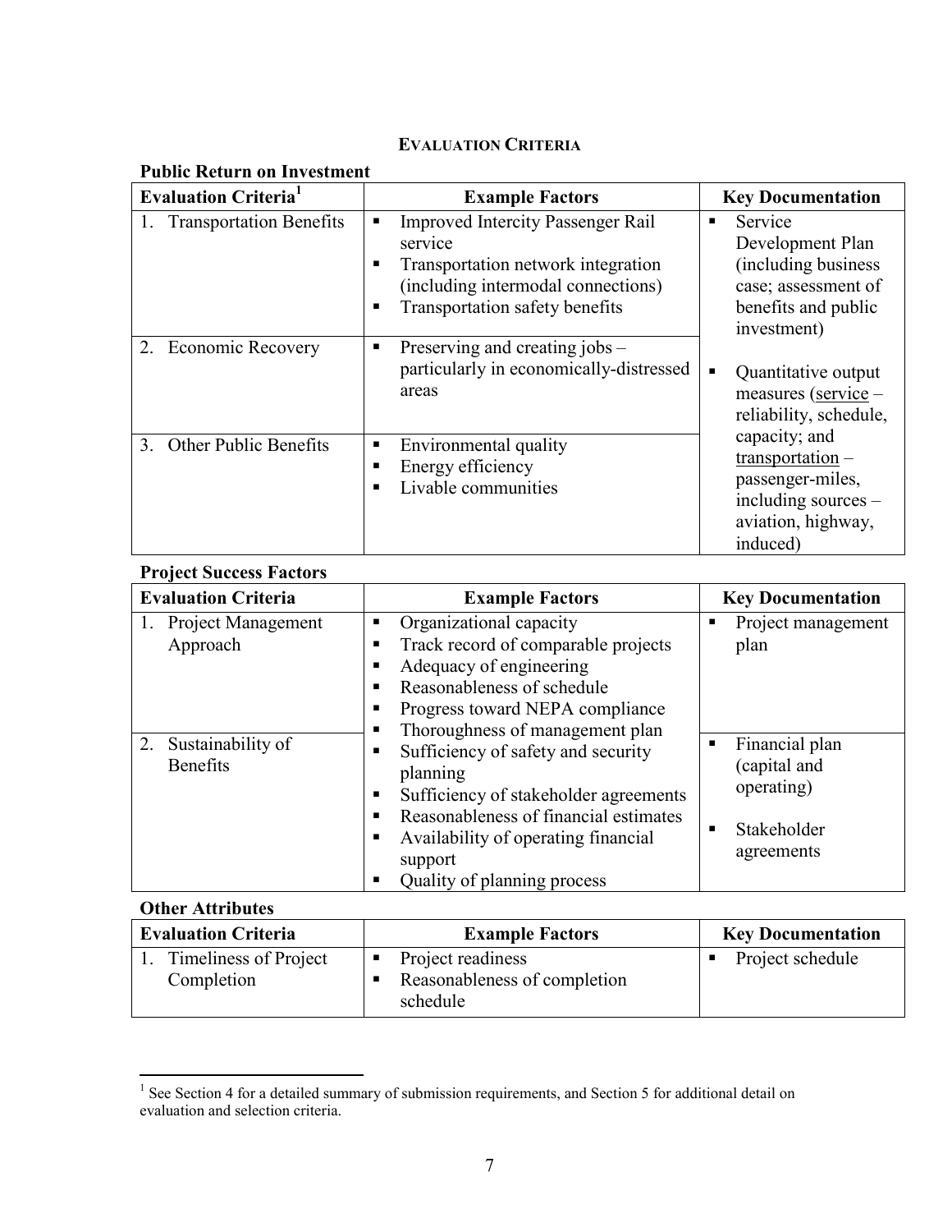## EVALUATION CRITERIA

### Public Return on Investment

| Evaluation Criteria[1] | Example Factors | Key Documentation |
|---|---|---|
| 1. Transportation Benefits | ▪ Improved Intercity Passenger Rail service<br>▪ Transportation network integration (including intermodal connections)<br>▪ Transportation safety benefits | ▪ Service Development Plan (including business case; assessment of benefits and public investment)<br>▪ Quantitative output measures (service – reliability, schedule, capacity; and transportation – passenger-miles, including sources – aviation, highway, induced) |
| 2. Economic Recovery | ▪ Preserving and creating jobs – particularly in economically-distressed areas | |
| 3. Other Public Benefits | ▪ Environmental quality<br>▪ Energy efficiency<br>▪ Livable communities | |

### Project Success Factors

| Evaluation Criteria | Example Factors | Key Documentation |
|---|---|---|
| 1. Project Management Approach | ▪ Organizational capacity<br>▪ Track record of comparable projects<br>▪ Adequacy of engineering<br>▪ Reasonableness of schedule<br>▪ Progress toward NEPA compliance<br>▪ Thoroughness of management plan<br>▪ Sufficiency of safety and security planning<br>▪ Sufficiency of stakeholder agreements<br>▪ Reasonableness of financial estimates<br>▪ Availability of operating financial support<br>▪ Quality of planning process | ▪ Project management plan |
| 2. Sustainability of Benefits | | ▪ Financial plan (capital and operating)<br>▪ Stakeholder agreements |

### Other Attributes

| Evaluation Criteria | Example Factors | Key Documentation |
|---|---|---|
| 1. Timeliness of Project Completion | ▪ Project readiness<br>▪ Reasonableness of completion schedule | ▪ Project schedule |

[1] See Section 4 for a detailed summary of submission requirements, and Section 5 for additional detail on evaluation and selection criteria.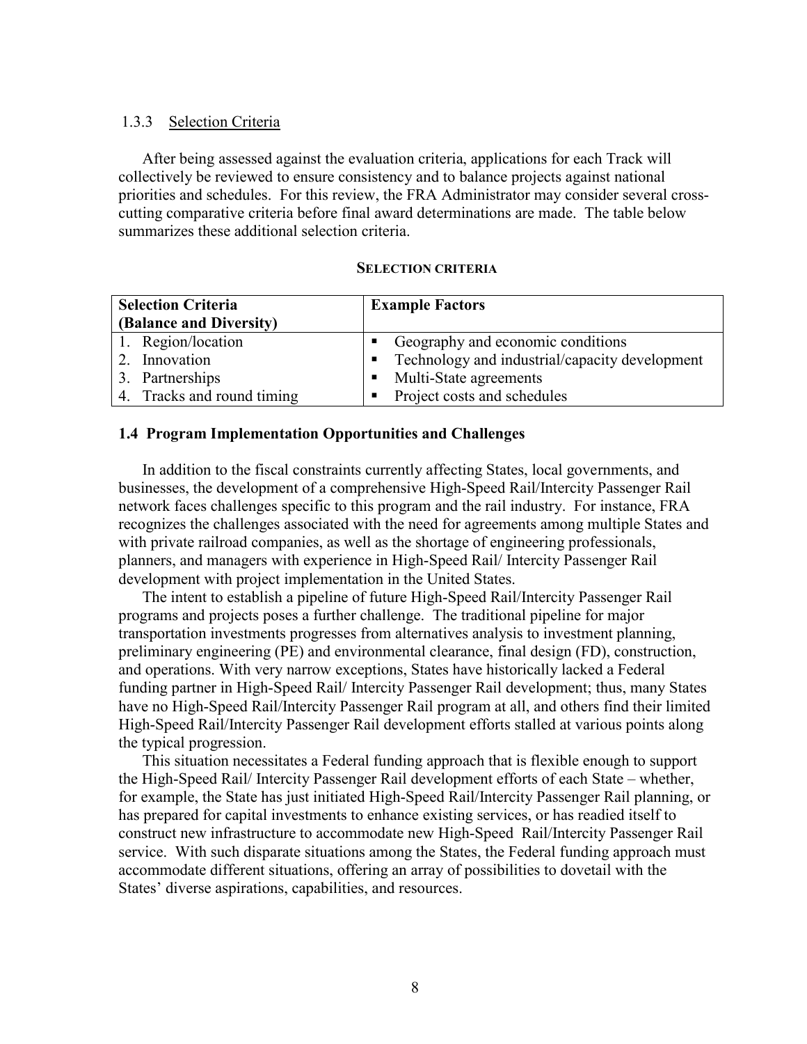### 1.3.3 Selection Criteria

After being assessed against the evaluation criteria, applications for each Track will collectively be reviewed to ensure consistency and to balance projects against national priorities and schedules. For this review, the FRA Administrator may consider several cross-cutting comparative criteria before final award determinations are made. The table below summarizes these additional selection criteria.

**SELECTION CRITERIA**

| Selection Criteria (Balance and Diversity) | Example Factors |
| --- | --- |
| 1. Region/location | ▪ Geography and economic conditions |
| 2. Innovation | ▪ Technology and industrial/capacity development |
| 3. Partnerships | ▪ Multi-State agreements |
| 4. Tracks and round timing | ▪ Project costs and schedules |

## 1.4 Program Implementation Opportunities and Challenges

In addition to the fiscal constraints currently affecting States, local governments, and businesses, the development of a comprehensive High-Speed Rail/Intercity Passenger Rail network faces challenges specific to this program and the rail industry. For instance, FRA recognizes the challenges associated with the need for agreements among multiple States and with private railroad companies, as well as the shortage of engineering professionals, planners, and managers with experience in High-Speed Rail/ Intercity Passenger Rail development with project implementation in the United States.

The intent to establish a pipeline of future High-Speed Rail/Intercity Passenger Rail programs and projects poses a further challenge. The traditional pipeline for major transportation investments progresses from alternatives analysis to investment planning, preliminary engineering (PE) and environmental clearance, final design (FD), construction, and operations. With very narrow exceptions, States have historically lacked a Federal funding partner in High-Speed Rail/ Intercity Passenger Rail development; thus, many States have no High-Speed Rail/Intercity Passenger Rail program at all, and others find their limited High-Speed Rail/Intercity Passenger Rail development efforts stalled at various points along the typical progression.

This situation necessitates a Federal funding approach that is flexible enough to support the High-Speed Rail/ Intercity Passenger Rail development efforts of each State – whether, for example, the State has just initiated High-Speed Rail/Intercity Passenger Rail planning, or has prepared for capital investments to enhance existing services, or has readied itself to construct new infrastructure to accommodate new High-Speed Rail/Intercity Passenger Rail service. With such disparate situations among the States, the Federal funding approach must accommodate different situations, offering an array of possibilities to dovetail with the States' diverse aspirations, capabilities, and resources.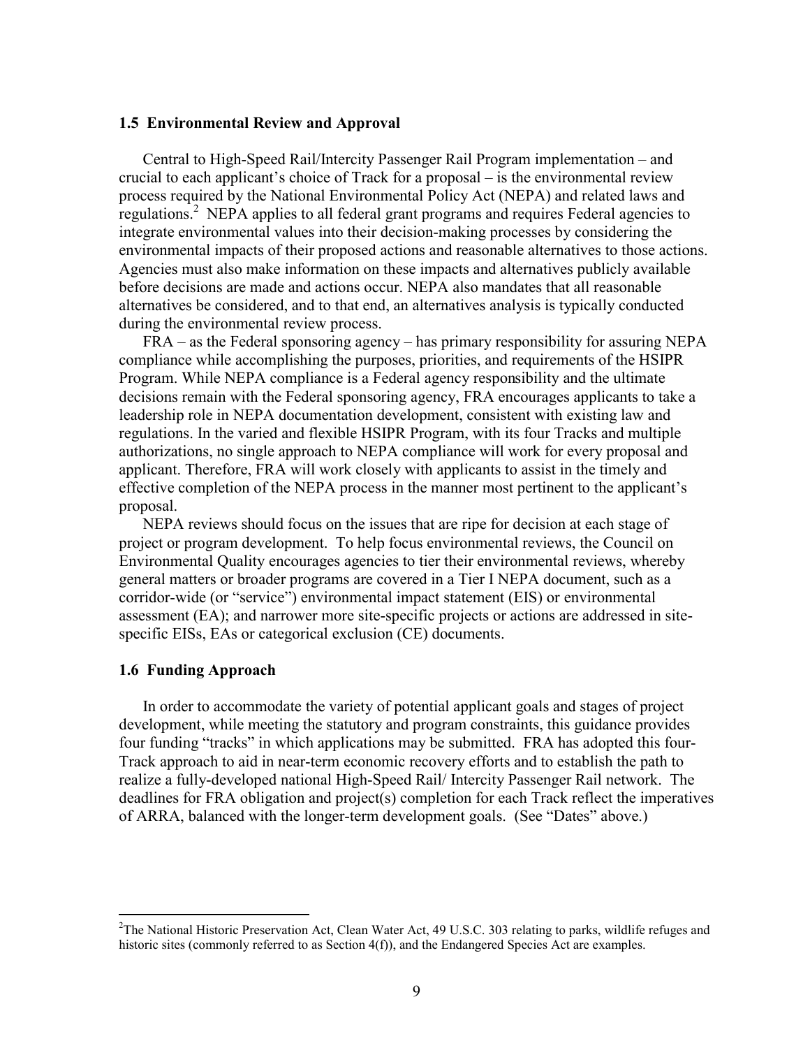### 1.5 Environmental Review and Approval

Central to High-Speed Rail/Intercity Passenger Rail Program implementation – and crucial to each applicant's choice of Track for a proposal – is the environmental review process required by the National Environmental Policy Act (NEPA) and related laws and regulations.[2] NEPA applies to all federal grant programs and requires Federal agencies to integrate environmental values into their decision-making processes by considering the environmental impacts of their proposed actions and reasonable alternatives to those actions. Agencies must also make information on these impacts and alternatives publicly available before decisions are made and actions occur. NEPA also mandates that all reasonable alternatives be considered, and to that end, an alternatives analysis is typically conducted during the environmental review process.

FRA – as the Federal sponsoring agency – has primary responsibility for assuring NEPA compliance while accomplishing the purposes, priorities, and requirements of the HSIPR Program. While NEPA compliance is a Federal agency responsibility and the ultimate decisions remain with the Federal sponsoring agency, FRA encourages applicants to take a leadership role in NEPA documentation development, consistent with existing law and regulations. In the varied and flexible HSIPR Program, with its four Tracks and multiple authorizations, no single approach to NEPA compliance will work for every proposal and applicant. Therefore, FRA will work closely with applicants to assist in the timely and effective completion of the NEPA process in the manner most pertinent to the applicant's proposal.

NEPA reviews should focus on the issues that are ripe for decision at each stage of project or program development. To help focus environmental reviews, the Council on Environmental Quality encourages agencies to tier their environmental reviews, whereby general matters or broader programs are covered in a Tier I NEPA document, such as a corridor-wide (or "service") environmental impact statement (EIS) or environmental assessment (EA); and narrower more site-specific projects or actions are addressed in site-specific EISs, EAs or categorical exclusion (CE) documents.

### 1.6 Funding Approach

In order to accommodate the variety of potential applicant goals and stages of project development, while meeting the statutory and program constraints, this guidance provides four funding "tracks" in which applications may be submitted. FRA has adopted this four-Track approach to aid in near-term economic recovery efforts and to establish the path to realize a fully-developed national High-Speed Rail/ Intercity Passenger Rail network. The deadlines for FRA obligation and project(s) completion for each Track reflect the imperatives of ARRA, balanced with the longer-term development goals. (See "Dates" above.)

---

[2] The National Historic Preservation Act, Clean Water Act, 49 U.S.C. 303 relating to parks, wildlife refuges and historic sites (commonly referred to as Section 4(f)), and the Endangered Species Act are examples.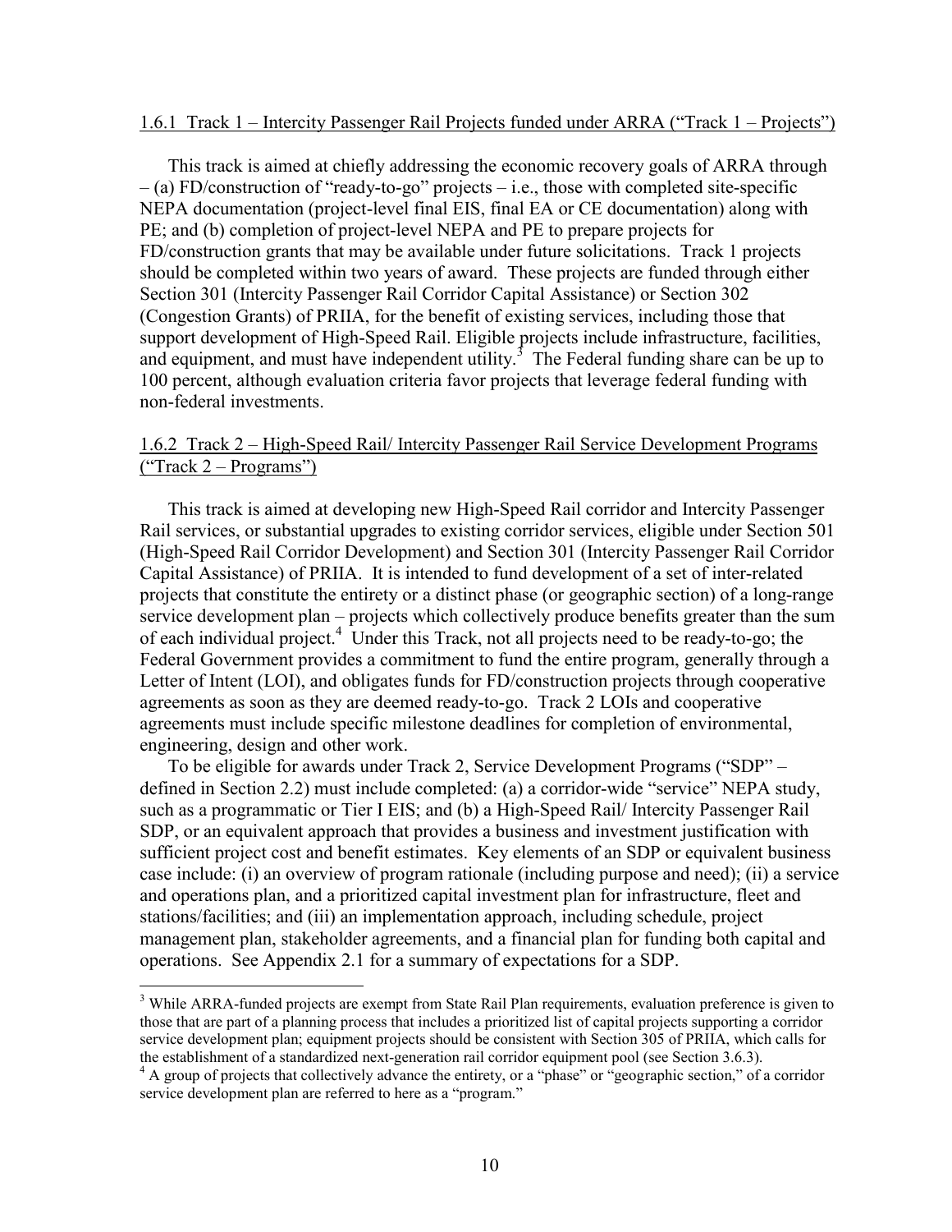### 1.6.1 Track 1 – Intercity Passenger Rail Projects funded under ARRA ("Track 1 – Projects")

This track is aimed at chiefly addressing the economic recovery goals of ARRA through – (a) FD/construction of "ready-to-go" projects – i.e., those with completed site-specific NEPA documentation (project-level final EIS, final EA or CE documentation) along with PE; and (b) completion of project-level NEPA and PE to prepare projects for FD/construction grants that may be available under future solicitations. Track 1 projects should be completed within two years of award. These projects are funded through either Section 301 (Intercity Passenger Rail Corridor Capital Assistance) or Section 302 (Congestion Grants) of PRIIA, for the benefit of existing services, including those that support development of High-Speed Rail. Eligible projects include infrastructure, facilities, and equipment, and must have independent utility.[3] The Federal funding share can be up to 100 percent, although evaluation criteria favor projects that leverage federal funding with non-federal investments.

### 1.6.2 Track 2 – High-Speed Rail/ Intercity Passenger Rail Service Development Programs ("Track 2 – Programs")

This track is aimed at developing new High-Speed Rail corridor and Intercity Passenger Rail services, or substantial upgrades to existing corridor services, eligible under Section 501 (High-Speed Rail Corridor Development) and Section 301 (Intercity Passenger Rail Corridor Capital Assistance) of PRIIA. It is intended to fund development of a set of inter-related projects that constitute the entirety or a distinct phase (or geographic section) of a long-range service development plan – projects which collectively produce benefits greater than the sum of each individual project.[4] Under this Track, not all projects need to be ready-to-go; the Federal Government provides a commitment to fund the entire program, generally through a Letter of Intent (LOI), and obligates funds for FD/construction projects through cooperative agreements as soon as they are deemed ready-to-go. Track 2 LOIs and cooperative agreements must include specific milestone deadlines for completion of environmental, engineering, design and other work.

To be eligible for awards under Track 2, Service Development Programs ("SDP" – defined in Section 2.2) must include completed: (a) a corridor-wide "service" NEPA study, such as a programmatic or Tier I EIS; and (b) a High-Speed Rail/ Intercity Passenger Rail SDP, or an equivalent approach that provides a business and investment justification with sufficient project cost and benefit estimates. Key elements of an SDP or equivalent business case include: (i) an overview of program rationale (including purpose and need); (ii) a service and operations plan, and a prioritized capital investment plan for infrastructure, fleet and stations/facilities; and (iii) an implementation approach, including schedule, project management plan, stakeholder agreements, and a financial plan for funding both capital and operations. See Appendix 2.1 for a summary of expectations for a SDP.

---

[3] While ARRA-funded projects are exempt from State Rail Plan requirements, evaluation preference is given to those that are part of a planning process that includes a prioritized list of capital projects supporting a corridor service development plan; equipment projects should be consistent with Section 305 of PRIIA, which calls for the establishment of a standardized next-generation rail corridor equipment pool (see Section 3.6.3).

[4] A group of projects that collectively advance the entirety, or a "phase" or "geographic section," of a corridor service development plan are referred to here as a "program."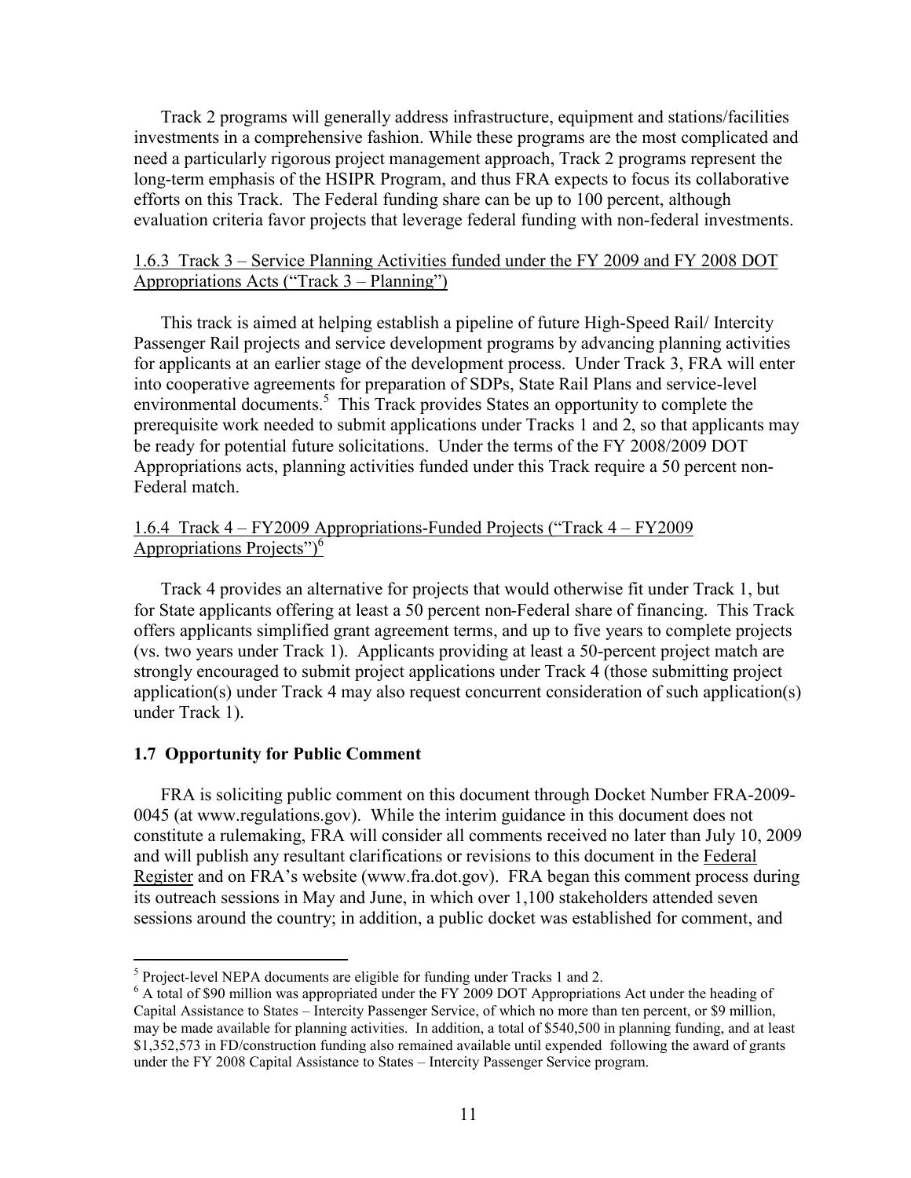Track 2 programs will generally address infrastructure, equipment and stations/facilities investments in a comprehensive fashion. While these programs are the most complicated and need a particularly rigorous project management approach, Track 2 programs represent the long-term emphasis of the HSIPR Program, and thus FRA expects to focus its collaborative efforts on this Track. The Federal funding share can be up to 100 percent, although evaluation criteria favor projects that leverage federal funding with non-federal investments.

### 1.6.3 Track 3 – Service Planning Activities funded under the FY 2009 and FY 2008 DOT Appropriations Acts ("Track 3 – Planning")

This track is aimed at helping establish a pipeline of future High-Speed Rail/ Intercity Passenger Rail projects and service development programs by advancing planning activities for applicants at an earlier stage of the development process. Under Track 3, FRA will enter into cooperative agreements for preparation of SDPs, State Rail Plans and service-level environmental documents.[5] This Track provides States an opportunity to complete the prerequisite work needed to submit applications under Tracks 1 and 2, so that applicants may be ready for potential future solicitations. Under the terms of the FY 2008/2009 DOT Appropriations acts, planning activities funded under this Track require a 50 percent non-Federal match.

### 1.6.4 Track 4 – FY2009 Appropriations-Funded Projects ("Track 4 – FY2009 Appropriations Projects")[6]

Track 4 provides an alternative for projects that would otherwise fit under Track 1, but for State applicants offering at least a 50 percent non-Federal share of financing. This Track offers applicants simplified grant agreement terms, and up to five years to complete projects (vs. two years under Track 1). Applicants providing at least a 50-percent project match are strongly encouraged to submit project applications under Track 4 (those submitting project application(s) under Track 4 may also request concurrent consideration of such application(s) under Track 1).

## 1.7 Opportunity for Public Comment

FRA is soliciting public comment on this document through Docket Number FRA-2009-0045 (at www.regulations.gov). While the interim guidance in this document does not constitute a rulemaking, FRA will consider all comments received no later than July 10, 2009 and will publish any resultant clarifications or revisions to this document in the Federal Register and on FRA's website (www.fra.dot.gov). FRA began this comment process during its outreach sessions in May and June, in which over 1,100 stakeholders attended seven sessions around the country; in addition, a public docket was established for comment, and

---

[5] Project-level NEPA documents are eligible for funding under Tracks 1 and 2.

[6] A total of $90 million was appropriated under the FY 2009 DOT Appropriations Act under the heading of Capital Assistance to States – Intercity Passenger Service, of which no more than ten percent, or $9 million, may be made available for planning activities. In addition, a total of $540,500 in planning funding, and at least $1,352,573 in FD/construction funding also remained available until expended following the award of grants under the FY 2008 Capital Assistance to States – Intercity Passenger Service program.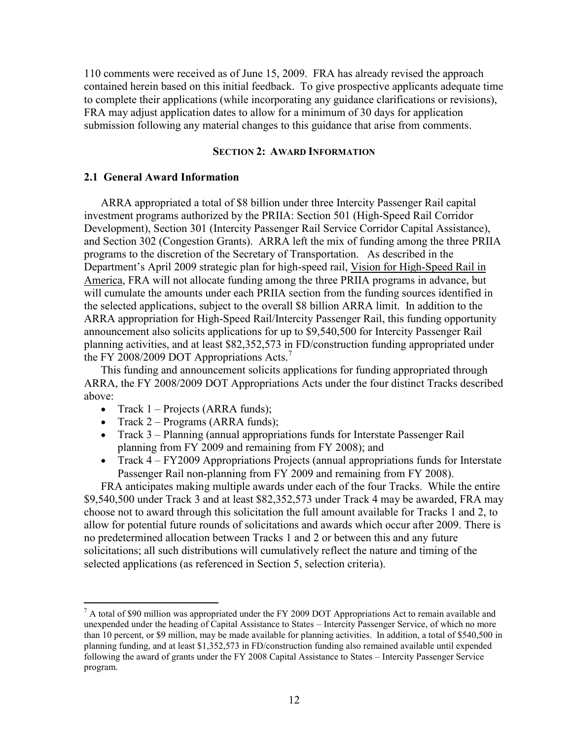110 comments were received as of June 15, 2009. FRA has already revised the approach contained herein based on this initial feedback. To give prospective applicants adequate time to complete their applications (while incorporating any guidance clarifications or revisions), FRA may adjust application dates to allow for a minimum of 30 days for application submission following any material changes to this guidance that arise from comments.

## SECTION 2: AWARD INFORMATION

### 2.1 General Award Information

ARRA appropriated a total of $8 billion under three Intercity Passenger Rail capital investment programs authorized by the PRIIA: Section 501 (High-Speed Rail Corridor Development), Section 301 (Intercity Passenger Rail Service Corridor Capital Assistance), and Section 302 (Congestion Grants). ARRA left the mix of funding among the three PRIIA programs to the discretion of the Secretary of Transportation. As described in the Department's April 2009 strategic plan for high-speed rail, Vision for High-Speed Rail in America, FRA will not allocate funding among the three PRIIA programs in advance, but will cumulate the amounts under each PRIIA section from the funding sources identified in the selected applications, subject to the overall $8 billion ARRA limit. In addition to the ARRA appropriation for High-Speed Rail/Intercity Passenger Rail, this funding opportunity announcement also solicits applications for up to $9,540,500 for Intercity Passenger Rail planning activities, and at least $82,352,573 in FD/construction funding appropriated under the FY 2008/2009 DOT Appropriations Acts.[7]

This funding and announcement solicits applications for funding appropriated through ARRA, the FY 2008/2009 DOT Appropriations Acts under the four distinct Tracks described above:

- Track 1 – Projects (ARRA funds);
- Track 2 – Programs (ARRA funds);
- Track 3 – Planning (annual appropriations funds for Interstate Passenger Rail planning from FY 2009 and remaining from FY 2008); and
- Track 4 – FY2009 Appropriations Projects (annual appropriations funds for Interstate Passenger Rail non-planning from FY 2009 and remaining from FY 2008).

FRA anticipates making multiple awards under each of the four Tracks. While the entire $9,540,500 under Track 3 and at least $82,352,573 under Track 4 may be awarded, FRA may choose not to award through this solicitation the full amount available for Tracks 1 and 2, to allow for potential future rounds of solicitations and awards which occur after 2009. There is no predetermined allocation between Tracks 1 and 2 or between this and any future solicitations; all such distributions will cumulatively reflect the nature and timing of the selected applications (as referenced in Section 5, selection criteria).

---

[7] A total of $90 million was appropriated under the FY 2009 DOT Appropriations Act to remain available and unexpended under the heading of Capital Assistance to States – Intercity Passenger Service, of which no more than 10 percent, or $9 million, may be made available for planning activities. In addition, a total of $540,500 in planning funding, and at least $1,352,573 in FD/construction funding also remained available until expended following the award of grants under the FY 2008 Capital Assistance to States – Intercity Passenger Service program.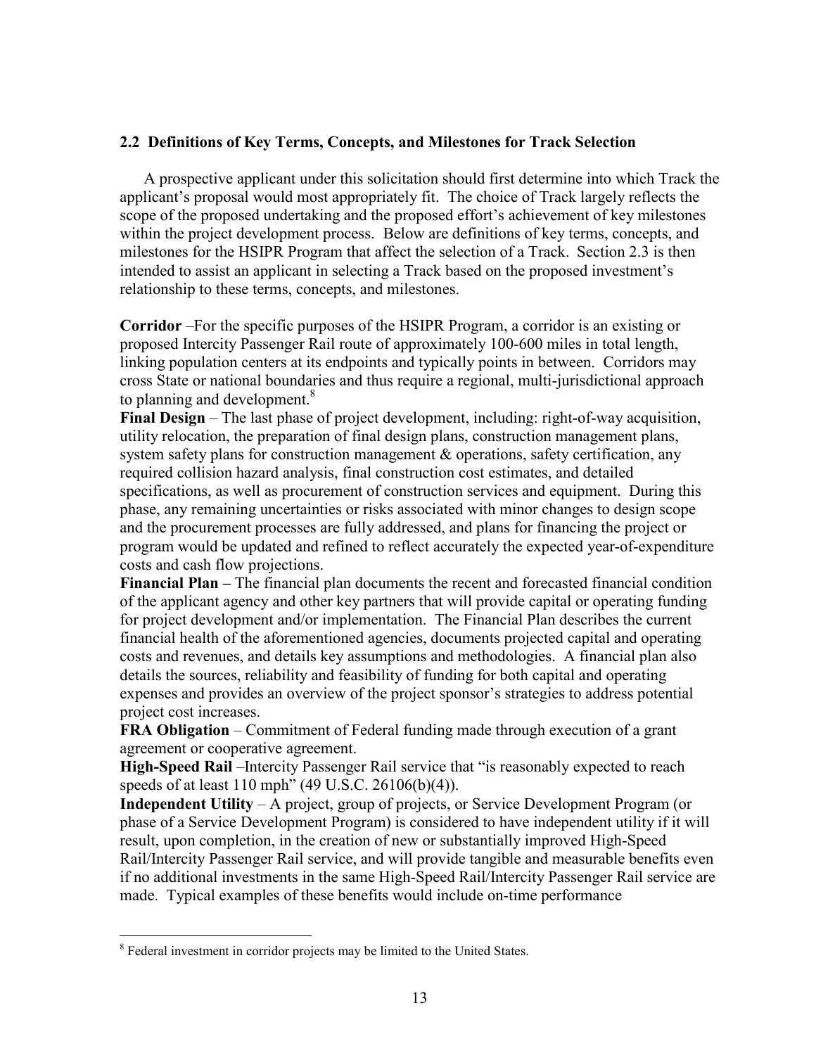## 2.2 Definitions of Key Terms, Concepts, and Milestones for Track Selection

A prospective applicant under this solicitation should first determine into which Track the applicant's proposal would most appropriately fit. The choice of Track largely reflects the scope of the proposed undertaking and the proposed effort's achievement of key milestones within the project development process. Below are definitions of key terms, concepts, and milestones for the HSIPR Program that affect the selection of a Track. Section 2.3 is then intended to assist an applicant in selecting a Track based on the proposed investment's relationship to these terms, concepts, and milestones.

**Corridor** –For the specific purposes of the HSIPR Program, a corridor is an existing or proposed Intercity Passenger Rail route of approximately 100-600 miles in total length, linking population centers at its endpoints and typically points in between. Corridors may cross State or national boundaries and thus require a regional, multi-jurisdictional approach to planning and development.[8]

**Final Design** – The last phase of project development, including: right-of-way acquisition, utility relocation, the preparation of final design plans, construction management plans, system safety plans for construction management & operations, safety certification, any required collision hazard analysis, final construction cost estimates, and detailed specifications, as well as procurement of construction services and equipment. During this phase, any remaining uncertainties or risks associated with minor changes to design scope and the procurement processes are fully addressed, and plans for financing the project or program would be updated and refined to reflect accurately the expected year-of-expenditure costs and cash flow projections.

**Financial Plan –** The financial plan documents the recent and forecasted financial condition of the applicant agency and other key partners that will provide capital or operating funding for project development and/or implementation. The Financial Plan describes the current financial health of the aforementioned agencies, documents projected capital and operating costs and revenues, and details key assumptions and methodologies. A financial plan also details the sources, reliability and feasibility of funding for both capital and operating expenses and provides an overview of the project sponsor's strategies to address potential project cost increases.

**FRA Obligation** – Commitment of Federal funding made through execution of a grant agreement or cooperative agreement.

**High-Speed Rail** –Intercity Passenger Rail service that "is reasonably expected to reach speeds of at least 110 mph" (49 U.S.C. 26106(b)(4)).

**Independent Utility** – A project, group of projects, or Service Development Program (or phase of a Service Development Program) is considered to have independent utility if it will result, upon completion, in the creation of new or substantially improved High-Speed Rail/Intercity Passenger Rail service, and will provide tangible and measurable benefits even if no additional investments in the same High-Speed Rail/Intercity Passenger Rail service are made. Typical examples of these benefits would include on-time performance

[8] Federal investment in corridor projects may be limited to the United States.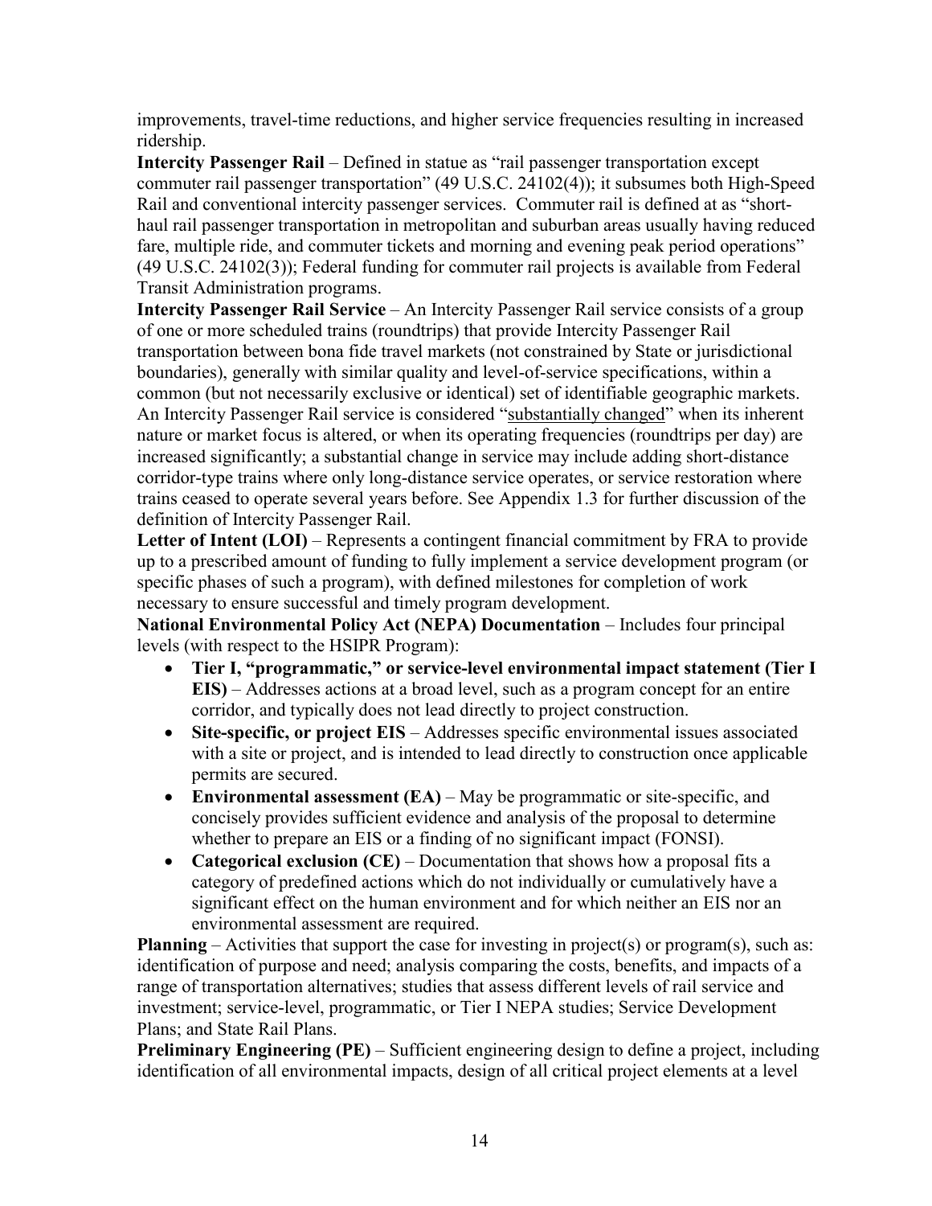improvements, travel-time reductions, and higher service frequencies resulting in increased ridership.

**Intercity Passenger Rail** – Defined in statue as "rail passenger transportation except commuter rail passenger transportation" (49 U.S.C. 24102(4)); it subsumes both High-Speed Rail and conventional intercity passenger services. Commuter rail is defined at as "short-haul rail passenger transportation in metropolitan and suburban areas usually having reduced fare, multiple ride, and commuter tickets and morning and evening peak period operations" (49 U.S.C. 24102(3)); Federal funding for commuter rail projects is available from Federal Transit Administration programs.

**Intercity Passenger Rail Service** – An Intercity Passenger Rail service consists of a group of one or more scheduled trains (roundtrips) that provide Intercity Passenger Rail transportation between bona fide travel markets (not constrained by State or jurisdictional boundaries), generally with similar quality and level-of-service specifications, within a common (but not necessarily exclusive or identical) set of identifiable geographic markets. An Intercity Passenger Rail service is considered "substantially changed" when its inherent nature or market focus is altered, or when its operating frequencies (roundtrips per day) are increased significantly; a substantial change in service may include adding short-distance corridor-type trains where only long-distance service operates, or service restoration where trains ceased to operate several years before. See Appendix 1.3 for further discussion of the definition of Intercity Passenger Rail.

**Letter of Intent (LOI)** – Represents a contingent financial commitment by FRA to provide up to a prescribed amount of funding to fully implement a service development program (or specific phases of such a program), with defined milestones for completion of work necessary to ensure successful and timely program development.

**National Environmental Policy Act (NEPA) Documentation** – Includes four principal levels (with respect to the HSIPR Program):

- **Tier I, "programmatic," or service-level environmental impact statement (Tier I EIS)** – Addresses actions at a broad level, such as a program concept for an entire corridor, and typically does not lead directly to project construction.
- **Site-specific, or project EIS** – Addresses specific environmental issues associated with a site or project, and is intended to lead directly to construction once applicable permits are secured.
- **Environmental assessment (EA)** – May be programmatic or site-specific, and concisely provides sufficient evidence and analysis of the proposal to determine whether to prepare an EIS or a finding of no significant impact (FONSI).
- **Categorical exclusion (CE)** – Documentation that shows how a proposal fits a category of predefined actions which do not individually or cumulatively have a significant effect on the human environment and for which neither an EIS nor an environmental assessment are required.

**Planning** – Activities that support the case for investing in project(s) or program(s), such as: identification of purpose and need; analysis comparing the costs, benefits, and impacts of a range of transportation alternatives; studies that assess different levels of rail service and investment; service-level, programmatic, or Tier I NEPA studies; Service Development Plans; and State Rail Plans.

**Preliminary Engineering (PE)** – Sufficient engineering design to define a project, including identification of all environmental impacts, design of all critical project elements at a level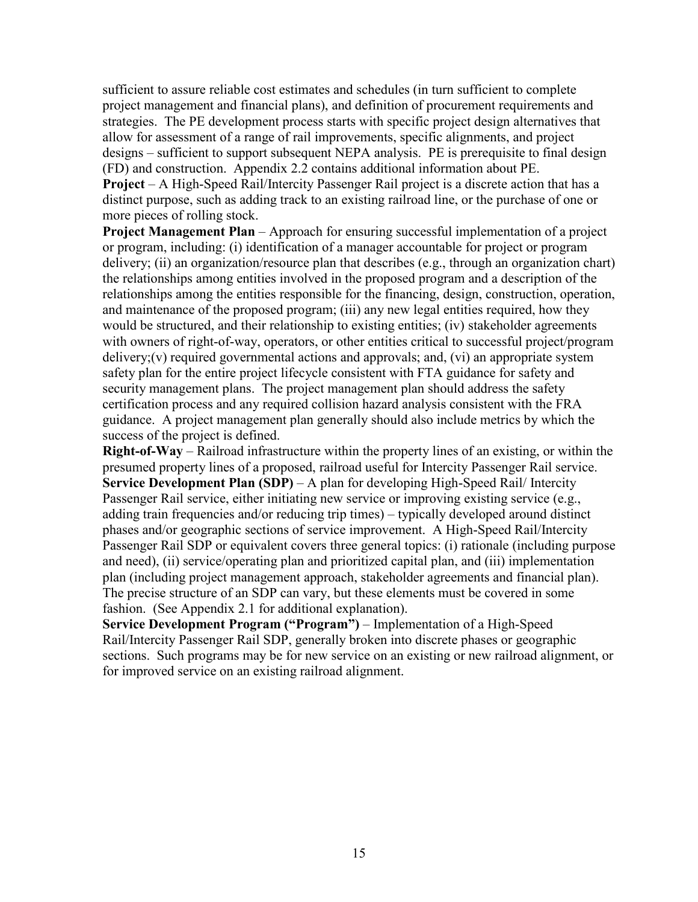sufficient to assure reliable cost estimates and schedules (in turn sufficient to complete project management and financial plans), and definition of procurement requirements and strategies. The PE development process starts with specific project design alternatives that allow for assessment of a range of rail improvements, specific alignments, and project designs – sufficient to support subsequent NEPA analysis. PE is prerequisite to final design (FD) and construction. Appendix 2.2 contains additional information about PE.

**Project** – A High-Speed Rail/Intercity Passenger Rail project is a discrete action that has a distinct purpose, such as adding track to an existing railroad line, or the purchase of one or more pieces of rolling stock.

**Project Management Plan** – Approach for ensuring successful implementation of a project or program, including: (i) identification of a manager accountable for project or program delivery; (ii) an organization/resource plan that describes (e.g., through an organization chart) the relationships among entities involved in the proposed program and a description of the relationships among the entities responsible for the financing, design, construction, operation, and maintenance of the proposed program; (iii) any new legal entities required, how they would be structured, and their relationship to existing entities; (iv) stakeholder agreements with owners of right-of-way, operators, or other entities critical to successful project/program delivery;(v) required governmental actions and approvals; and, (vi) an appropriate system safety plan for the entire project lifecycle consistent with FTA guidance for safety and security management plans. The project management plan should address the safety certification process and any required collision hazard analysis consistent with the FRA guidance. A project management plan generally should also include metrics by which the success of the project is defined.

**Right-of-Way** – Railroad infrastructure within the property lines of an existing, or within the presumed property lines of a proposed, railroad useful for Intercity Passenger Rail service.

**Service Development Plan (SDP)** – A plan for developing High-Speed Rail/ Intercity Passenger Rail service, either initiating new service or improving existing service (e.g., adding train frequencies and/or reducing trip times) – typically developed around distinct phases and/or geographic sections of service improvement. A High-Speed Rail/Intercity Passenger Rail SDP or equivalent covers three general topics: (i) rationale (including purpose and need), (ii) service/operating plan and prioritized capital plan, and (iii) implementation plan (including project management approach, stakeholder agreements and financial plan). The precise structure of an SDP can vary, but these elements must be covered in some fashion. (See Appendix 2.1 for additional explanation).

**Service Development Program ("Program")** – Implementation of a High-Speed Rail/Intercity Passenger Rail SDP, generally broken into discrete phases or geographic sections. Such programs may be for new service on an existing or new railroad alignment, or for improved service on an existing railroad alignment.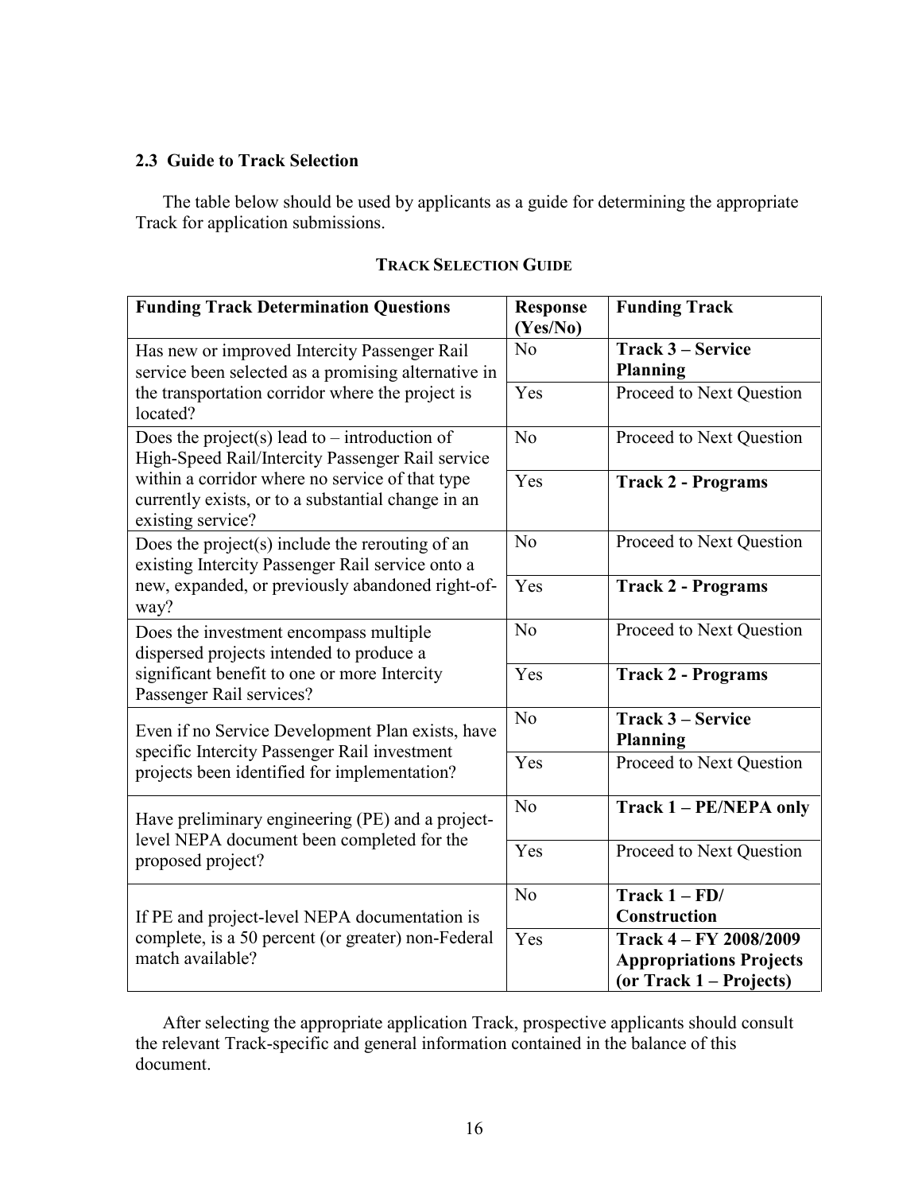## 2.3 Guide to Track Selection

The table below should be used by applicants as a guide for determining the appropriate Track for application submissions.

**TRACK SELECTION GUIDE**

| **Funding Track Determination Questions** | **Response (Yes/No)** | **Funding Track** |
|---|---|---|
| Has new or improved Intercity Passenger Rail service been selected as a promising alternative in the transportation corridor where the project is located? | No | **Track 3 – Service Planning** |
| | Yes | Proceed to Next Question |
| Does the project(s) lead to – introduction of High-Speed Rail/Intercity Passenger Rail service within a corridor where no service of that type currently exists, or to a substantial change in an existing service? | No | Proceed to Next Question |
| | Yes | **Track 2 - Programs** |
| Does the project(s) include the rerouting of an existing Intercity Passenger Rail service onto a new, expanded, or previously abandoned right-of-way? | No | Proceed to Next Question |
| | Yes | **Track 2 - Programs** |
| Does the investment encompass multiple dispersed projects intended to produce a significant benefit to one or more Intercity Passenger Rail services? | No | Proceed to Next Question |
| | Yes | **Track 2 - Programs** |
| Even if no Service Development Plan exists, have specific Intercity Passenger Rail investment projects been identified for implementation? | No | **Track 3 – Service Planning** |
| | Yes | Proceed to Next Question |
| Have preliminary engineering (PE) and a project-level NEPA document been completed for the proposed project? | No | **Track 1 – PE/NEPA only** |
| | Yes | Proceed to Next Question |
| If PE and project-level NEPA documentation is complete, is a 50 percent (or greater) non-Federal match available? | No | **Track 1 – FD/ Construction** |
| | Yes | **Track 4 – FY 2008/2009 Appropriations Projects (or Track 1 – Projects)** |

After selecting the appropriate application Track, prospective applicants should consult the relevant Track-specific and general information contained in the balance of this document.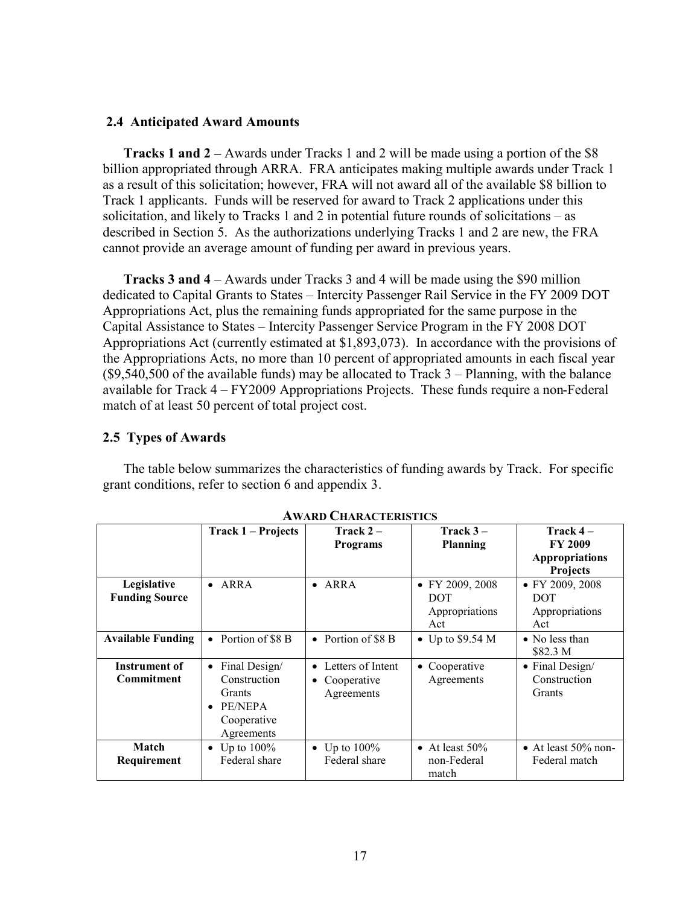## 2.4 Anticipated Award Amounts

**Tracks 1 and 2 –** Awards under Tracks 1 and 2 will be made using a portion of the $8 billion appropriated through ARRA. FRA anticipates making multiple awards under Track 1 as a result of this solicitation; however, FRA will not award all of the available $8 billion to Track 1 applicants. Funds will be reserved for award to Track 2 applications under this solicitation, and likely to Tracks 1 and 2 in potential future rounds of solicitations – as described in Section 5. As the authorizations underlying Tracks 1 and 2 are new, the FRA cannot provide an average amount of funding per award in previous years.

**Tracks 3 and 4** – Awards under Tracks 3 and 4 will be made using the $90 million dedicated to Capital Grants to States – Intercity Passenger Rail Service in the FY 2009 DOT Appropriations Act, plus the remaining funds appropriated for the same purpose in the Capital Assistance to States – Intercity Passenger Service Program in the FY 2008 DOT Appropriations Act (currently estimated at $1,893,073). In accordance with the provisions of the Appropriations Acts, no more than 10 percent of appropriated amounts in each fiscal year ($9,540,500 of the available funds) may be allocated to Track 3 – Planning, with the balance available for Track 4 – FY2009 Appropriations Projects. These funds require a non-Federal match of at least 50 percent of total project cost.

## 2.5 Types of Awards

The table below summarizes the characteristics of funding awards by Track. For specific grant conditions, refer to section 6 and appendix 3.

**AWARD CHARACTERISTICS**

| | Track 1 – Projects | Track 2 – Programs | Track 3 – Planning | Track 4 – FY 2009 Appropriations Projects |
|---|---|---|---|---|
| **Legislative Funding Source** | • ARRA | • ARRA | • FY 2009, 2008 DOT Appropriations Act | • FY 2009, 2008 DOT Appropriations Act |
| **Available Funding** | • Portion of $8 B | • Portion of $8 B | • Up to $9.54 M | • No less than $82.3 M |
| **Instrument of Commitment** | • Final Design/ Construction Grants<br>• PE/NEPA Cooperative Agreements | • Letters of Intent<br>• Cooperative Agreements | • Cooperative Agreements | • Final Design/ Construction Grants |
| **Match Requirement** | • Up to 100% Federal share | • Up to 100% Federal share | • At least 50% non-Federal match | • At least 50% non-Federal match |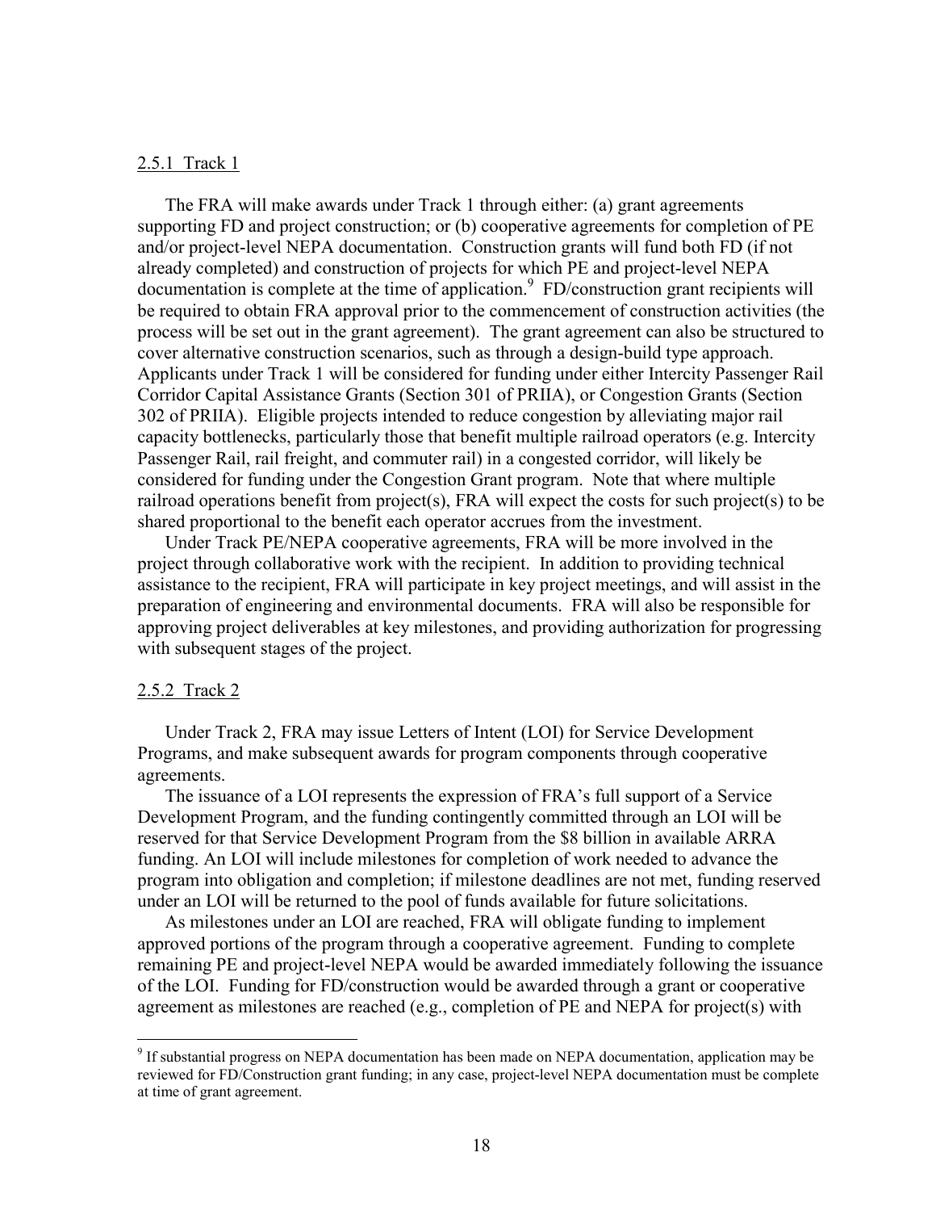### 2.5.1 Track 1

The FRA will make awards under Track 1 through either: (a) grant agreements supporting FD and project construction; or (b) cooperative agreements for completion of PE and/or project-level NEPA documentation. Construction grants will fund both FD (if not already completed) and construction of projects for which PE and project-level NEPA documentation is complete at the time of application.[9] FD/construction grant recipients will be required to obtain FRA approval prior to the commencement of construction activities (the process will be set out in the grant agreement). The grant agreement can also be structured to cover alternative construction scenarios, such as through a design-build type approach. Applicants under Track 1 will be considered for funding under either Intercity Passenger Rail Corridor Capital Assistance Grants (Section 301 of PRIIA), or Congestion Grants (Section 302 of PRIIA). Eligible projects intended to reduce congestion by alleviating major rail capacity bottlenecks, particularly those that benefit multiple railroad operators (e.g. Intercity Passenger Rail, rail freight, and commuter rail) in a congested corridor, will likely be considered for funding under the Congestion Grant program. Note that where multiple railroad operations benefit from project(s), FRA will expect the costs for such project(s) to be shared proportional to the benefit each operator accrues from the investment.

Under Track PE/NEPA cooperative agreements, FRA will be more involved in the project through collaborative work with the recipient. In addition to providing technical assistance to the recipient, FRA will participate in key project meetings, and will assist in the preparation of engineering and environmental documents. FRA will also be responsible for approving project deliverables at key milestones, and providing authorization for progressing with subsequent stages of the project.

### 2.5.2 Track 2

Under Track 2, FRA may issue Letters of Intent (LOI) for Service Development Programs, and make subsequent awards for program components through cooperative agreements.

The issuance of a LOI represents the expression of FRA's full support of a Service Development Program, and the funding contingently committed through an LOI will be reserved for that Service Development Program from the $8 billion in available ARRA funding. An LOI will include milestones for completion of work needed to advance the program into obligation and completion; if milestone deadlines are not met, funding reserved under an LOI will be returned to the pool of funds available for future solicitations.

As milestones under an LOI are reached, FRA will obligate funding to implement approved portions of the program through a cooperative agreement. Funding to complete remaining PE and project-level NEPA would be awarded immediately following the issuance of the LOI. Funding for FD/construction would be awarded through a grant or cooperative agreement as milestones are reached (e.g., completion of PE and NEPA for project(s) with

[9] If substantial progress on NEPA documentation has been made on NEPA documentation, application may be reviewed for FD/Construction grant funding; in any case, project-level NEPA documentation must be complete at time of grant agreement.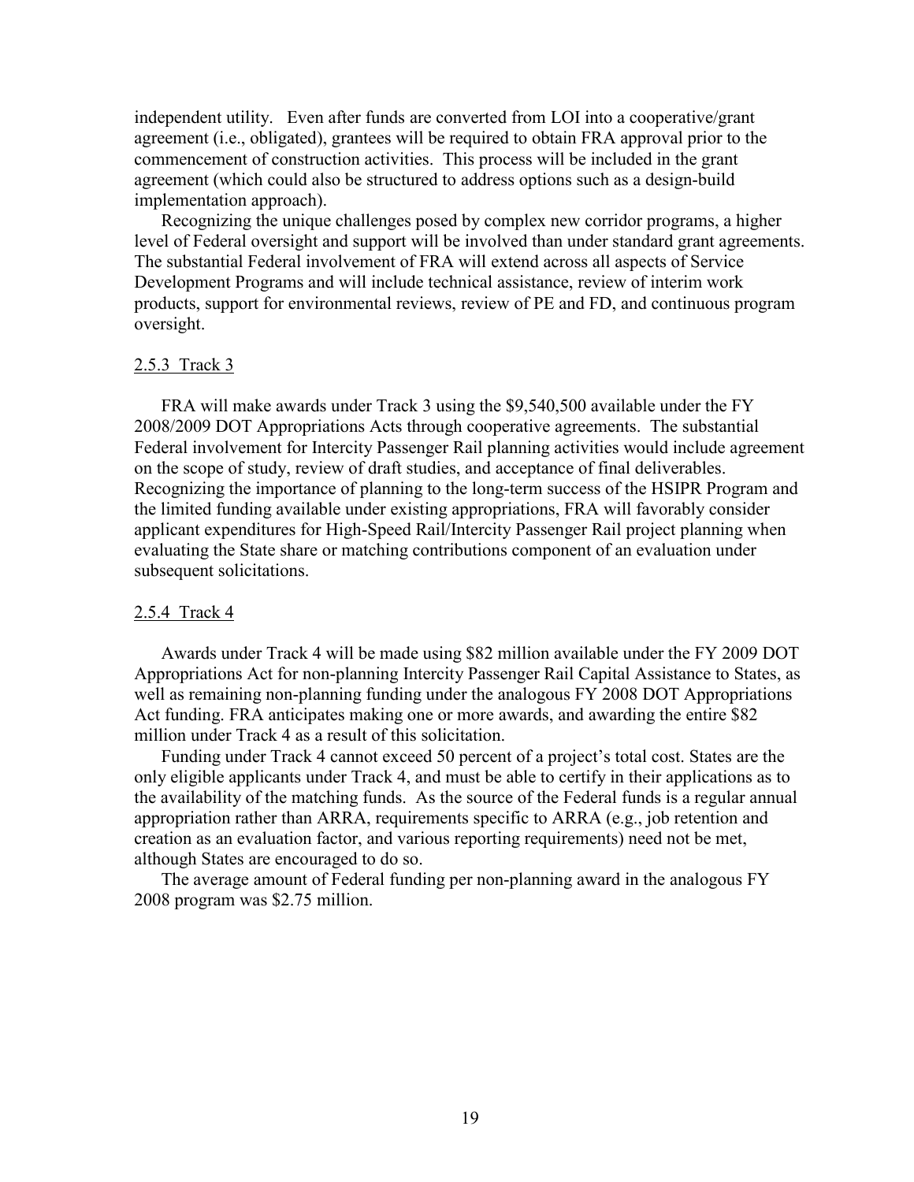independent utility. Even after funds are converted from LOI into a cooperative/grant agreement (i.e., obligated), grantees will be required to obtain FRA approval prior to the commencement of construction activities. This process will be included in the grant agreement (which could also be structured to address options such as a design-build implementation approach).

Recognizing the unique challenges posed by complex new corridor programs, a higher level of Federal oversight and support will be involved than under standard grant agreements. The substantial Federal involvement of FRA will extend across all aspects of Service Development Programs and will include technical assistance, review of interim work products, support for environmental reviews, review of PE and FD, and continuous program oversight.

#### 2.5.3 Track 3

FRA will make awards under Track 3 using the $9,540,500 available under the FY 2008/2009 DOT Appropriations Acts through cooperative agreements. The substantial Federal involvement for Intercity Passenger Rail planning activities would include agreement on the scope of study, review of draft studies, and acceptance of final deliverables. Recognizing the importance of planning to the long-term success of the HSIPR Program and the limited funding available under existing appropriations, FRA will favorably consider applicant expenditures for High-Speed Rail/Intercity Passenger Rail project planning when evaluating the State share or matching contributions component of an evaluation under subsequent solicitations.

#### 2.5.4 Track 4

Awards under Track 4 will be made using $82 million available under the FY 2009 DOT Appropriations Act for non-planning Intercity Passenger Rail Capital Assistance to States, as well as remaining non-planning funding under the analogous FY 2008 DOT Appropriations Act funding. FRA anticipates making one or more awards, and awarding the entire $82 million under Track 4 as a result of this solicitation.

Funding under Track 4 cannot exceed 50 percent of a project's total cost. States are the only eligible applicants under Track 4, and must be able to certify in their applications as to the availability of the matching funds. As the source of the Federal funds is a regular annual appropriation rather than ARRA, requirements specific to ARRA (e.g., job retention and creation as an evaluation factor, and various reporting requirements) need not be met, although States are encouraged to do so.

The average amount of Federal funding per non-planning award in the analogous FY 2008 program was $2.75 million.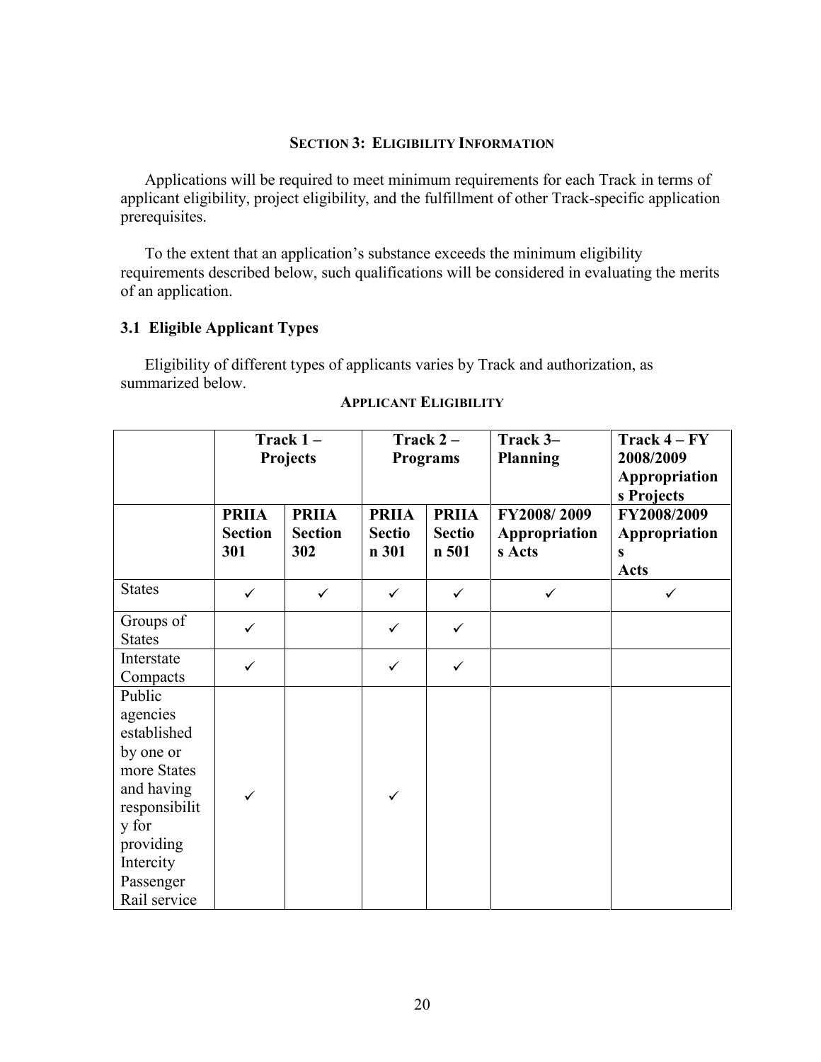## SECTION 3: ELIGIBILITY INFORMATION

Applications will be required to meet minimum requirements for each Track in terms of applicant eligibility, project eligibility, and the fulfillment of other Track-specific application prerequisites.

To the extent that an application's substance exceeds the minimum eligibility requirements described below, such qualifications will be considered in evaluating the merits of an application.

### 3.1 Eligible Applicant Types

Eligibility of different types of applicants varies by Track and authorization, as summarized below.

**APPLICANT ELIGIBILITY**

| | Track 1 – Projects | | Track 2 – Programs | | Track 3– Planning | Track 4 – FY 2008/2009 Appropriations Projects |
|---|---|---|---|---|---|---|
| | PRIIA Section 301 | PRIIA Section 302 | PRIIA Section 301 | PRIIA Section 501 | FY2008/ 2009 Appropriations Acts | FY2008/2009 Appropriations Acts |
| States | ✓ | ✓ | ✓ | ✓ | ✓ | ✓ |
| Groups of States | ✓ | | ✓ | ✓ | | |
| Interstate Compacts | ✓ | | ✓ | ✓ | | |
| Public agencies established by one or more States and having responsibility for providing Intercity Passenger Rail service | ✓ | | ✓ | | | |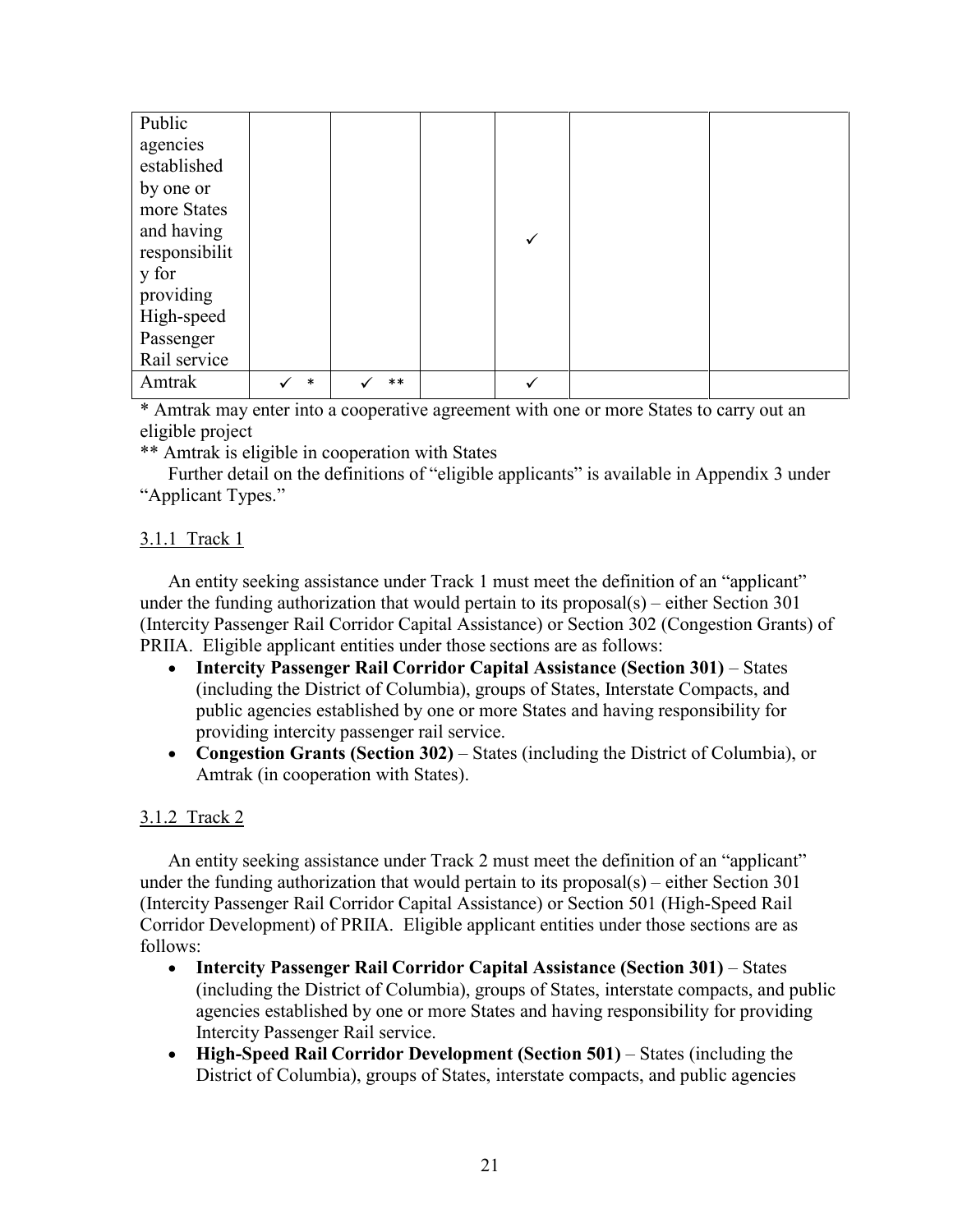| | | | | | | |
|---|---|---|---|---|---|---|
| Public agencies established by one or more States and having responsibility for providing High-speed Passenger Rail service | | | | ✓ | | |
| Amtrak | ✓ * | ✓ ** | | ✓ | | |

\* Amtrak may enter into a cooperative agreement with one or more States to carry out an eligible project

\*\* Amtrak is eligible in cooperation with States

Further detail on the definitions of "eligible applicants" is available in Appendix 3 under "Applicant Types."

### 3.1.1 Track 1

An entity seeking assistance under Track 1 must meet the definition of an "applicant" under the funding authorization that would pertain to its proposal(s) – either Section 301 (Intercity Passenger Rail Corridor Capital Assistance) or Section 302 (Congestion Grants) of PRIIA. Eligible applicant entities under those sections are as follows:

- **Intercity Passenger Rail Corridor Capital Assistance (Section 301)** – States (including the District of Columbia), groups of States, Interstate Compacts, and public agencies established by one or more States and having responsibility for providing intercity passenger rail service.
- **Congestion Grants (Section 302)** – States (including the District of Columbia), or Amtrak (in cooperation with States).

### 3.1.2 Track 2

An entity seeking assistance under Track 2 must meet the definition of an "applicant" under the funding authorization that would pertain to its proposal(s) – either Section 301 (Intercity Passenger Rail Corridor Capital Assistance) or Section 501 (High-Speed Rail Corridor Development) of PRIIA. Eligible applicant entities under those sections are as follows:

- **Intercity Passenger Rail Corridor Capital Assistance (Section 301)** – States (including the District of Columbia), groups of States, interstate compacts, and public agencies established by one or more States and having responsibility for providing Intercity Passenger Rail service.
- **High-Speed Rail Corridor Development (Section 501)** – States (including the District of Columbia), groups of States, interstate compacts, and public agencies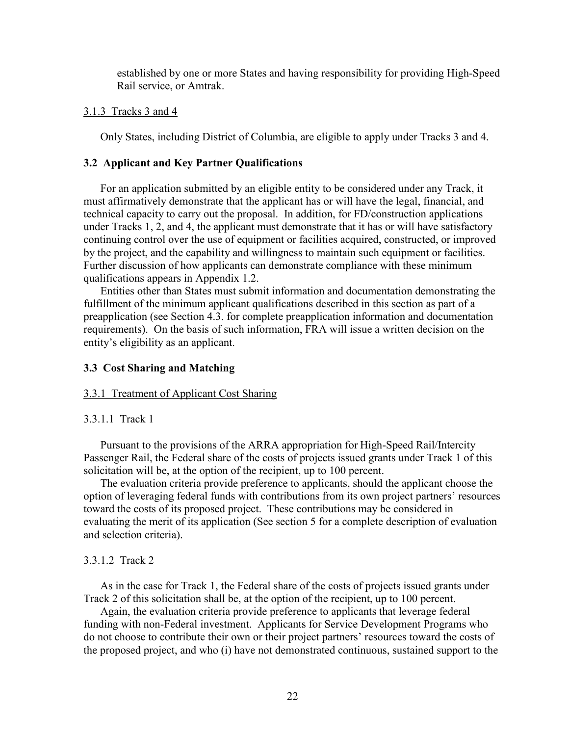established by one or more States and having responsibility for providing High-Speed Rail service, or Amtrak.

3.1.3 Tracks 3 and 4

Only States, including District of Columbia, are eligible to apply under Tracks 3 and 4.

### 3.2 Applicant and Key Partner Qualifications

For an application submitted by an eligible entity to be considered under any Track, it must affirmatively demonstrate that the applicant has or will have the legal, financial, and technical capacity to carry out the proposal. In addition, for FD/construction applications under Tracks 1, 2, and 4, the applicant must demonstrate that it has or will have satisfactory continuing control over the use of equipment or facilities acquired, constructed, or improved by the project, and the capability and willingness to maintain such equipment or facilities. Further discussion of how applicants can demonstrate compliance with these minimum qualifications appears in Appendix 1.2.

Entities other than States must submit information and documentation demonstrating the fulfillment of the minimum applicant qualifications described in this section as part of a preapplication (see Section 4.3. for complete preapplication information and documentation requirements). On the basis of such information, FRA will issue a written decision on the entity's eligibility as an applicant.

### 3.3 Cost Sharing and Matching

3.3.1 Treatment of Applicant Cost Sharing

3.3.1.1 Track 1

Pursuant to the provisions of the ARRA appropriation for High-Speed Rail/Intercity Passenger Rail, the Federal share of the costs of projects issued grants under Track 1 of this solicitation will be, at the option of the recipient, up to 100 percent.

The evaluation criteria provide preference to applicants, should the applicant choose the option of leveraging federal funds with contributions from its own project partners' resources toward the costs of its proposed project. These contributions may be considered in evaluating the merit of its application (See section 5 for a complete description of evaluation and selection criteria).

3.3.1.2 Track 2

As in the case for Track 1, the Federal share of the costs of projects issued grants under Track 2 of this solicitation shall be, at the option of the recipient, up to 100 percent.

Again, the evaluation criteria provide preference to applicants that leverage federal funding with non-Federal investment. Applicants for Service Development Programs who do not choose to contribute their own or their project partners' resources toward the costs of the proposed project, and who (i) have not demonstrated continuous, sustained support to the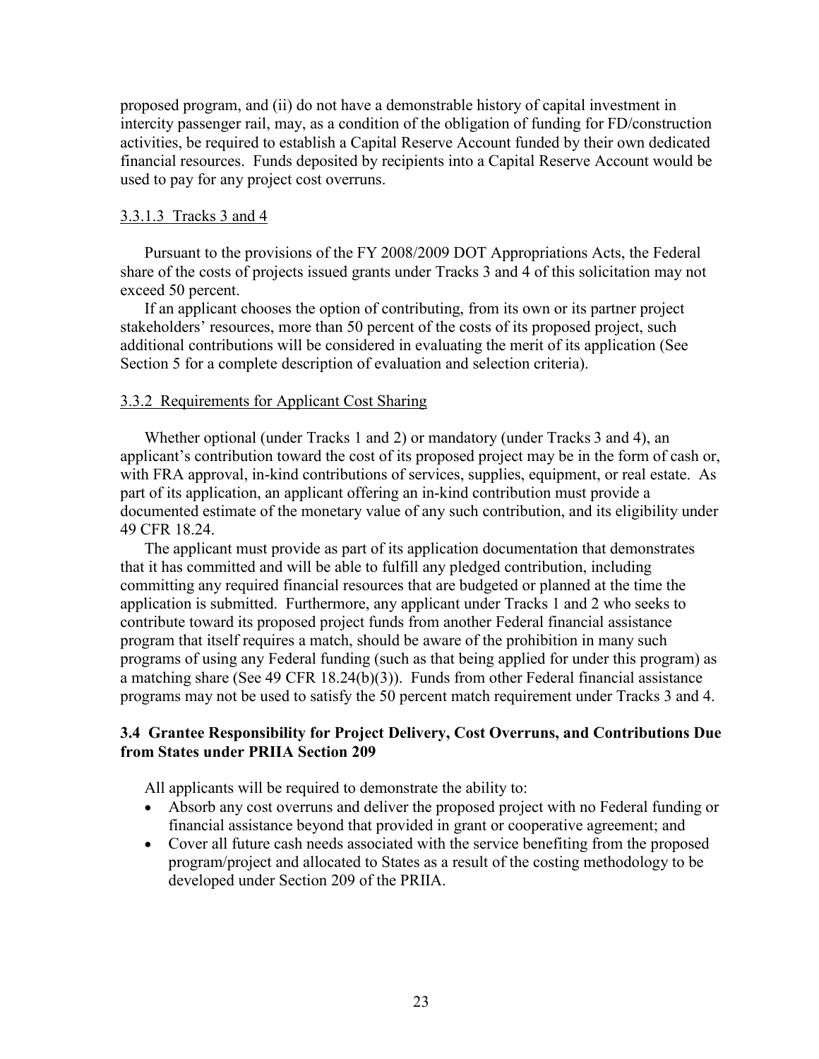proposed program, and (ii) do not have a demonstrable history of capital investment in intercity passenger rail, may, as a condition of the obligation of funding for FD/construction activities, be required to establish a Capital Reserve Account funded by their own dedicated financial resources. Funds deposited by recipients into a Capital Reserve Account would be used to pay for any project cost overruns.

#### 3.3.1.3 Tracks 3 and 4

Pursuant to the provisions of the FY 2008/2009 DOT Appropriations Acts, the Federal share of the costs of projects issued grants under Tracks 3 and 4 of this solicitation may not exceed 50 percent.

If an applicant chooses the option of contributing, from its own or its partner project stakeholders' resources, more than 50 percent of the costs of its proposed project, such additional contributions will be considered in evaluating the merit of its application (See Section 5 for a complete description of evaluation and selection criteria).

#### 3.3.2 Requirements for Applicant Cost Sharing

Whether optional (under Tracks 1 and 2) or mandatory (under Tracks 3 and 4), an applicant's contribution toward the cost of its proposed project may be in the form of cash or, with FRA approval, in-kind contributions of services, supplies, equipment, or real estate. As part of its application, an applicant offering an in-kind contribution must provide a documented estimate of the monetary value of any such contribution, and its eligibility under 49 CFR 18.24.

The applicant must provide as part of its application documentation that demonstrates that it has committed and will be able to fulfill any pledged contribution, including committing any required financial resources that are budgeted or planned at the time the application is submitted. Furthermore, any applicant under Tracks 1 and 2 who seeks to contribute toward its proposed project funds from another Federal financial assistance program that itself requires a match, should be aware of the prohibition in many such programs of using any Federal funding (such as that being applied for under this program) as a matching share (See 49 CFR 18.24(b)(3)). Funds from other Federal financial assistance programs may not be used to satisfy the 50 percent match requirement under Tracks 3 and 4.

### 3.4 Grantee Responsibility for Project Delivery, Cost Overruns, and Contributions Due from States under PRIIA Section 209

All applicants will be required to demonstrate the ability to:

- Absorb any cost overruns and deliver the proposed project with no Federal funding or financial assistance beyond that provided in grant or cooperative agreement; and
- Cover all future cash needs associated with the service benefiting from the proposed program/project and allocated to States as a result of the costing methodology to be developed under Section 209 of the PRIIA.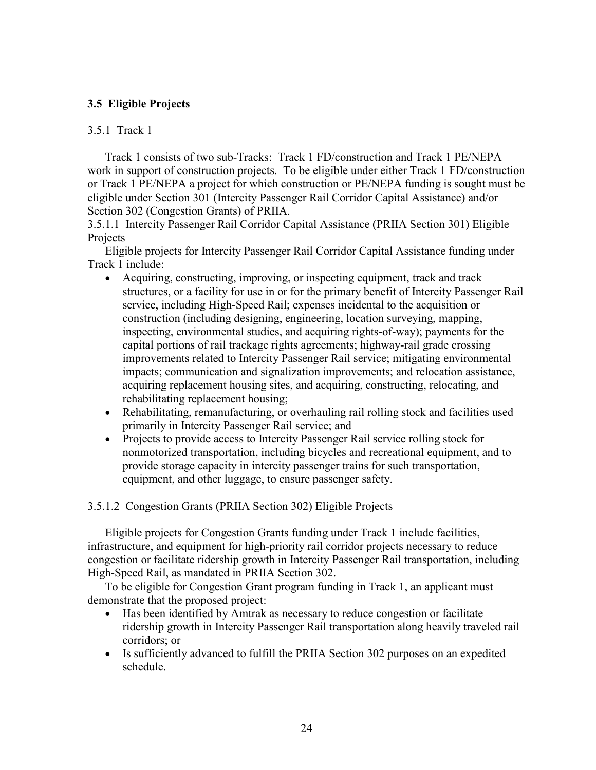## 3.5 Eligible Projects

### 3.5.1 Track 1

Track 1 consists of two sub-Tracks: Track 1 FD/construction and Track 1 PE/NEPA work in support of construction projects. To be eligible under either Track 1 FD/construction or Track 1 PE/NEPA a project for which construction or PE/NEPA funding is sought must be eligible under Section 301 (Intercity Passenger Rail Corridor Capital Assistance) and/or Section 302 (Congestion Grants) of PRIIA.

#### 3.5.1.1 Intercity Passenger Rail Corridor Capital Assistance (PRIIA Section 301) Eligible Projects

Eligible projects for Intercity Passenger Rail Corridor Capital Assistance funding under Track 1 include:

- Acquiring, constructing, improving, or inspecting equipment, track and track structures, or a facility for use in or for the primary benefit of Intercity Passenger Rail service, including High-Speed Rail; expenses incidental to the acquisition or construction (including designing, engineering, location surveying, mapping, inspecting, environmental studies, and acquiring rights-of-way); payments for the capital portions of rail trackage rights agreements; highway-rail grade crossing improvements related to Intercity Passenger Rail service; mitigating environmental impacts; communication and signalization improvements; and relocation assistance, acquiring replacement housing sites, and acquiring, constructing, relocating, and rehabilitating replacement housing;
- Rehabilitating, remanufacturing, or overhauling rail rolling stock and facilities used primarily in Intercity Passenger Rail service; and
- Projects to provide access to Intercity Passenger Rail service rolling stock for nonmotorized transportation, including bicycles and recreational equipment, and to provide storage capacity in intercity passenger trains for such transportation, equipment, and other luggage, to ensure passenger safety.

#### 3.5.1.2 Congestion Grants (PRIIA Section 302) Eligible Projects

Eligible projects for Congestion Grants funding under Track 1 include facilities, infrastructure, and equipment for high-priority rail corridor projects necessary to reduce congestion or facilitate ridership growth in Intercity Passenger Rail transportation, including High-Speed Rail, as mandated in PRIIA Section 302.

To be eligible for Congestion Grant program funding in Track 1, an applicant must demonstrate that the proposed project:

- Has been identified by Amtrak as necessary to reduce congestion or facilitate ridership growth in Intercity Passenger Rail transportation along heavily traveled rail corridors; or
- Is sufficiently advanced to fulfill the PRIIA Section 302 purposes on an expedited schedule.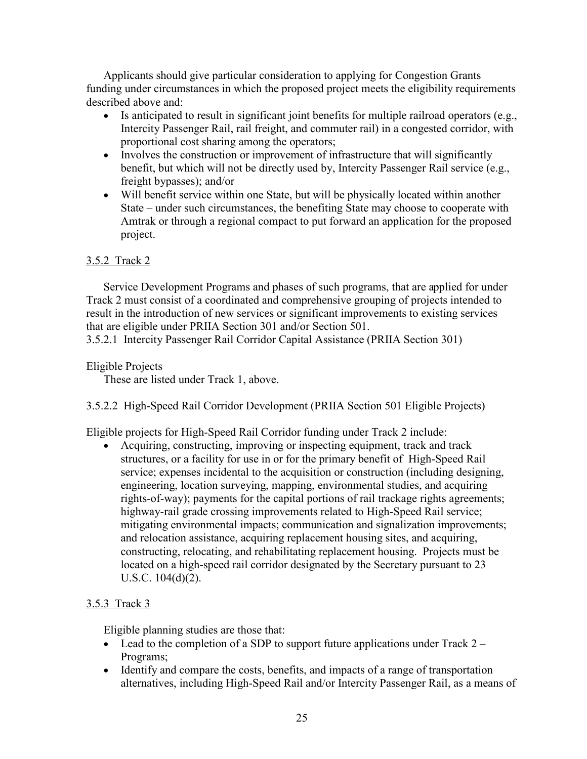Applicants should give particular consideration to applying for Congestion Grants funding under circumstances in which the proposed project meets the eligibility requirements described above and:

- Is anticipated to result in significant joint benefits for multiple railroad operators (e.g., Intercity Passenger Rail, rail freight, and commuter rail) in a congested corridor, with proportional cost sharing among the operators;
- Involves the construction or improvement of infrastructure that will significantly benefit, but which will not be directly used by, Intercity Passenger Rail service (e.g., freight bypasses); and/or
- Will benefit service within one State, but will be physically located within another State – under such circumstances, the benefiting State may choose to cooperate with Amtrak or through a regional compact to put forward an application for the proposed project.

### 3.5.2 Track 2

Service Development Programs and phases of such programs, that are applied for under Track 2 must consist of a coordinated and comprehensive grouping of projects intended to result in the introduction of new services or significant improvements to existing services that are eligible under PRIIA Section 301 and/or Section 501.

#### 3.5.2.1 Intercity Passenger Rail Corridor Capital Assistance (PRIIA Section 301)

Eligible Projects

These are listed under Track 1, above.

#### 3.5.2.2 High-Speed Rail Corridor Development (PRIIA Section 501 Eligible Projects)

Eligible projects for High-Speed Rail Corridor funding under Track 2 include:

- Acquiring, constructing, improving or inspecting equipment, track and track structures, or a facility for use in or for the primary benefit of High-Speed Rail service; expenses incidental to the acquisition or construction (including designing, engineering, location surveying, mapping, environmental studies, and acquiring rights-of-way); payments for the capital portions of rail trackage rights agreements; highway-rail grade crossing improvements related to High-Speed Rail service; mitigating environmental impacts; communication and signalization improvements; and relocation assistance, acquiring replacement housing sites, and acquiring, constructing, relocating, and rehabilitating replacement housing. Projects must be located on a high-speed rail corridor designated by the Secretary pursuant to 23 U.S.C. 104(d)(2).

### 3.5.3 Track 3

Eligible planning studies are those that:

- Lead to the completion of a SDP to support future applications under Track 2 – Programs;
- Identify and compare the costs, benefits, and impacts of a range of transportation alternatives, including High-Speed Rail and/or Intercity Passenger Rail, as a means of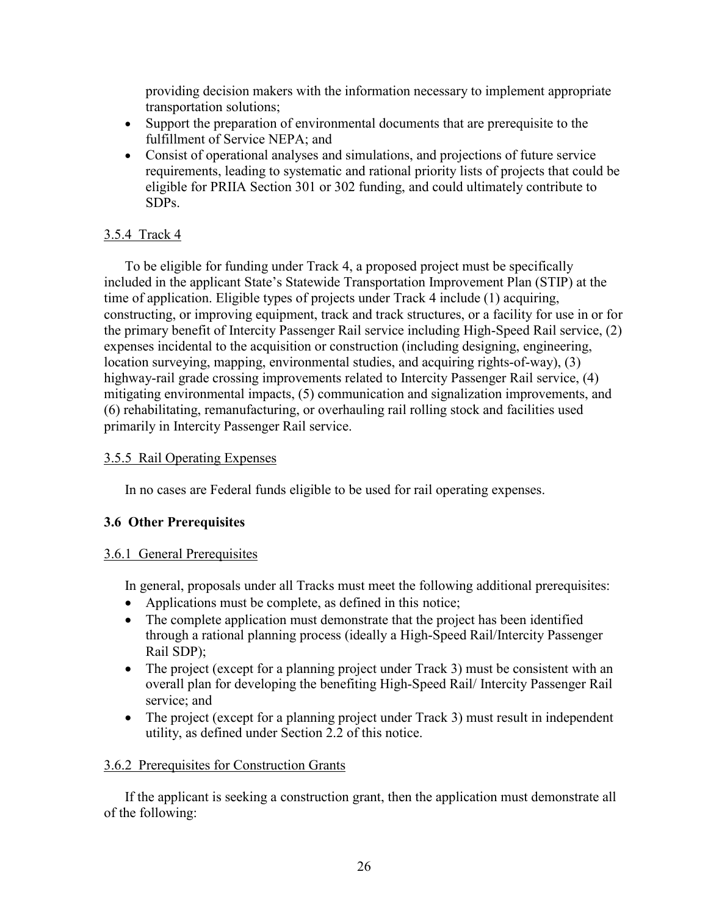providing decision makers with the information necessary to implement appropriate transportation solutions;

- Support the preparation of environmental documents that are prerequisite to the fulfillment of Service NEPA; and
- Consist of operational analyses and simulations, and projections of future service requirements, leading to systematic and rational priority lists of projects that could be eligible for PRIIA Section 301 or 302 funding, and could ultimately contribute to SDPs.

#### 3.5.4 Track 4

To be eligible for funding under Track 4, a proposed project must be specifically included in the applicant State's Statewide Transportation Improvement Plan (STIP) at the time of application. Eligible types of projects under Track 4 include (1) acquiring, constructing, or improving equipment, track and track structures, or a facility for use in or for the primary benefit of Intercity Passenger Rail service including High-Speed Rail service, (2) expenses incidental to the acquisition or construction (including designing, engineering, location surveying, mapping, environmental studies, and acquiring rights-of-way), (3) highway-rail grade crossing improvements related to Intercity Passenger Rail service, (4) mitigating environmental impacts, (5) communication and signalization improvements, and (6) rehabilitating, remanufacturing, or overhauling rail rolling stock and facilities used primarily in Intercity Passenger Rail service.

#### 3.5.5 Rail Operating Expenses

In no cases are Federal funds eligible to be used for rail operating expenses.

### 3.6 Other Prerequisites

#### 3.6.1 General Prerequisites

In general, proposals under all Tracks must meet the following additional prerequisites:

- Applications must be complete, as defined in this notice;
- The complete application must demonstrate that the project has been identified through a rational planning process (ideally a High-Speed Rail/Intercity Passenger Rail SDP);
- The project (except for a planning project under Track 3) must be consistent with an overall plan for developing the benefiting High-Speed Rail/ Intercity Passenger Rail service; and
- The project (except for a planning project under Track 3) must result in independent utility, as defined under Section 2.2 of this notice.

#### 3.6.2 Prerequisites for Construction Grants

If the applicant is seeking a construction grant, then the application must demonstrate all of the following: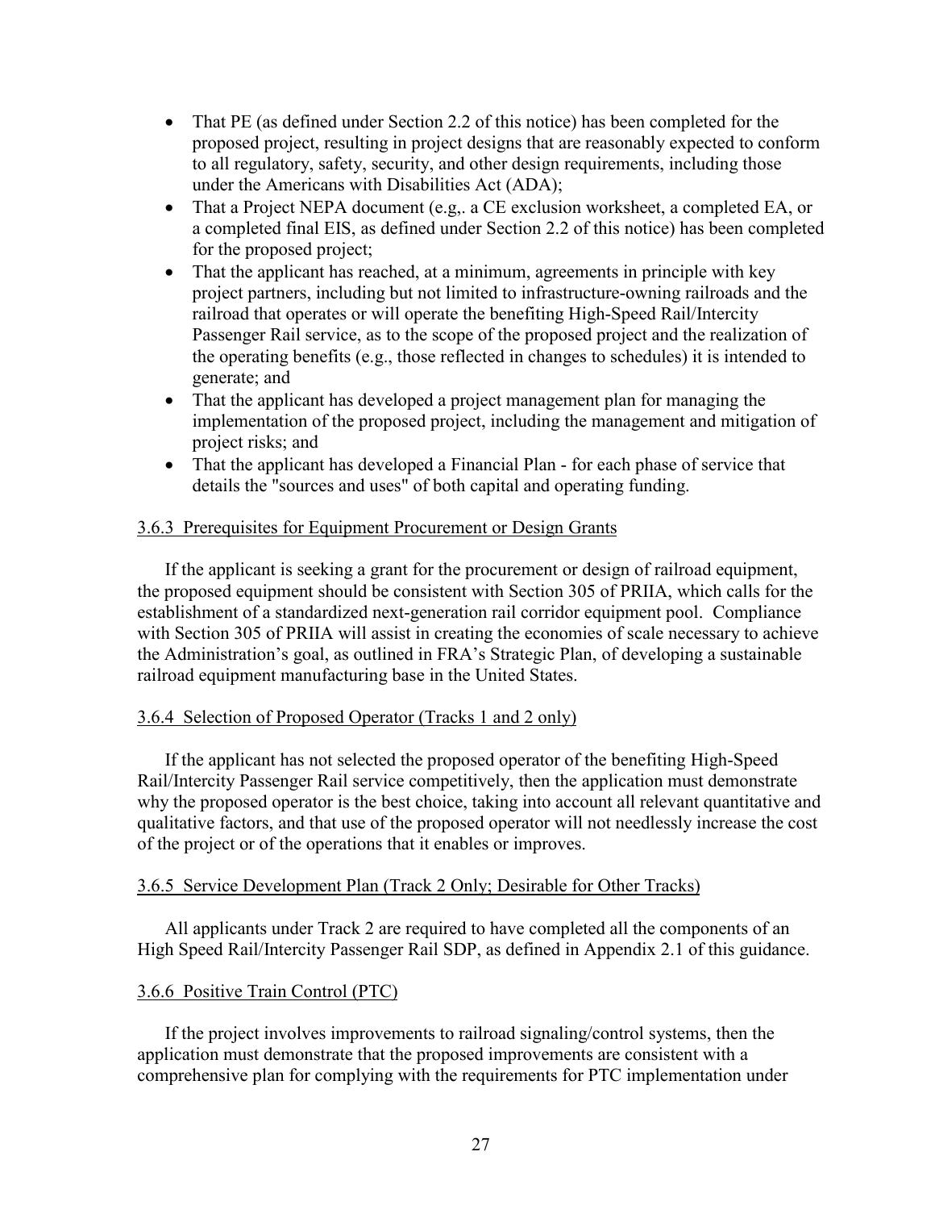- That PE (as defined under Section 2.2 of this notice) has been completed for the proposed project, resulting in project designs that are reasonably expected to conform to all regulatory, safety, security, and other design requirements, including those under the Americans with Disabilities Act (ADA);
- That a Project NEPA document (e.g,. a CE exclusion worksheet, a completed EA, or a completed final EIS, as defined under Section 2.2 of this notice) has been completed for the proposed project;
- That the applicant has reached, at a minimum, agreements in principle with key project partners, including but not limited to infrastructure-owning railroads and the railroad that operates or will operate the benefiting High-Speed Rail/Intercity Passenger Rail service, as to the scope of the proposed project and the realization of the operating benefits (e.g., those reflected in changes to schedules) it is intended to generate; and
- That the applicant has developed a project management plan for managing the implementation of the proposed project, including the management and mitigation of project risks; and
- That the applicant has developed a Financial Plan - for each phase of service that details the "sources and uses" of both capital and operating funding.

3.6.3 Prerequisites for Equipment Procurement or Design Grants

If the applicant is seeking a grant for the procurement or design of railroad equipment, the proposed equipment should be consistent with Section 305 of PRIIA, which calls for the establishment of a standardized next-generation rail corridor equipment pool. Compliance with Section 305 of PRIIA will assist in creating the economies of scale necessary to achieve the Administration's goal, as outlined in FRA's Strategic Plan, of developing a sustainable railroad equipment manufacturing base in the United States.

3.6.4 Selection of Proposed Operator (Tracks 1 and 2 only)

If the applicant has not selected the proposed operator of the benefiting High-Speed Rail/Intercity Passenger Rail service competitively, then the application must demonstrate why the proposed operator is the best choice, taking into account all relevant quantitative and qualitative factors, and that use of the proposed operator will not needlessly increase the cost of the project or of the operations that it enables or improves.

3.6.5 Service Development Plan (Track 2 Only; Desirable for Other Tracks)

All applicants under Track 2 are required to have completed all the components of an High Speed Rail/Intercity Passenger Rail SDP, as defined in Appendix 2.1 of this guidance.

3.6.6 Positive Train Control (PTC)

If the project involves improvements to railroad signaling/control systems, then the application must demonstrate that the proposed improvements are consistent with a comprehensive plan for complying with the requirements for PTC implementation under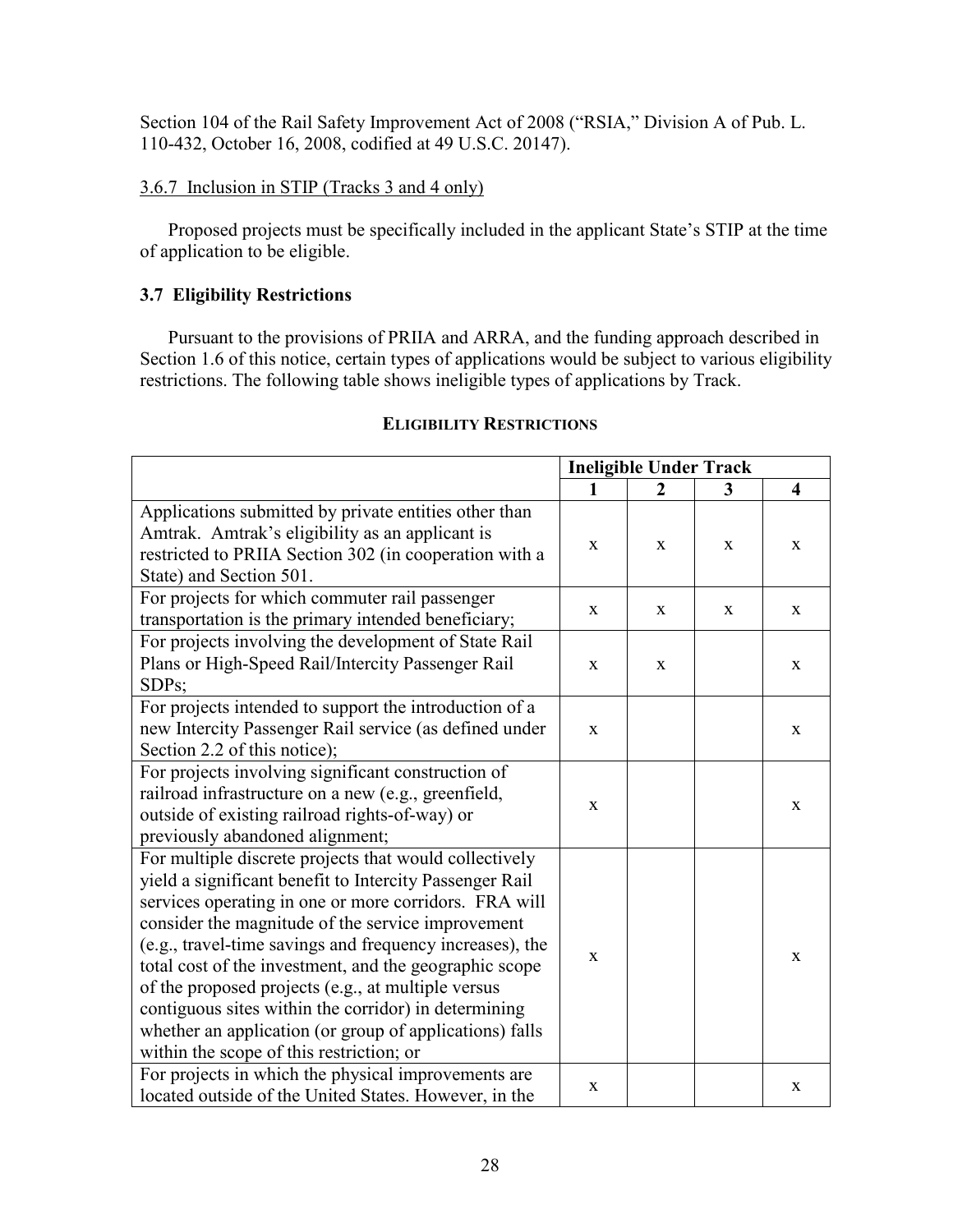Section 104 of the Rail Safety Improvement Act of 2008 ("RSIA," Division A of Pub. L. 110-432, October 16, 2008, codified at 49 U.S.C. 20147).

3.6.7 Inclusion in STIP (Tracks 3 and 4 only)

Proposed projects must be specifically included in the applicant State's STIP at the time of application to be eligible.

### 3.7 Eligibility Restrictions

Pursuant to the provisions of PRIIA and ARRA, and the funding approach described in Section 1.6 of this notice, certain types of applications would be subject to various eligibility restrictions. The following table shows ineligible types of applications by Track.

**ELIGIBILITY RESTRICTIONS**

| | Ineligible Under Track | | | |
|---|---|---|---|---|
| | **1** | **2** | **3** | **4** |
| Applications submitted by private entities other than Amtrak. Amtrak's eligibility as an applicant is restricted to PRIIA Section 302 (in cooperation with a State) and Section 501. | x | x | x | x |
| For projects for which commuter rail passenger transportation is the primary intended beneficiary; | x | x | x | x |
| For projects involving the development of State Rail Plans or High-Speed Rail/Intercity Passenger Rail SDPs; | x | x | | x |
| For projects intended to support the introduction of a new Intercity Passenger Rail service (as defined under Section 2.2 of this notice); | x | | | x |
| For projects involving significant construction of railroad infrastructure on a new (e.g., greenfield, outside of existing railroad rights-of-way) or previously abandoned alignment; | x | | | x |
| For multiple discrete projects that would collectively yield a significant benefit to Intercity Passenger Rail services operating in one or more corridors. FRA will consider the magnitude of the service improvement (e.g., travel-time savings and frequency increases), the total cost of the investment, and the geographic scope of the proposed projects (e.g., at multiple versus contiguous sites within the corridor) in determining whether an application (or group of applications) falls within the scope of this restriction; or | x | | | x |
| For projects in which the physical improvements are located outside of the United States. However, in the | x | | | x |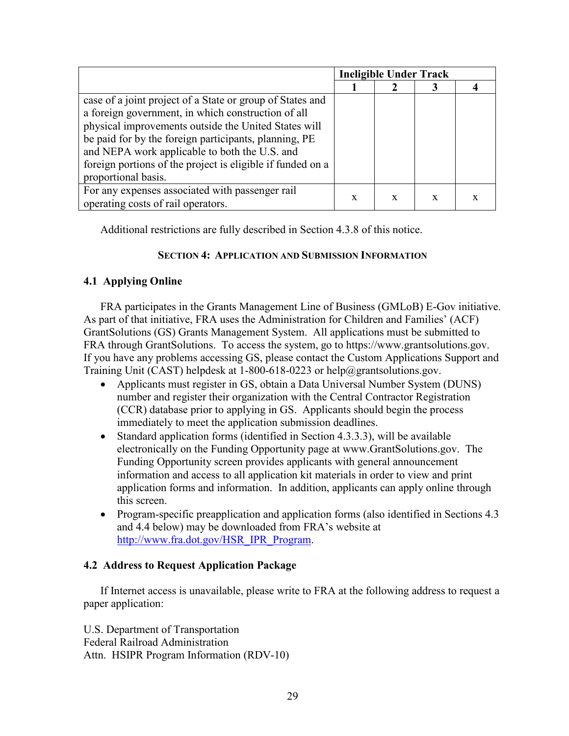| | Ineligible Under Track | | | |
|---|---|---|---|---|
| | 1 | 2 | 3 | 4 |
| case of a joint project of a State or group of States and a foreign government, in which construction of all physical improvements outside the United States will be paid for by the foreign participants, planning, PE and NEPA work applicable to both the U.S. and foreign portions of the project is eligible if funded on a proportional basis. | | | | |
| For any expenses associated with passenger rail operating costs of rail operators. | x | x | x | x |

Additional restrictions are fully described in Section 4.3.8 of this notice.

## SECTION 4: APPLICATION AND SUBMISSION INFORMATION

### 4.1 Applying Online

FRA participates in the Grants Management Line of Business (GMLoB) E-Gov initiative. As part of that initiative, FRA uses the Administration for Children and Families' (ACF) GrantSolutions (GS) Grants Management System. All applications must be submitted to FRA through GrantSolutions. To access the system, go to https://www.grantsolutions.gov. If you have any problems accessing GS, please contact the Custom Applications Support and Training Unit (CAST) helpdesk at 1-800-618-0223 or help@grantsolutions.gov.

- Applicants must register in GS, obtain a Data Universal Number System (DUNS) number and register their organization with the Central Contractor Registration (CCR) database prior to applying in GS. Applicants should begin the process immediately to meet the application submission deadlines.
- Standard application forms (identified in Section 4.3.3.3), will be available electronically on the Funding Opportunity page at www.GrantSolutions.gov. The Funding Opportunity screen provides applicants with general announcement information and access to all application kit materials in order to view and print application forms and information. In addition, applicants can apply online through this screen.
- Program-specific preapplication and application forms (also identified in Sections 4.3 and 4.4 below) may be downloaded from FRA's website at http://www.fra.dot.gov/HSR_IPR_Program.

### 4.2 Address to Request Application Package

If Internet access is unavailable, please write to FRA at the following address to request a paper application:

U.S. Department of Transportation
Federal Railroad Administration
Attn. HSIPR Program Information (RDV-10)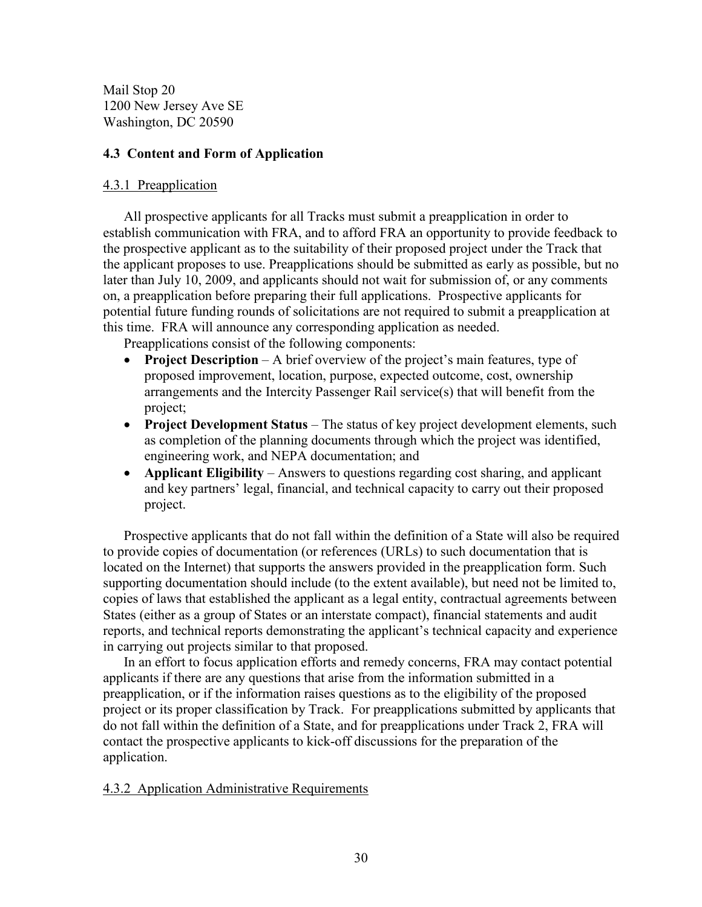Mail Stop 20
1200 New Jersey Ave SE
Washington, DC 20590

### 4.3 Content and Form of Application

#### 4.3.1 Preapplication

All prospective applicants for all Tracks must submit a preapplication in order to establish communication with FRA, and to afford FRA an opportunity to provide feedback to the prospective applicant as to the suitability of their proposed project under the Track that the applicant proposes to use. Preapplications should be submitted as early as possible, but no later than July 10, 2009, and applicants should not wait for submission of, or any comments on, a preapplication before preparing their full applications. Prospective applicants for potential future funding rounds of solicitations are not required to submit a preapplication at this time. FRA will announce any corresponding application as needed.

Preapplications consist of the following components:

- **Project Description** – A brief overview of the project's main features, type of proposed improvement, location, purpose, expected outcome, cost, ownership arrangements and the Intercity Passenger Rail service(s) that will benefit from the project;
- **Project Development Status** – The status of key project development elements, such as completion of the planning documents through which the project was identified, engineering work, and NEPA documentation; and
- **Applicant Eligibility** – Answers to questions regarding cost sharing, and applicant and key partners' legal, financial, and technical capacity to carry out their proposed project.

Prospective applicants that do not fall within the definition of a State will also be required to provide copies of documentation (or references (URLs) to such documentation that is located on the Internet) that supports the answers provided in the preapplication form. Such supporting documentation should include (to the extent available), but need not be limited to, copies of laws that established the applicant as a legal entity, contractual agreements between States (either as a group of States or an interstate compact), financial statements and audit reports, and technical reports demonstrating the applicant's technical capacity and experience in carrying out projects similar to that proposed.

In an effort to focus application efforts and remedy concerns, FRA may contact potential applicants if there are any questions that arise from the information submitted in a preapplication, or if the information raises questions as to the eligibility of the proposed project or its proper classification by Track. For preapplications submitted by applicants that do not fall within the definition of a State, and for preapplications under Track 2, FRA will contact the prospective applicants to kick-off discussions for the preparation of the application.

#### 4.3.2 Application Administrative Requirements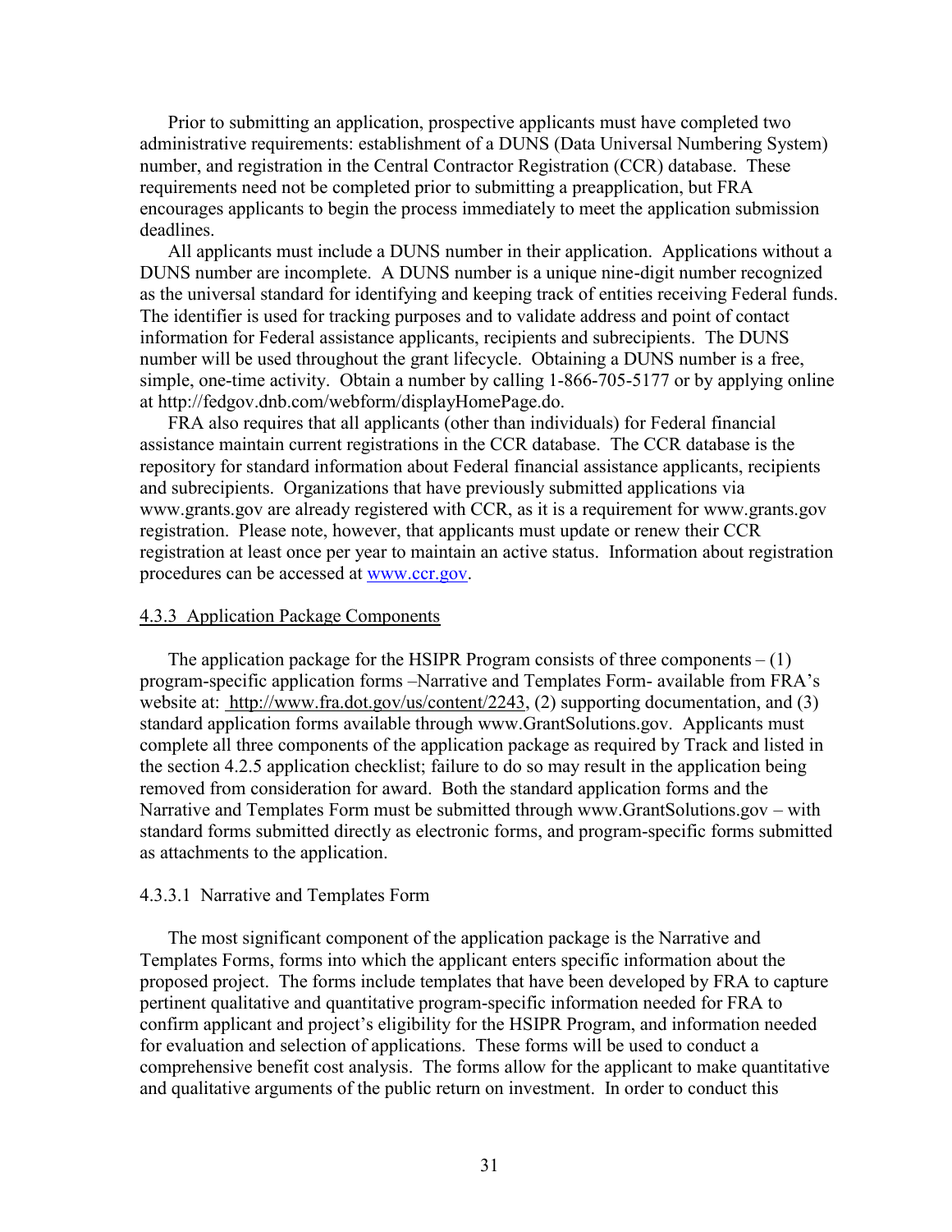Prior to submitting an application, prospective applicants must have completed two administrative requirements: establishment of a DUNS (Data Universal Numbering System) number, and registration in the Central Contractor Registration (CCR) database. These requirements need not be completed prior to submitting a preapplication, but FRA encourages applicants to begin the process immediately to meet the application submission deadlines.

All applicants must include a DUNS number in their application. Applications without a DUNS number are incomplete. A DUNS number is a unique nine-digit number recognized as the universal standard for identifying and keeping track of entities receiving Federal funds. The identifier is used for tracking purposes and to validate address and point of contact information for Federal assistance applicants, recipients and subrecipients. The DUNS number will be used throughout the grant lifecycle. Obtaining a DUNS number is a free, simple, one-time activity. Obtain a number by calling 1-866-705-5177 or by applying online at http://fedgov.dnb.com/webform/displayHomePage.do.

FRA also requires that all applicants (other than individuals) for Federal financial assistance maintain current registrations in the CCR database. The CCR database is the repository for standard information about Federal financial assistance applicants, recipients and subrecipients. Organizations that have previously submitted applications via www.grants.gov are already registered with CCR, as it is a requirement for www.grants.gov registration. Please note, however, that applicants must update or renew their CCR registration at least once per year to maintain an active status. Information about registration procedures can be accessed at www.ccr.gov.

#### 4.3.3 Application Package Components

The application package for the HSIPR Program consists of three components – (1) program-specific application forms –Narrative and Templates Form- available from FRA's website at: http://www.fra.dot.gov/us/content/2243, (2) supporting documentation, and (3) standard application forms available through www.GrantSolutions.gov. Applicants must complete all three components of the application package as required by Track and listed in the section 4.2.5 application checklist; failure to do so may result in the application being removed from consideration for award. Both the standard application forms and the Narrative and Templates Form must be submitted through www.GrantSolutions.gov – with standard forms submitted directly as electronic forms, and program-specific forms submitted as attachments to the application.

##### 4.3.3.1 Narrative and Templates Form

The most significant component of the application package is the Narrative and Templates Forms, forms into which the applicant enters specific information about the proposed project. The forms include templates that have been developed by FRA to capture pertinent qualitative and quantitative program-specific information needed for FRA to confirm applicant and project's eligibility for the HSIPR Program, and information needed for evaluation and selection of applications. These forms will be used to conduct a comprehensive benefit cost analysis. The forms allow for the applicant to make quantitative and qualitative arguments of the public return on investment. In order to conduct this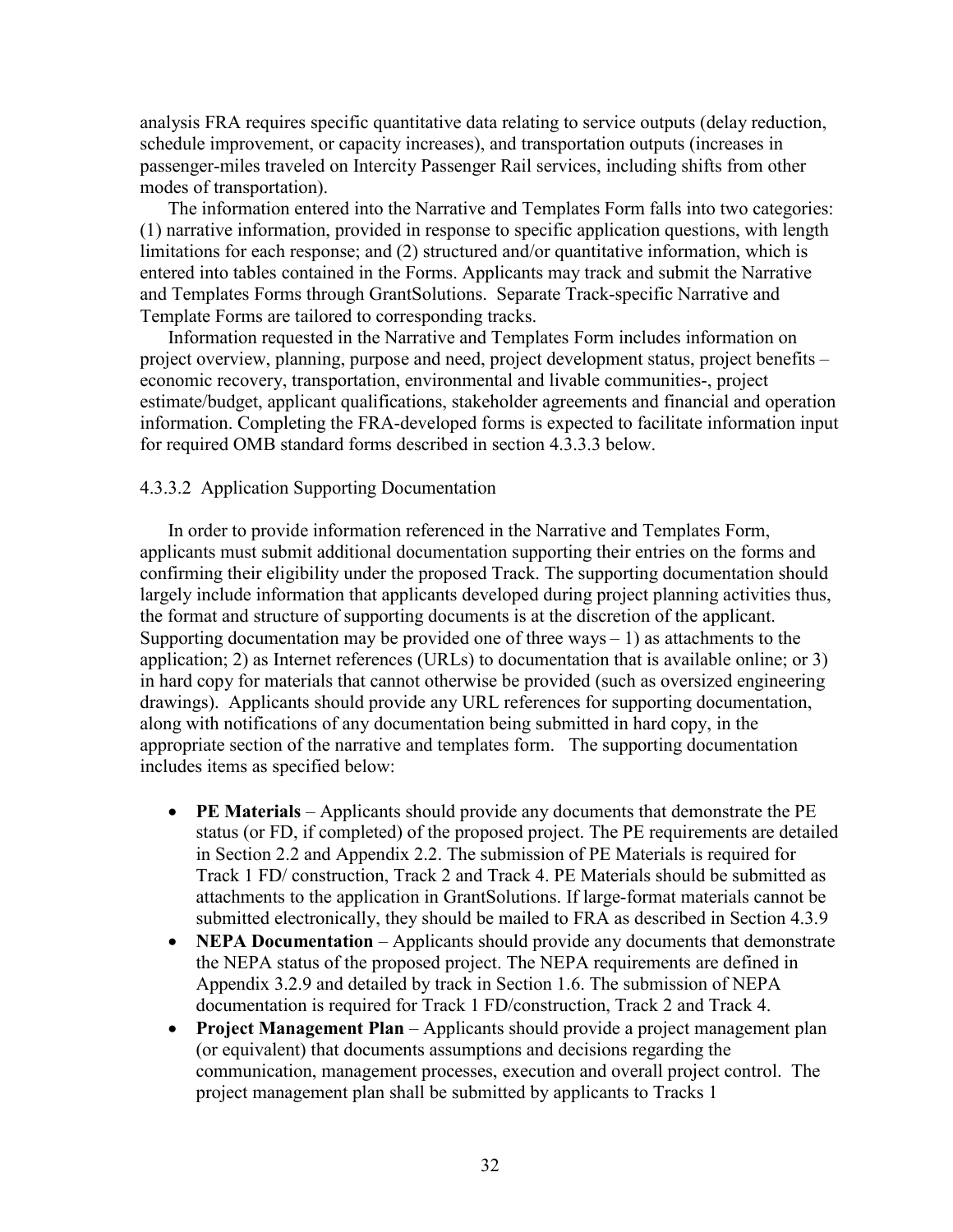analysis FRA requires specific quantitative data relating to service outputs (delay reduction, schedule improvement, or capacity increases), and transportation outputs (increases in passenger-miles traveled on Intercity Passenger Rail services, including shifts from other modes of transportation).

The information entered into the Narrative and Templates Form falls into two categories: (1) narrative information, provided in response to specific application questions, with length limitations for each response; and (2) structured and/or quantitative information, which is entered into tables contained in the Forms. Applicants may track and submit the Narrative and Templates Forms through GrantSolutions. Separate Track-specific Narrative and Template Forms are tailored to corresponding tracks.

Information requested in the Narrative and Templates Form includes information on project overview, planning, purpose and need, project development status, project benefits – economic recovery, transportation, environmental and livable communities-, project estimate/budget, applicant qualifications, stakeholder agreements and financial and operation information. Completing the FRA-developed forms is expected to facilitate information input for required OMB standard forms described in section 4.3.3.3 below.

#### 4.3.3.2 Application Supporting Documentation

In order to provide information referenced in the Narrative and Templates Form, applicants must submit additional documentation supporting their entries on the forms and confirming their eligibility under the proposed Track. The supporting documentation should largely include information that applicants developed during project planning activities thus, the format and structure of supporting documents is at the discretion of the applicant. Supporting documentation may be provided one of three ways – 1) as attachments to the application; 2) as Internet references (URLs) to documentation that is available online; or 3) in hard copy for materials that cannot otherwise be provided (such as oversized engineering drawings). Applicants should provide any URL references for supporting documentation, along with notifications of any documentation being submitted in hard copy, in the appropriate section of the narrative and templates form. The supporting documentation includes items as specified below:

- **PE Materials** – Applicants should provide any documents that demonstrate the PE status (or FD, if completed) of the proposed project. The PE requirements are detailed in Section 2.2 and Appendix 2.2. The submission of PE Materials is required for Track 1 FD/ construction, Track 2 and Track 4. PE Materials should be submitted as attachments to the application in GrantSolutions. If large-format materials cannot be submitted electronically, they should be mailed to FRA as described in Section 4.3.9
- **NEPA Documentation** – Applicants should provide any documents that demonstrate the NEPA status of the proposed project. The NEPA requirements are defined in Appendix 3.2.9 and detailed by track in Section 1.6. The submission of NEPA documentation is required for Track 1 FD/construction, Track 2 and Track 4.
- **Project Management Plan** – Applicants should provide a project management plan (or equivalent) that documents assumptions and decisions regarding the communication, management processes, execution and overall project control. The project management plan shall be submitted by applicants to Tracks 1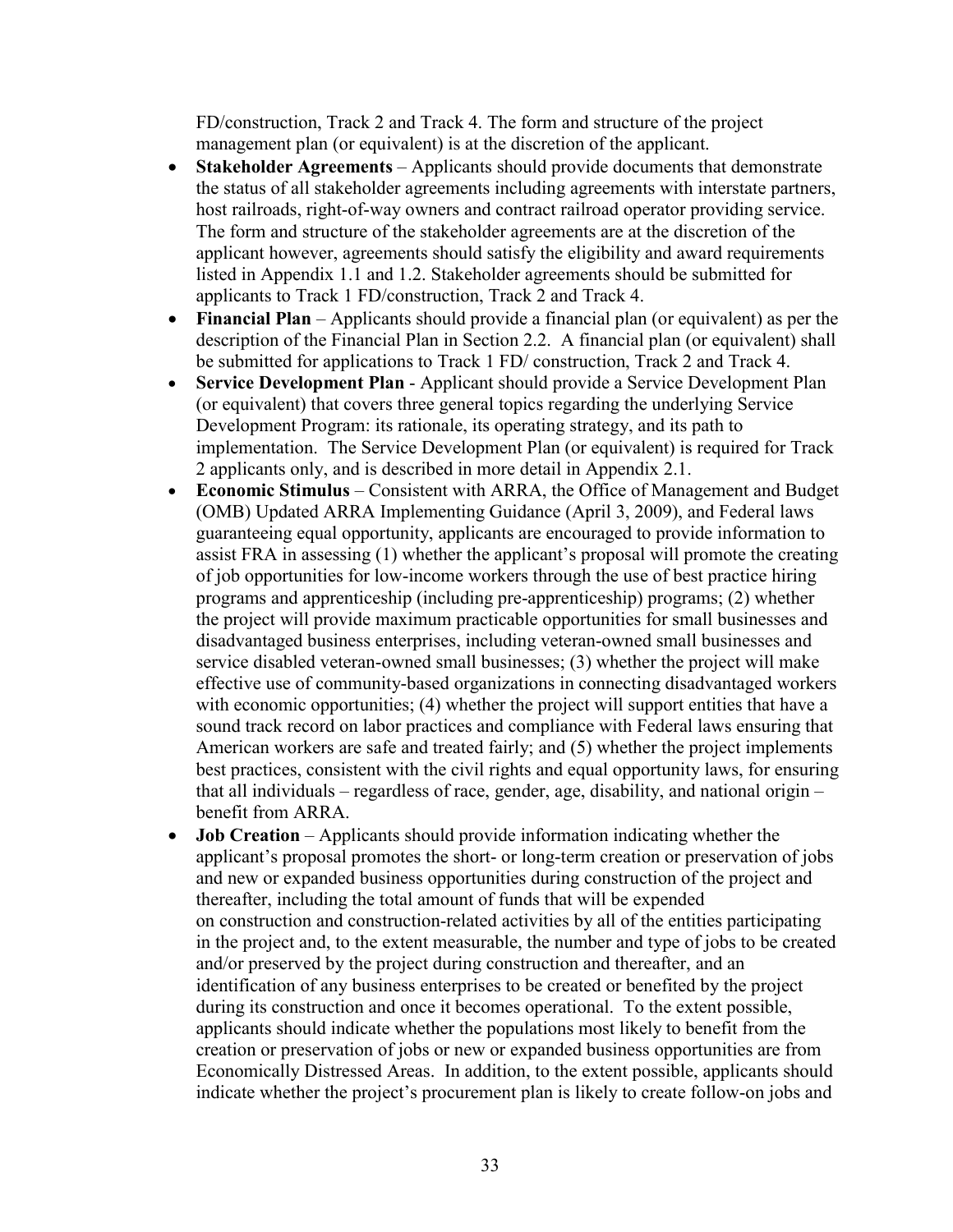FD/construction, Track 2 and Track 4. The form and structure of the project management plan (or equivalent) is at the discretion of the applicant.

- **Stakeholder Agreements** – Applicants should provide documents that demonstrate the status of all stakeholder agreements including agreements with interstate partners, host railroads, right-of-way owners and contract railroad operator providing service. The form and structure of the stakeholder agreements are at the discretion of the applicant however, agreements should satisfy the eligibility and award requirements listed in Appendix 1.1 and 1.2. Stakeholder agreements should be submitted for applicants to Track 1 FD/construction, Track 2 and Track 4.
- **Financial Plan** – Applicants should provide a financial plan (or equivalent) as per the description of the Financial Plan in Section 2.2. A financial plan (or equivalent) shall be submitted for applications to Track 1 FD/ construction, Track 2 and Track 4.
- **Service Development Plan** - Applicant should provide a Service Development Plan (or equivalent) that covers three general topics regarding the underlying Service Development Program: its rationale, its operating strategy, and its path to implementation. The Service Development Plan (or equivalent) is required for Track 2 applicants only, and is described in more detail in Appendix 2.1.
- **Economic Stimulus** – Consistent with ARRA, the Office of Management and Budget (OMB) Updated ARRA Implementing Guidance (April 3, 2009), and Federal laws guaranteeing equal opportunity, applicants are encouraged to provide information to assist FRA in assessing (1) whether the applicant's proposal will promote the creating of job opportunities for low-income workers through the use of best practice hiring programs and apprenticeship (including pre-apprenticeship) programs; (2) whether the project will provide maximum practicable opportunities for small businesses and disadvantaged business enterprises, including veteran-owned small businesses and service disabled veteran-owned small businesses; (3) whether the project will make effective use of community-based organizations in connecting disadvantaged workers with economic opportunities; (4) whether the project will support entities that have a sound track record on labor practices and compliance with Federal laws ensuring that American workers are safe and treated fairly; and (5) whether the project implements best practices, consistent with the civil rights and equal opportunity laws, for ensuring that all individuals – regardless of race, gender, age, disability, and national origin – benefit from ARRA.
- **Job Creation** – Applicants should provide information indicating whether the applicant's proposal promotes the short- or long-term creation or preservation of jobs and new or expanded business opportunities during construction of the project and thereafter, including the total amount of funds that will be expended on construction and construction-related activities by all of the entities participating in the project and, to the extent measurable, the number and type of jobs to be created and/or preserved by the project during construction and thereafter, and an identification of any business enterprises to be created or benefited by the project during its construction and once it becomes operational. To the extent possible, applicants should indicate whether the populations most likely to benefit from the creation or preservation of jobs or new or expanded business opportunities are from Economically Distressed Areas. In addition, to the extent possible, applicants should indicate whether the project's procurement plan is likely to create follow-on jobs and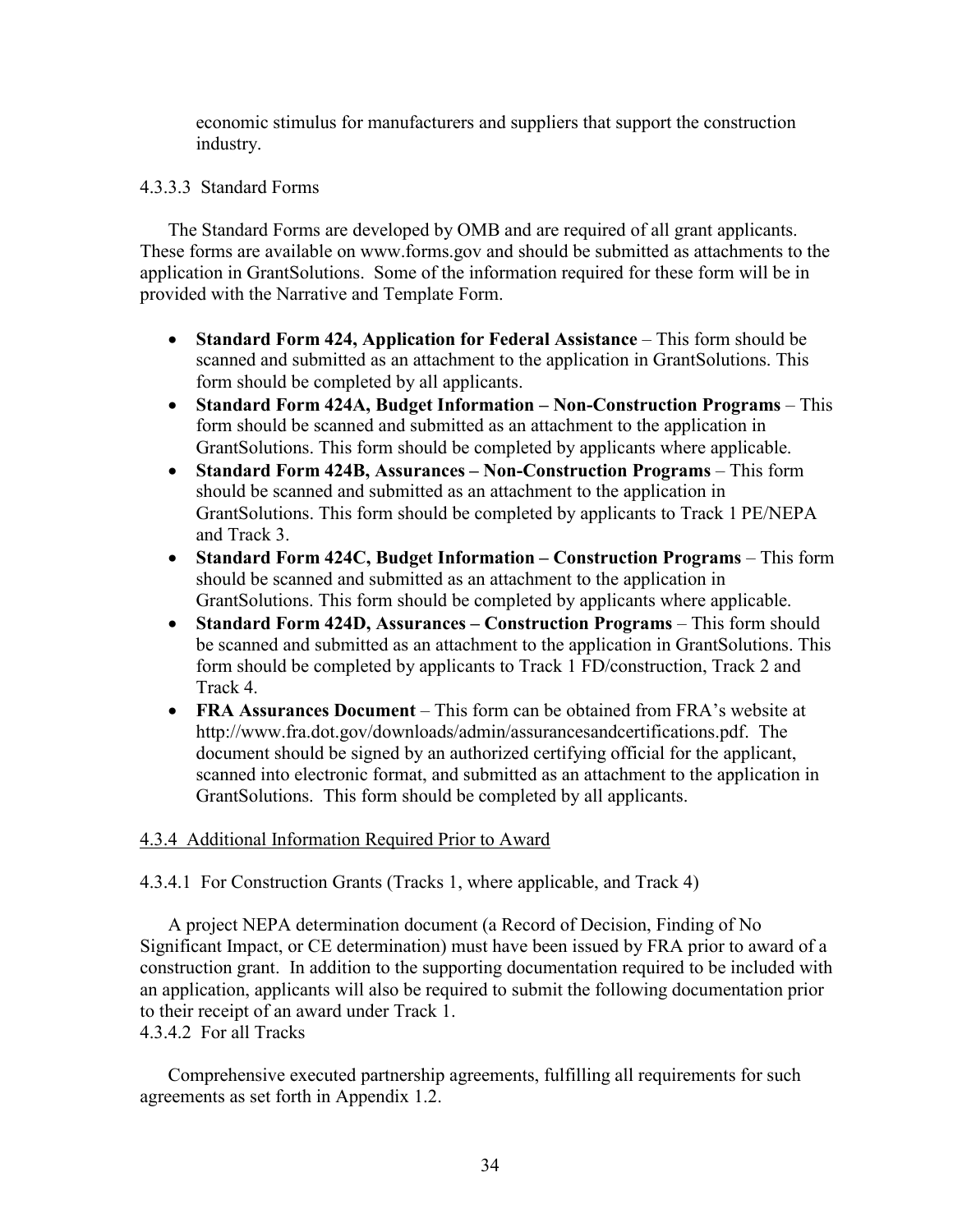economic stimulus for manufacturers and suppliers that support the construction industry.

#### 4.3.3.3 Standard Forms

The Standard Forms are developed by OMB and are required of all grant applicants. These forms are available on www.forms.gov and should be submitted as attachments to the application in GrantSolutions. Some of the information required for these form will be in provided with the Narrative and Template Form.

- **Standard Form 424, Application for Federal Assistance** – This form should be scanned and submitted as an attachment to the application in GrantSolutions. This form should be completed by all applicants.
- **Standard Form 424A, Budget Information – Non-Construction Programs** – This form should be scanned and submitted as an attachment to the application in GrantSolutions. This form should be completed by applicants where applicable.
- **Standard Form 424B, Assurances – Non-Construction Programs** – This form should be scanned and submitted as an attachment to the application in GrantSolutions. This form should be completed by applicants to Track 1 PE/NEPA and Track 3.
- **Standard Form 424C, Budget Information – Construction Programs** – This form should be scanned and submitted as an attachment to the application in GrantSolutions. This form should be completed by applicants where applicable.
- **Standard Form 424D, Assurances – Construction Programs** – This form should be scanned and submitted as an attachment to the application in GrantSolutions. This form should be completed by applicants to Track 1 FD/construction, Track 2 and Track 4.
- **FRA Assurances Document** – This form can be obtained from FRA's website at http://www.fra.dot.gov/downloads/admin/assurancesandcertifications.pdf. The document should be signed by an authorized certifying official for the applicant, scanned into electronic format, and submitted as an attachment to the application in GrantSolutions. This form should be completed by all applicants.

### 4.3.4 Additional Information Required Prior to Award

#### 4.3.4.1 For Construction Grants (Tracks 1, where applicable, and Track 4)

A project NEPA determination document (a Record of Decision, Finding of No Significant Impact, or CE determination) must have been issued by FRA prior to award of a construction grant. In addition to the supporting documentation required to be included with an application, applicants will also be required to submit the following documentation prior to their receipt of an award under Track 1.

#### 4.3.4.2 For all Tracks

Comprehensive executed partnership agreements, fulfilling all requirements for such agreements as set forth in Appendix 1.2.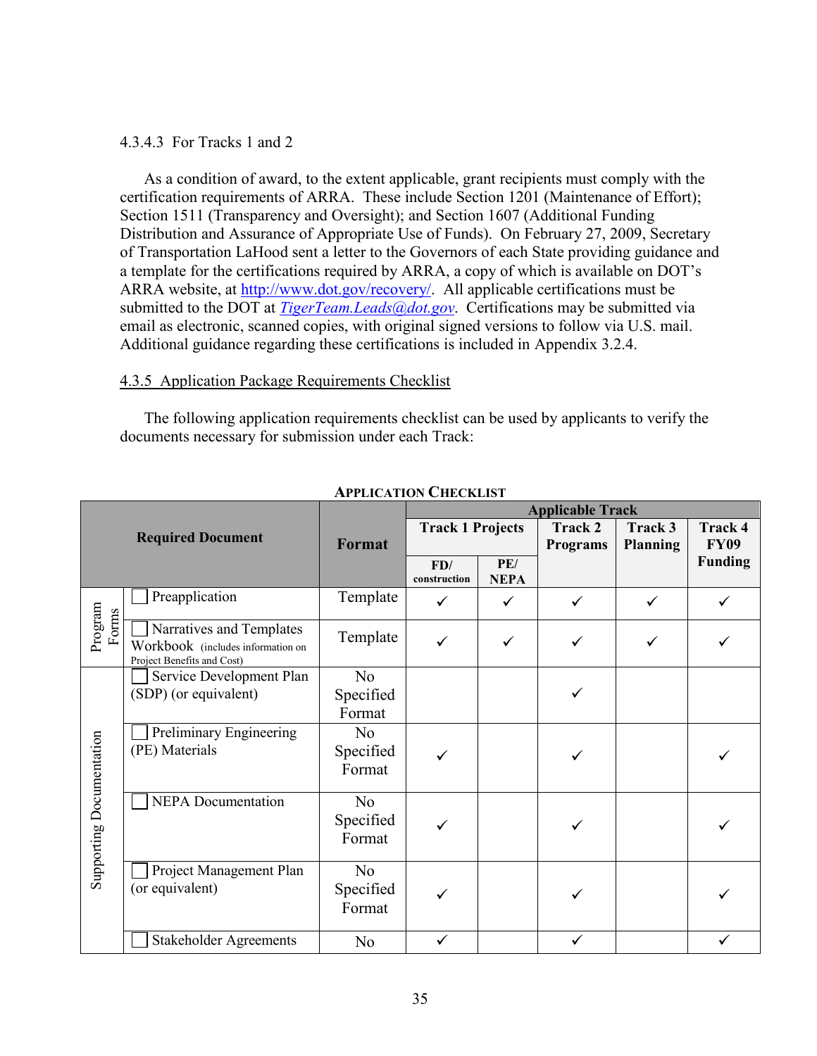4.3.4.3 For Tracks 1 and 2

As a condition of award, to the extent applicable, grant recipients must comply with the certification requirements of ARRA. These include Section 1201 (Maintenance of Effort); Section 1511 (Transparency and Oversight); and Section 1607 (Additional Funding Distribution and Assurance of Appropriate Use of Funds). On February 27, 2009, Secretary of Transportation LaHood sent a letter to the Governors of each State providing guidance and a template for the certifications required by ARRA, a copy of which is available on DOT's ARRA website, at http://www.dot.gov/recovery/. All applicable certifications must be submitted to the DOT at *TigerTeam.Leads@dot.gov*. Certifications may be submitted via email as electronic, scanned copies, with original signed versions to follow via U.S. mail. Additional guidance regarding these certifications is included in Appendix 3.2.4.

4.3.5 Application Package Requirements Checklist

The following application requirements checklist can be used by applicants to verify the documents necessary for submission under each Track:

**APPLICATION CHECKLIST**

| | Required Document | Format | Applicable Track | | | | |
|---|---|---|---|---|---|---|---|
| | | | Track 1 Projects | | Track 2 Programs | Track 3 Planning | Track 4 FY09 Funding |
| | | | FD/ construction | PE/ NEPA | | | |
| Program Forms | ☐ Preapplication | Template | ✓ | ✓ | ✓ | ✓ | ✓ |
| Program Forms | ☐ Narratives and Templates Workbook (includes information on Project Benefits and Cost) | Template | ✓ | ✓ | ✓ | ✓ | ✓ |
| Supporting Documentation | ☐ Service Development Plan (SDP) (or equivalent) | No Specified Format | | | ✓ | | |
| Supporting Documentation | ☐ Preliminary Engineering (PE) Materials | No Specified Format | ✓ | | ✓ | | ✓ |
| Supporting Documentation | ☐ NEPA Documentation | No Specified Format | ✓ | | ✓ | | ✓ |
| Supporting Documentation | ☐ Project Management Plan (or equivalent) | No Specified Format | ✓ | | ✓ | | ✓ |
| Supporting Documentation | ☐ Stakeholder Agreements | No | ✓ | | ✓ | | ✓ |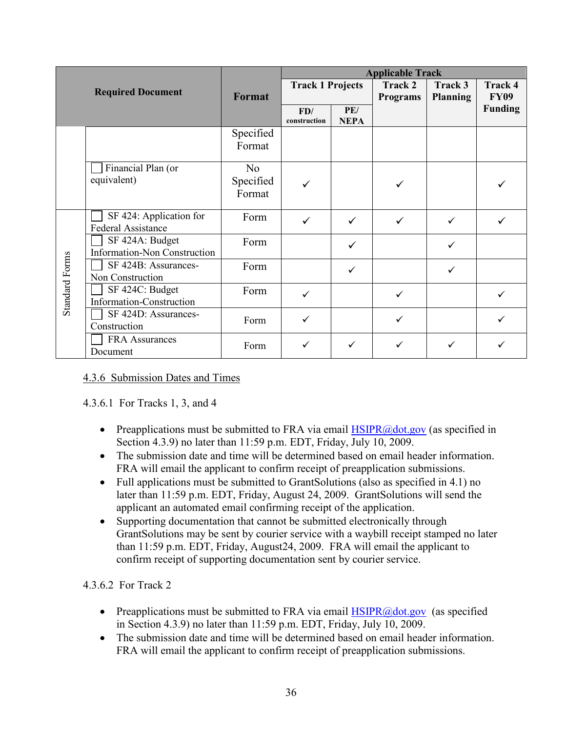| | Required Document | Format | Applicable Track | | | | |
|---|---|---|---|---|---|---|---|
| | | | Track 1 Projects | | Track 2 Programs | Track 3 Planning | Track 4 FY09 Funding |
| | | | FD/ construction | PE/ NEPA | | | |
| | | Specified Format | | | | | |
| | ☐ Financial Plan (or equivalent) | No Specified Format | ✓ | | ✓ | | ✓ |
| Standard Forms | ☐ SF 424: Application for Federal Assistance | Form | ✓ | ✓ | ✓ | ✓ | ✓ |
| Standard Forms | ☐ SF 424A: Budget Information-Non Construction | Form | | ✓ | | ✓ | |
| Standard Forms | ☐ SF 424B: Assurances-Non Construction | Form | | ✓ | | ✓ | |
| Standard Forms | ☐ SF 424C: Budget Information-Construction | Form | ✓ | | ✓ | | ✓ |
| Standard Forms | ☐ SF 424D: Assurances-Construction | Form | ✓ | | ✓ | | ✓ |
| Standard Forms | ☐ FRA Assurances Document | Form | ✓ | ✓ | ✓ | ✓ | ✓ |

### 4.3.6 Submission Dates and Times

4.3.6.1 For Tracks 1, 3, and 4

- Preapplications must be submitted to FRA via email HSIPR@dot.gov (as specified in Section 4.3.9) no later than 11:59 p.m. EDT, Friday, July 10, 2009.
- The submission date and time will be determined based on email header information. FRA will email the applicant to confirm receipt of preapplication submissions.
- Full applications must be submitted to GrantSolutions (also as specified in 4.1) no later than 11:59 p.m. EDT, Friday, August 24, 2009. GrantSolutions will send the applicant an automated email confirming receipt of the application.
- Supporting documentation that cannot be submitted electronically through GrantSolutions may be sent by courier service with a waybill receipt stamped no later than 11:59 p.m. EDT, Friday, August24, 2009. FRA will email the applicant to confirm receipt of supporting documentation sent by courier service.

4.3.6.2 For Track 2

- Preapplications must be submitted to FRA via email HSIPR@dot.gov (as specified in Section 4.3.9) no later than 11:59 p.m. EDT, Friday, July 10, 2009.
- The submission date and time will be determined based on email header information. FRA will email the applicant to confirm receipt of preapplication submissions.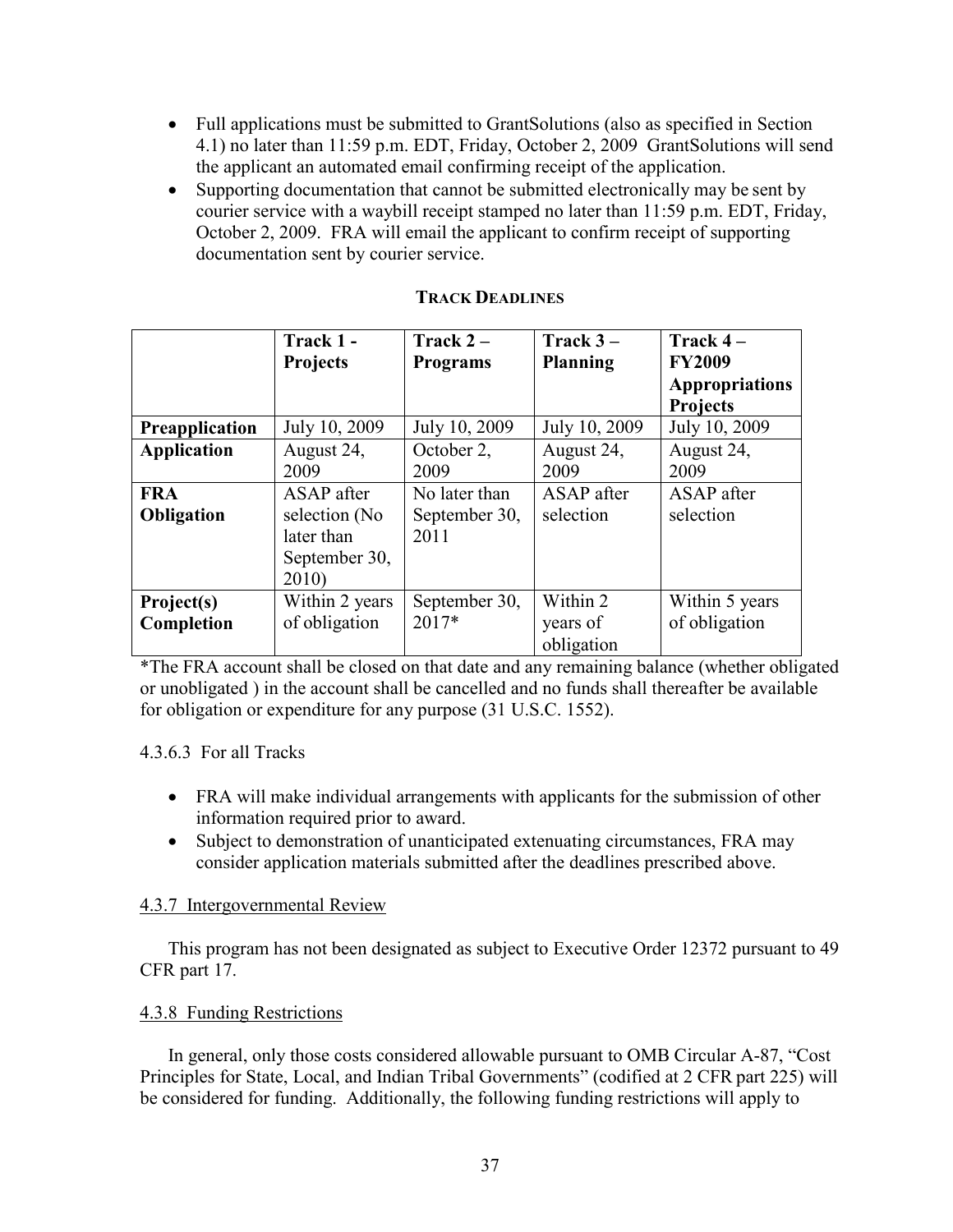- Full applications must be submitted to GrantSolutions (also as specified in Section 4.1) no later than 11:59 p.m. EDT, Friday, October 2, 2009 GrantSolutions will send the applicant an automated email confirming receipt of the application.
- Supporting documentation that cannot be submitted electronically may be sent by courier service with a waybill receipt stamped no later than 11:59 p.m. EDT, Friday, October 2, 2009. FRA will email the applicant to confirm receipt of supporting documentation sent by courier service.

**TRACK DEADLINES**

| | **Track 1 - Projects** | **Track 2 – Programs** | **Track 3 – Planning** | **Track 4 – FY2009 Appropriations Projects** |
|---|---|---|---|---|
| **Preapplication** | July 10, 2009 | July 10, 2009 | July 10, 2009 | July 10, 2009 |
| **Application** | August 24, 2009 | October 2, 2009 | August 24, 2009 | August 24, 2009 |
| **FRA Obligation** | ASAP after selection (No later than September 30, 2010) | No later than September 30, 2011 | ASAP after selection | ASAP after selection |
| **Project(s) Completion** | Within 2 years of obligation | September 30, 2017* | Within 2 years of obligation | Within 5 years of obligation |

*The FRA account shall be closed on that date and any remaining balance (whether obligated or unobligated ) in the account shall be cancelled and no funds shall thereafter be available for obligation or expenditure for any purpose (31 U.S.C. 1552).

4.3.6.3 For all Tracks

- FRA will make individual arrangements with applicants for the submission of other information required prior to award.
- Subject to demonstration of unanticipated extenuating circumstances, FRA may consider application materials submitted after the deadlines prescribed above.

4.3.7 Intergovernmental Review

This program has not been designated as subject to Executive Order 12372 pursuant to 49 CFR part 17.

4.3.8 Funding Restrictions

In general, only those costs considered allowable pursuant to OMB Circular A-87, "Cost Principles for State, Local, and Indian Tribal Governments" (codified at 2 CFR part 225) will be considered for funding. Additionally, the following funding restrictions will apply to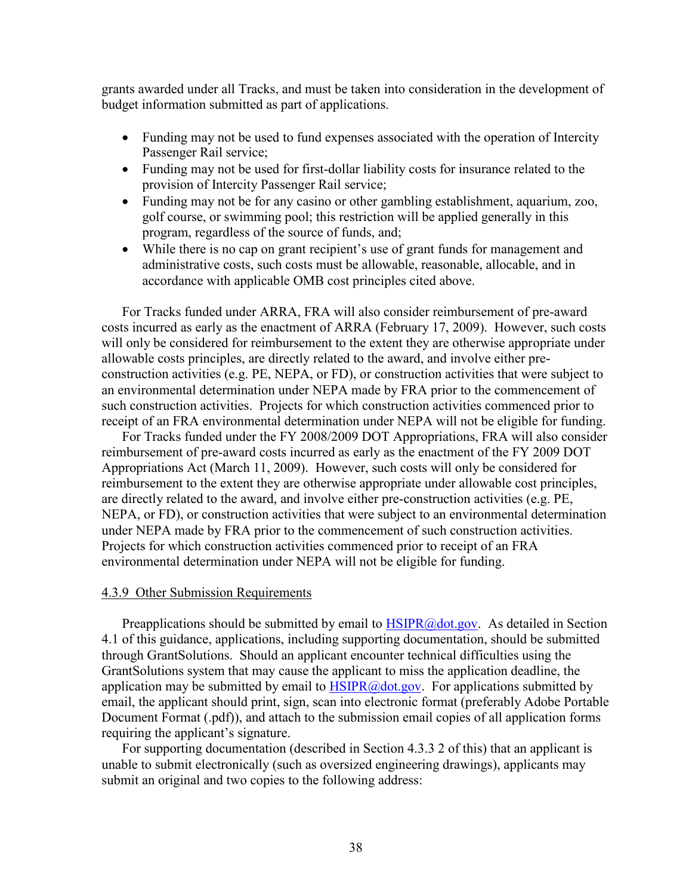grants awarded under all Tracks, and must be taken into consideration in the development of budget information submitted as part of applications.

- Funding may not be used to fund expenses associated with the operation of Intercity Passenger Rail service;
- Funding may not be used for first-dollar liability costs for insurance related to the provision of Intercity Passenger Rail service;
- Funding may not be for any casino or other gambling establishment, aquarium, zoo, golf course, or swimming pool; this restriction will be applied generally in this program, regardless of the source of funds, and;
- While there is no cap on grant recipient's use of grant funds for management and administrative costs, such costs must be allowable, reasonable, allocable, and in accordance with applicable OMB cost principles cited above.

For Tracks funded under ARRA, FRA will also consider reimbursement of pre-award costs incurred as early as the enactment of ARRA (February 17, 2009). However, such costs will only be considered for reimbursement to the extent they are otherwise appropriate under allowable costs principles, are directly related to the award, and involve either pre-construction activities (e.g. PE, NEPA, or FD), or construction activities that were subject to an environmental determination under NEPA made by FRA prior to the commencement of such construction activities. Projects for which construction activities commenced prior to receipt of an FRA environmental determination under NEPA will not be eligible for funding.

For Tracks funded under the FY 2008/2009 DOT Appropriations, FRA will also consider reimbursement of pre-award costs incurred as early as the enactment of the FY 2009 DOT Appropriations Act (March 11, 2009). However, such costs will only be considered for reimbursement to the extent they are otherwise appropriate under allowable cost principles, are directly related to the award, and involve either pre-construction activities (e.g. PE, NEPA, or FD), or construction activities that were subject to an environmental determination under NEPA made by FRA prior to the commencement of such construction activities. Projects for which construction activities commenced prior to receipt of an FRA environmental determination under NEPA will not be eligible for funding.

#### 4.3.9 Other Submission Requirements

Preapplications should be submitted by email to HSIPR@dot.gov. As detailed in Section 4.1 of this guidance, applications, including supporting documentation, should be submitted through GrantSolutions. Should an applicant encounter technical difficulties using the GrantSolutions system that may cause the applicant to miss the application deadline, the application may be submitted by email to HSIPR@dot.gov. For applications submitted by email, the applicant should print, sign, scan into electronic format (preferably Adobe Portable Document Format (.pdf)), and attach to the submission email copies of all application forms requiring the applicant's signature.

For supporting documentation (described in Section 4.3.3 2 of this) that an applicant is unable to submit electronically (such as oversized engineering drawings), applicants may submit an original and two copies to the following address: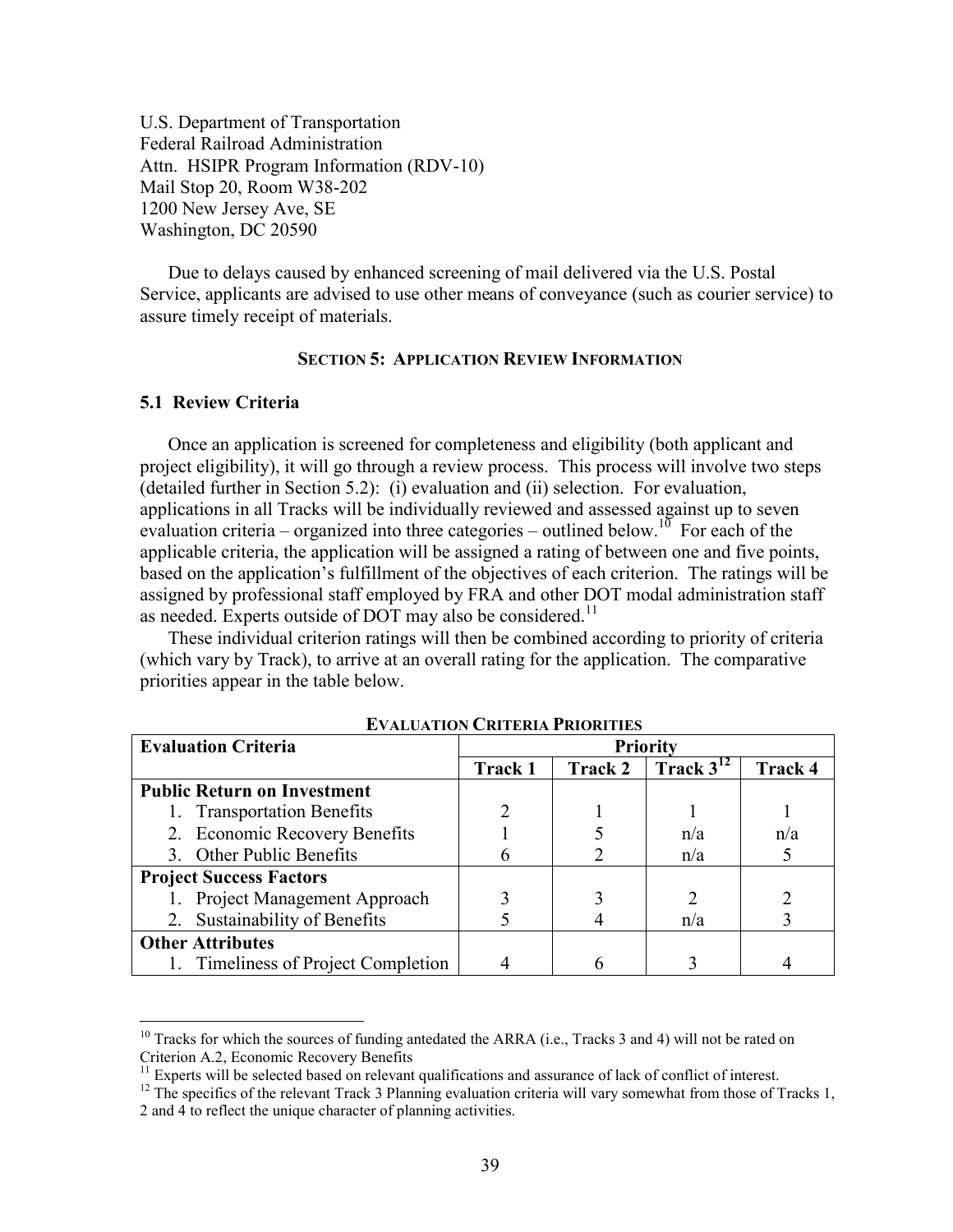U.S. Department of Transportation
Federal Railroad Administration
Attn. HSIPR Program Information (RDV-10)
Mail Stop 20, Room W38-202
1200 New Jersey Ave, SE
Washington, DC 20590

Due to delays caused by enhanced screening of mail delivered via the U.S. Postal Service, applicants are advised to use other means of conveyance (such as courier service) to assure timely receipt of materials.

## SECTION 5: APPLICATION REVIEW INFORMATION

### 5.1 Review Criteria

Once an application is screened for completeness and eligibility (both applicant and project eligibility), it will go through a review process. This process will involve two steps (detailed further in Section 5.2): (i) evaluation and (ii) selection. For evaluation, applications in all Tracks will be individually reviewed and assessed against up to seven evaluation criteria – organized into three categories – outlined below.[10] For each of the applicable criteria, the application will be assigned a rating of between one and five points, based on the application's fulfillment of the objectives of each criterion. The ratings will be assigned by professional staff employed by FRA and other DOT modal administration staff as needed. Experts outside of DOT may also be considered.[11]

These individual criterion ratings will then be combined according to priority of criteria (which vary by Track), to arrive at an overall rating for the application. The comparative priorities appear in the table below.

**EVALUATION CRITERIA PRIORITIES**

| Evaluation Criteria | Priority | | | |
|---|---|---|---|---|
| | Track 1 | Track 2 | Track 3[12] | Track 4 |
| **Public Return on Investment** | | | | |
| 1. Transportation Benefits | 2 | 1 | 1 | 1 |
| 2. Economic Recovery Benefits | 1 | 5 | n/a | n/a |
| 3. Other Public Benefits | 6 | 2 | n/a | 5 |
| **Project Success Factors** | | | | |
| 1. Project Management Approach | 3 | 3 | 2 | 2 |
| 2. Sustainability of Benefits | 5 | 4 | n/a | 3 |
| **Other Attributes** | | | | |
| 1. Timeliness of Project Completion | 4 | 6 | 3 | 4 |

[10] Tracks for which the sources of funding antedated the ARRA (i.e., Tracks 3 and 4) will not be rated on Criterion A.2, Economic Recovery Benefits

[11] Experts will be selected based on relevant qualifications and assurance of lack of conflict of interest.

[12] The specifics of the relevant Track 3 Planning evaluation criteria will vary somewhat from those of Tracks 1, 2 and 4 to reflect the unique character of planning activities.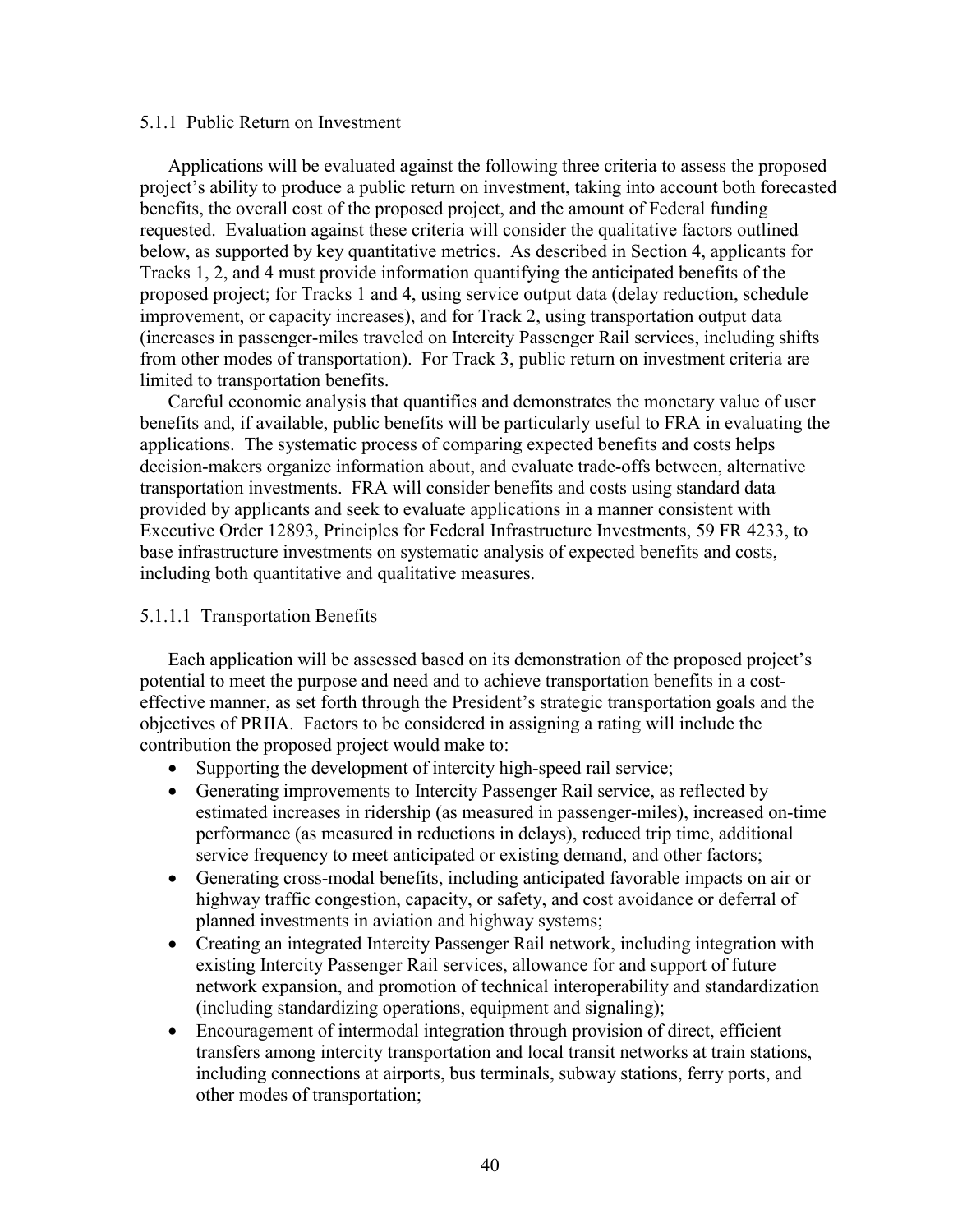#### 5.1.1 Public Return on Investment

Applications will be evaluated against the following three criteria to assess the proposed project's ability to produce a public return on investment, taking into account both forecasted benefits, the overall cost of the proposed project, and the amount of Federal funding requested. Evaluation against these criteria will consider the qualitative factors outlined below, as supported by key quantitative metrics. As described in Section 4, applicants for Tracks 1, 2, and 4 must provide information quantifying the anticipated benefits of the proposed project; for Tracks 1 and 4, using service output data (delay reduction, schedule improvement, or capacity increases), and for Track 2, using transportation output data (increases in passenger-miles traveled on Intercity Passenger Rail services, including shifts from other modes of transportation). For Track 3, public return on investment criteria are limited to transportation benefits.

Careful economic analysis that quantifies and demonstrates the monetary value of user benefits and, if available, public benefits will be particularly useful to FRA in evaluating the applications. The systematic process of comparing expected benefits and costs helps decision-makers organize information about, and evaluate trade-offs between, alternative transportation investments. FRA will consider benefits and costs using standard data provided by applicants and seek to evaluate applications in a manner consistent with Executive Order 12893, Principles for Federal Infrastructure Investments, 59 FR 4233, to base infrastructure investments on systematic analysis of expected benefits and costs, including both quantitative and qualitative measures.

##### 5.1.1.1 Transportation Benefits

Each application will be assessed based on its demonstration of the proposed project's potential to meet the purpose and need and to achieve transportation benefits in a cost-effective manner, as set forth through the President's strategic transportation goals and the objectives of PRIIA. Factors to be considered in assigning a rating will include the contribution the proposed project would make to:

- Supporting the development of intercity high-speed rail service;
- Generating improvements to Intercity Passenger Rail service, as reflected by estimated increases in ridership (as measured in passenger-miles), increased on-time performance (as measured in reductions in delays), reduced trip time, additional service frequency to meet anticipated or existing demand, and other factors;
- Generating cross-modal benefits, including anticipated favorable impacts on air or highway traffic congestion, capacity, or safety, and cost avoidance or deferral of planned investments in aviation and highway systems;
- Creating an integrated Intercity Passenger Rail network, including integration with existing Intercity Passenger Rail services, allowance for and support of future network expansion, and promotion of technical interoperability and standardization (including standardizing operations, equipment and signaling);
- Encouragement of intermodal integration through provision of direct, efficient transfers among intercity transportation and local transit networks at train stations, including connections at airports, bus terminals, subway stations, ferry ports, and other modes of transportation;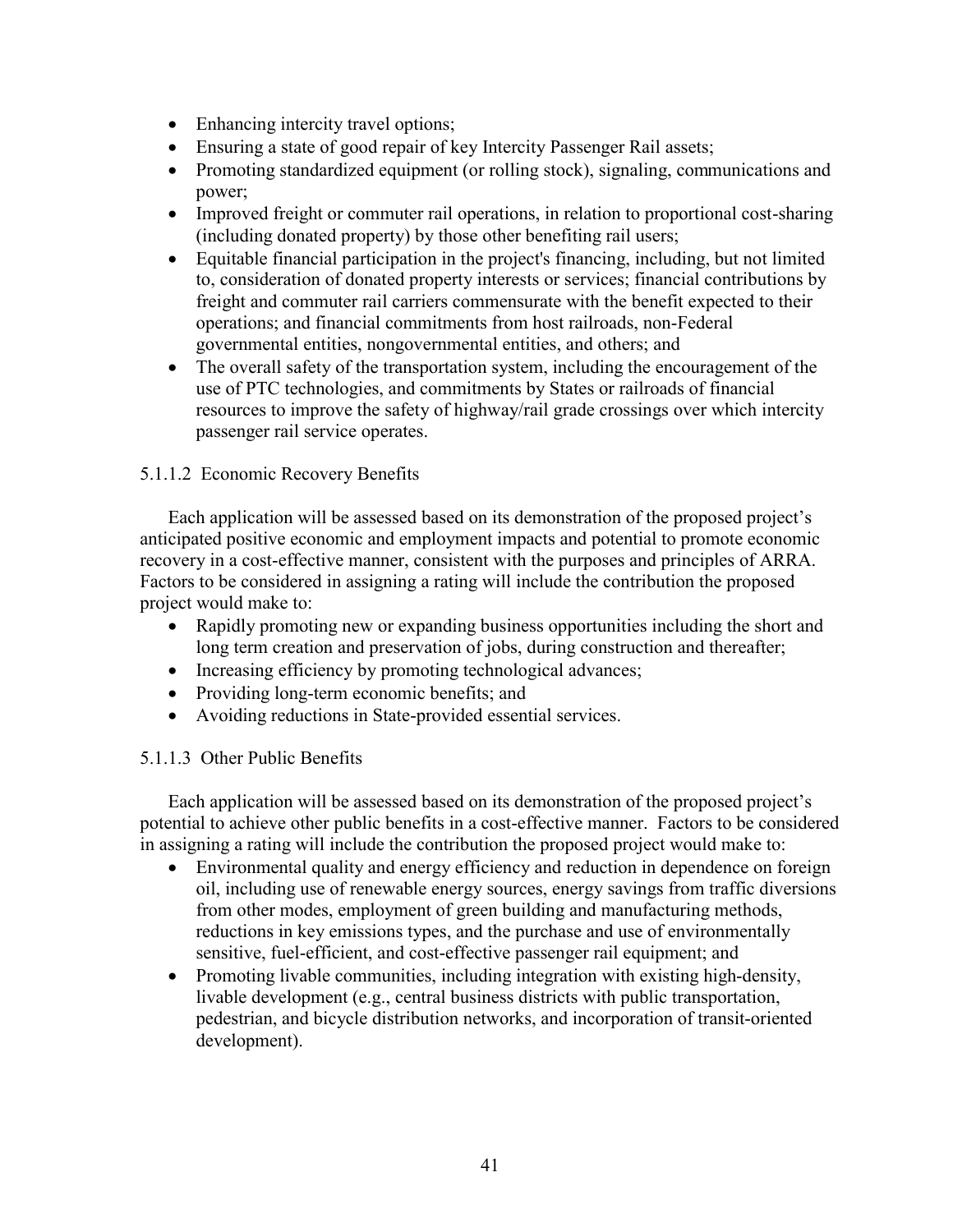- Enhancing intercity travel options;
- Ensuring a state of good repair of key Intercity Passenger Rail assets;
- Promoting standardized equipment (or rolling stock), signaling, communications and power;
- Improved freight or commuter rail operations, in relation to proportional cost-sharing (including donated property) by those other benefiting rail users;
- Equitable financial participation in the project's financing, including, but not limited to, consideration of donated property interests or services; financial contributions by freight and commuter rail carriers commensurate with the benefit expected to their operations; and financial commitments from host railroads, non-Federal governmental entities, nongovernmental entities, and others; and
- The overall safety of the transportation system, including the encouragement of the use of PTC technologies, and commitments by States or railroads of financial resources to improve the safety of highway/rail grade crossings over which intercity passenger rail service operates.

#### 5.1.1.2 Economic Recovery Benefits

Each application will be assessed based on its demonstration of the proposed project's anticipated positive economic and employment impacts and potential to promote economic recovery in a cost-effective manner, consistent with the purposes and principles of ARRA. Factors to be considered in assigning a rating will include the contribution the proposed project would make to:

- Rapidly promoting new or expanding business opportunities including the short and long term creation and preservation of jobs, during construction and thereafter;
- Increasing efficiency by promoting technological advances;
- Providing long-term economic benefits; and
- Avoiding reductions in State-provided essential services.

#### 5.1.1.3 Other Public Benefits

Each application will be assessed based on its demonstration of the proposed project's potential to achieve other public benefits in a cost-effective manner. Factors to be considered in assigning a rating will include the contribution the proposed project would make to:

- Environmental quality and energy efficiency and reduction in dependence on foreign oil, including use of renewable energy sources, energy savings from traffic diversions from other modes, employment of green building and manufacturing methods, reductions in key emissions types, and the purchase and use of environmentally sensitive, fuel-efficient, and cost-effective passenger rail equipment; and
- Promoting livable communities, including integration with existing high-density, livable development (e.g., central business districts with public transportation, pedestrian, and bicycle distribution networks, and incorporation of transit-oriented development).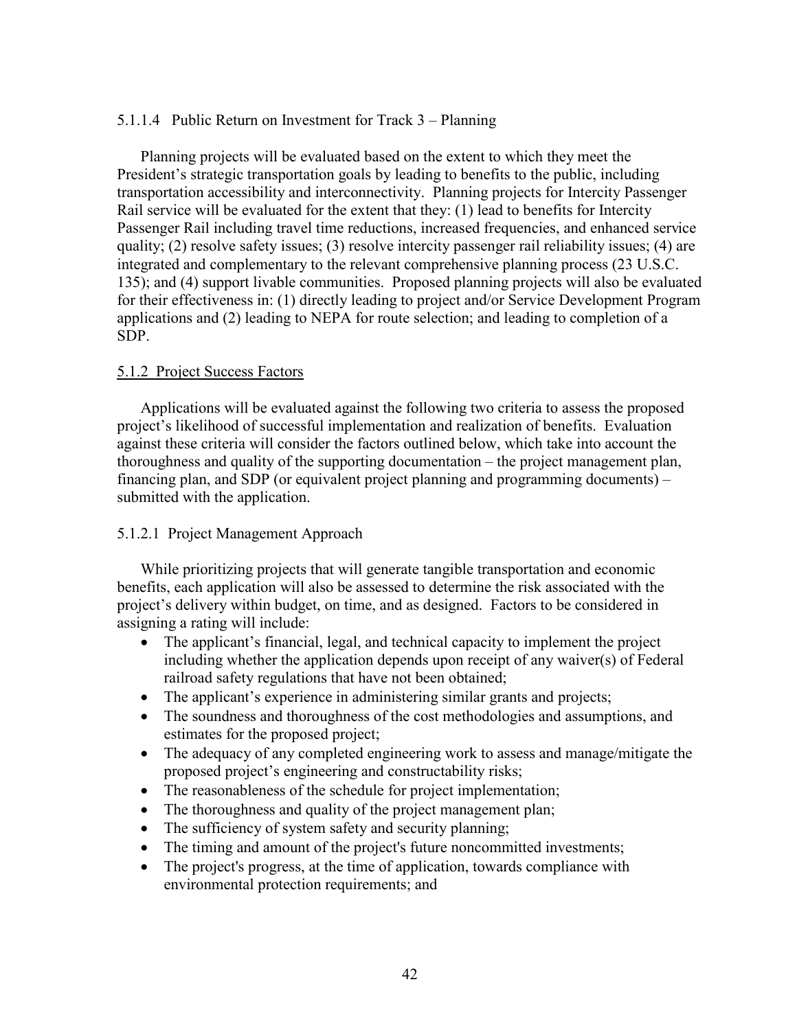#### 5.1.1.4 Public Return on Investment for Track 3 – Planning

Planning projects will be evaluated based on the extent to which they meet the President's strategic transportation goals by leading to benefits to the public, including transportation accessibility and interconnectivity. Planning projects for Intercity Passenger Rail service will be evaluated for the extent that they: (1) lead to benefits for Intercity Passenger Rail including travel time reductions, increased frequencies, and enhanced service quality; (2) resolve safety issues; (3) resolve intercity passenger rail reliability issues; (4) are integrated and complementary to the relevant comprehensive planning process (23 U.S.C. 135); and (4) support livable communities. Proposed planning projects will also be evaluated for their effectiveness in: (1) directly leading to project and/or Service Development Program applications and (2) leading to NEPA for route selection; and leading to completion of a SDP.

### 5.1.2 Project Success Factors

Applications will be evaluated against the following two criteria to assess the proposed project's likelihood of successful implementation and realization of benefits. Evaluation against these criteria will consider the factors outlined below, which take into account the thoroughness and quality of the supporting documentation – the project management plan, financing plan, and SDP (or equivalent project planning and programming documents) – submitted with the application.

#### 5.1.2.1 Project Management Approach

While prioritizing projects that will generate tangible transportation and economic benefits, each application will also be assessed to determine the risk associated with the project's delivery within budget, on time, and as designed. Factors to be considered in assigning a rating will include:

- The applicant's financial, legal, and technical capacity to implement the project including whether the application depends upon receipt of any waiver(s) of Federal railroad safety regulations that have not been obtained;
- The applicant's experience in administering similar grants and projects;
- The soundness and thoroughness of the cost methodologies and assumptions, and estimates for the proposed project;
- The adequacy of any completed engineering work to assess and manage/mitigate the proposed project's engineering and constructability risks;
- The reasonableness of the schedule for project implementation;
- The thoroughness and quality of the project management plan;
- The sufficiency of system safety and security planning;
- The timing and amount of the project's future noncommitted investments;
- The project's progress, at the time of application, towards compliance with environmental protection requirements; and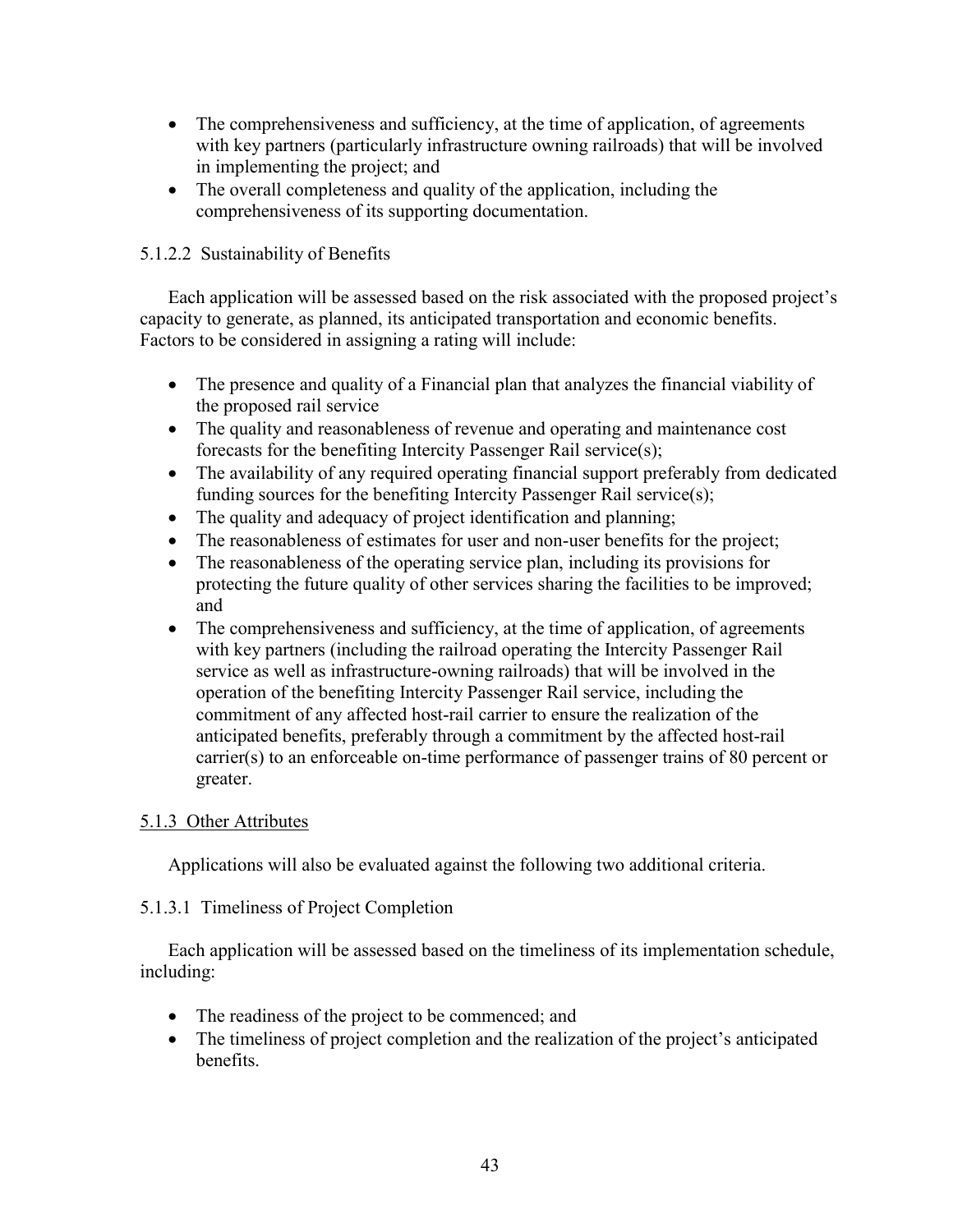- The comprehensiveness and sufficiency, at the time of application, of agreements with key partners (particularly infrastructure owning railroads) that will be involved in implementing the project; and
- The overall completeness and quality of the application, including the comprehensiveness of its supporting documentation.

#### 5.1.2.2 Sustainability of Benefits

Each application will be assessed based on the risk associated with the proposed project's capacity to generate, as planned, its anticipated transportation and economic benefits. Factors to be considered in assigning a rating will include:

- The presence and quality of a Financial plan that analyzes the financial viability of the proposed rail service
- The quality and reasonableness of revenue and operating and maintenance cost forecasts for the benefiting Intercity Passenger Rail service(s);
- The availability of any required operating financial support preferably from dedicated funding sources for the benefiting Intercity Passenger Rail service(s);
- The quality and adequacy of project identification and planning;
- The reasonableness of estimates for user and non-user benefits for the project;
- The reasonableness of the operating service plan, including its provisions for protecting the future quality of other services sharing the facilities to be improved; and
- The comprehensiveness and sufficiency, at the time of application, of agreements with key partners (including the railroad operating the Intercity Passenger Rail service as well as infrastructure-owning railroads) that will be involved in the operation of the benefiting Intercity Passenger Rail service, including the commitment of any affected host-rail carrier to ensure the realization of the anticipated benefits, preferably through a commitment by the affected host-rail carrier(s) to an enforceable on-time performance of passenger trains of 80 percent or greater.

### 5.1.3 Other Attributes

Applications will also be evaluated against the following two additional criteria.

#### 5.1.3.1 Timeliness of Project Completion

Each application will be assessed based on the timeliness of its implementation schedule, including:

- The readiness of the project to be commenced; and
- The timeliness of project completion and the realization of the project's anticipated benefits.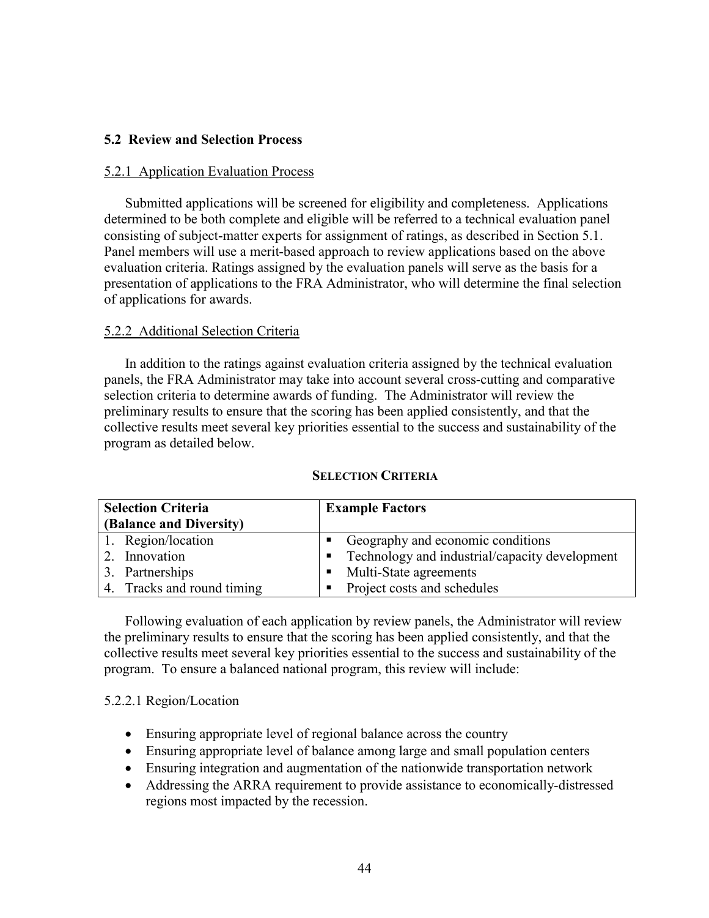## 5.2 Review and Selection Process

### 5.2.1 Application Evaluation Process

Submitted applications will be screened for eligibility and completeness. Applications determined to be both complete and eligible will be referred to a technical evaluation panel consisting of subject-matter experts for assignment of ratings, as described in Section 5.1. Panel members will use a merit-based approach to review applications based on the above evaluation criteria. Ratings assigned by the evaluation panels will serve as the basis for a presentation of applications to the FRA Administrator, who will determine the final selection of applications for awards.

### 5.2.2 Additional Selection Criteria

In addition to the ratings against evaluation criteria assigned by the technical evaluation panels, the FRA Administrator may take into account several cross-cutting and comparative selection criteria to determine awards of funding. The Administrator will review the preliminary results to ensure that the scoring has been applied consistently, and that the collective results meet several key priorities essential to the success and sustainability of the program as detailed below.

**SELECTION CRITERIA**

| Selection Criteria (Balance and Diversity) | Example Factors |
|---|---|
| 1. Region/location | ▪ Geography and economic conditions |
| 2. Innovation | ▪ Technology and industrial/capacity development |
| 3. Partnerships | ▪ Multi-State agreements |
| 4. Tracks and round timing | ▪ Project costs and schedules |

Following evaluation of each application by review panels, the Administrator will review the preliminary results to ensure that the scoring has been applied consistently, and that the collective results meet several key priorities essential to the success and sustainability of the program. To ensure a balanced national program, this review will include:

5.2.2.1 Region/Location

- Ensuring appropriate level of regional balance across the country
- Ensuring appropriate level of balance among large and small population centers
- Ensuring integration and augmentation of the nationwide transportation network
- Addressing the ARRA requirement to provide assistance to economically-distressed regions most impacted by the recession.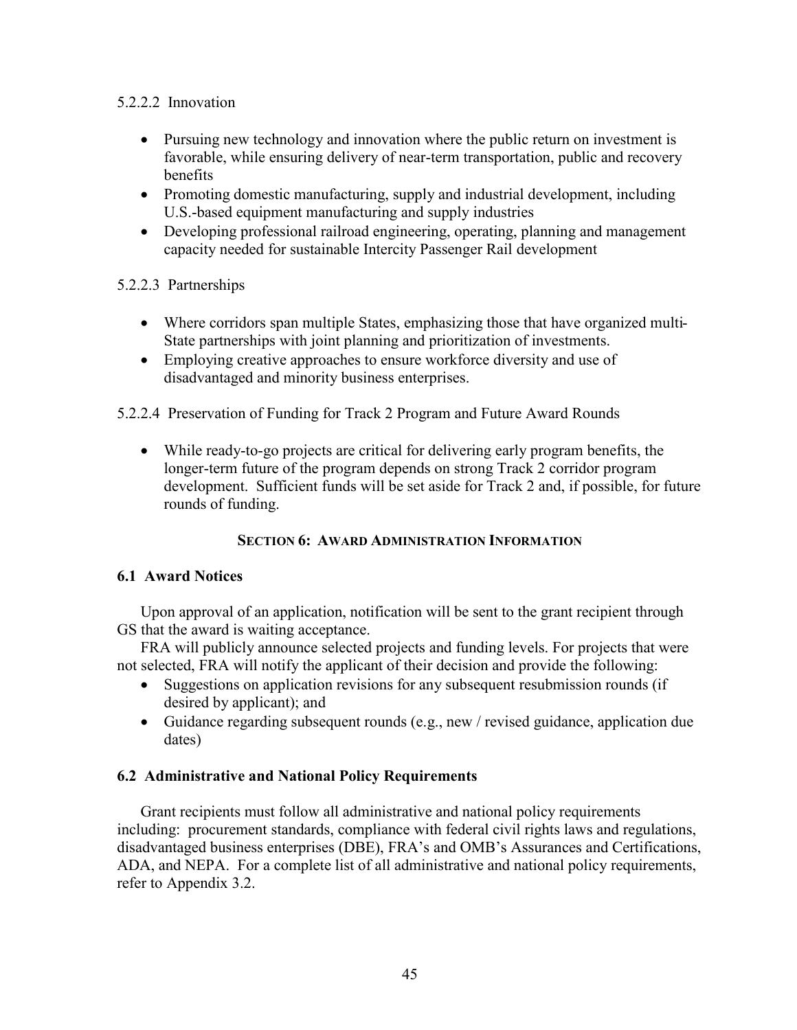5.2.2.2 Innovation

- Pursuing new technology and innovation where the public return on investment is favorable, while ensuring delivery of near-term transportation, public and recovery benefits
- Promoting domestic manufacturing, supply and industrial development, including U.S.-based equipment manufacturing and supply industries
- Developing professional railroad engineering, operating, planning and management capacity needed for sustainable Intercity Passenger Rail development

5.2.2.3 Partnerships

- Where corridors span multiple States, emphasizing those that have organized multi-State partnerships with joint planning and prioritization of investments.
- Employing creative approaches to ensure workforce diversity and use of disadvantaged and minority business enterprises.

5.2.2.4 Preservation of Funding for Track 2 Program and Future Award Rounds

- While ready-to-go projects are critical for delivering early program benefits, the longer-term future of the program depends on strong Track 2 corridor program development. Sufficient funds will be set aside for Track 2 and, if possible, for future rounds of funding.

## SECTION 6: AWARD ADMINISTRATION INFORMATION

### 6.1 Award Notices

Upon approval of an application, notification will be sent to the grant recipient through GS that the award is waiting acceptance.

FRA will publicly announce selected projects and funding levels. For projects that were not selected, FRA will notify the applicant of their decision and provide the following:

- Suggestions on application revisions for any subsequent resubmission rounds (if desired by applicant); and
- Guidance regarding subsequent rounds (e.g., new / revised guidance, application due dates)

### 6.2 Administrative and National Policy Requirements

Grant recipients must follow all administrative and national policy requirements including: procurement standards, compliance with federal civil rights laws and regulations, disadvantaged business enterprises (DBE), FRA's and OMB's Assurances and Certifications, ADA, and NEPA. For a complete list of all administrative and national policy requirements, refer to Appendix 3.2.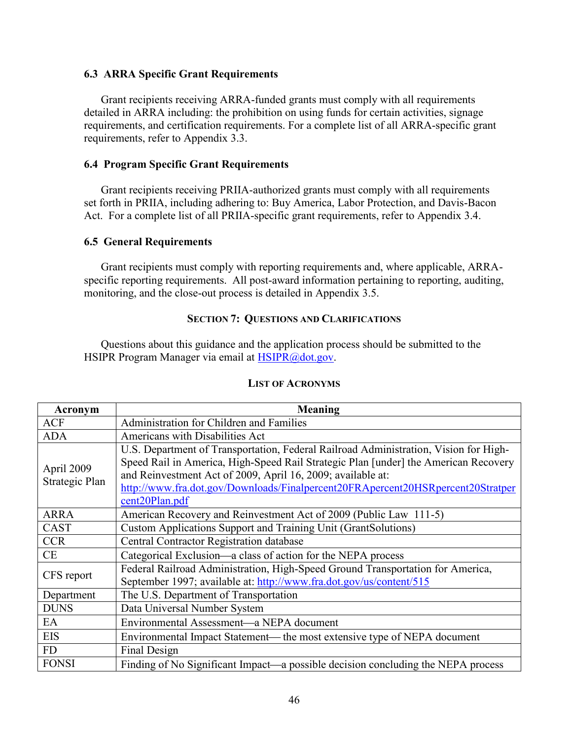### 6.3 ARRA Specific Grant Requirements

Grant recipients receiving ARRA-funded grants must comply with all requirements detailed in ARRA including: the prohibition on using funds for certain activities, signage requirements, and certification requirements. For a complete list of all ARRA-specific grant requirements, refer to Appendix 3.3.

### 6.4 Program Specific Grant Requirements

Grant recipients receiving PRIIA-authorized grants must comply with all requirements set forth in PRIIA, including adhering to: Buy America, Labor Protection, and Davis-Bacon Act. For a complete list of all PRIIA-specific grant requirements, refer to Appendix 3.4.

### 6.5 General Requirements

Grant recipients must comply with reporting requirements and, where applicable, ARRA-specific reporting requirements. All post-award information pertaining to reporting, auditing, monitoring, and the close-out process is detailed in Appendix 3.5.

## Section 7: Questions and Clarifications

Questions about this guidance and the application process should be submitted to the HSIPR Program Manager via email at HSIPR@dot.gov.

## List of Acronyms

| Acronym | Meaning |
|---|---|
| ACF | Administration for Children and Families |
| ADA | Americans with Disabilities Act |
| April 2009 Strategic Plan | U.S. Department of Transportation, Federal Railroad Administration, Vision for High-Speed Rail in America, High-Speed Rail Strategic Plan [under] the American Recovery and Reinvestment Act of 2009, April 16, 2009; available at: http://www.fra.dot.gov/Downloads/Finalpercent20FRApercent20HSRpercent20Stratpercent20Plan.pdf |
| ARRA | American Recovery and Reinvestment Act of 2009 (Public Law 111-5) |
| CAST | Custom Applications Support and Training Unit (GrantSolutions) |
| CCR | Central Contractor Registration database |
| CE | Categorical Exclusion—a class of action for the NEPA process |
| CFS report | Federal Railroad Administration, High-Speed Ground Transportation for America, September 1997; available at: http://www.fra.dot.gov/us/content/515 |
| Department | The U.S. Department of Transportation |
| DUNS | Data Universal Number System |
| EA | Environmental Assessment—a NEPA document |
| EIS | Environmental Impact Statement— the most extensive type of NEPA document |
| FD | Final Design |
| FONSI | Finding of No Significant Impact—a possible decision concluding the NEPA process |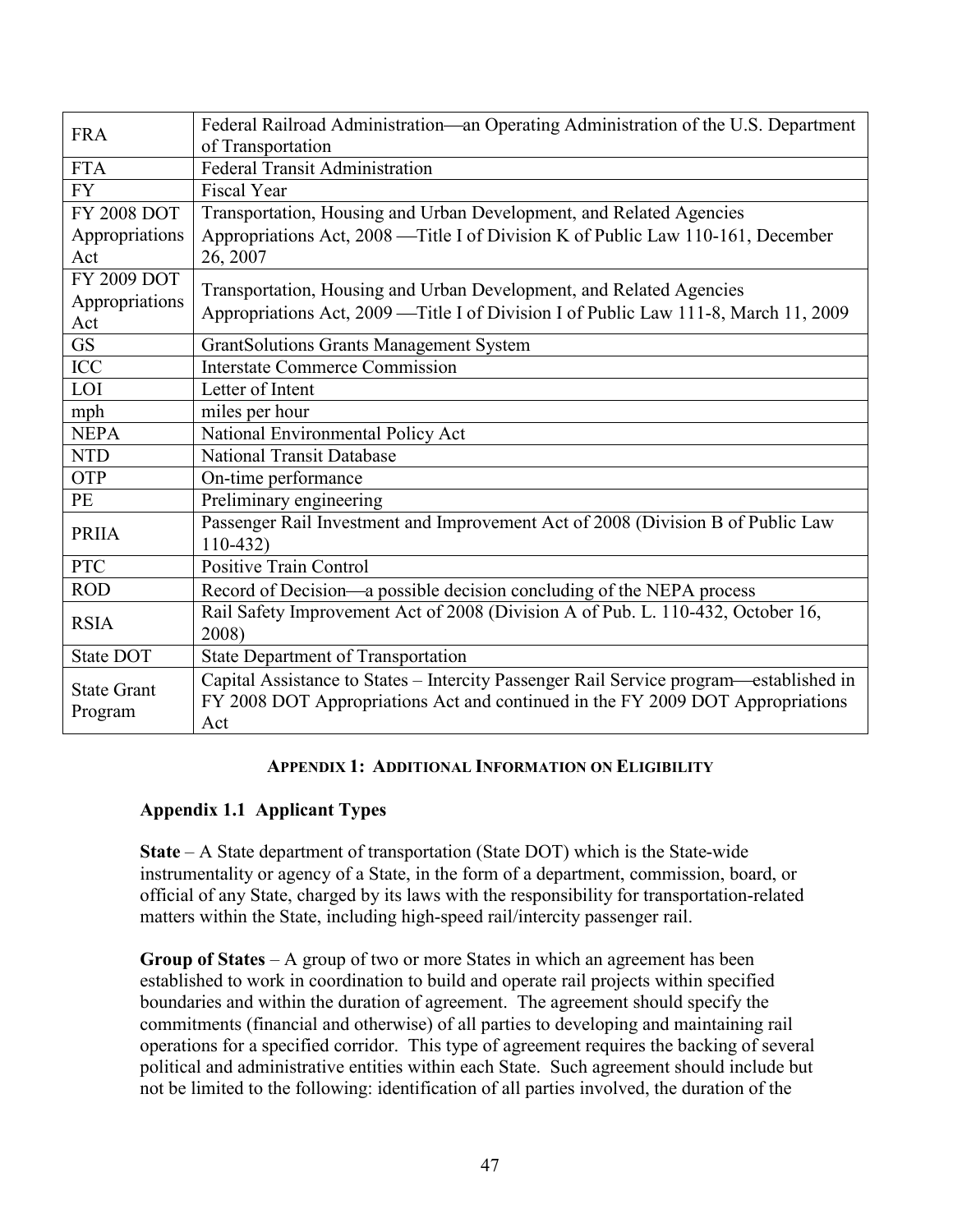| | |
|---|---|
| FRA | Federal Railroad Administration—an Operating Administration of the U.S. Department of Transportation |
| FTA | Federal Transit Administration |
| FY | Fiscal Year |
| FY 2008 DOT Appropriations Act | Transportation, Housing and Urban Development, and Related Agencies Appropriations Act, 2008 —Title I of Division K of Public Law 110-161, December 26, 2007 |
| FY 2009 DOT Appropriations Act | Transportation, Housing and Urban Development, and Related Agencies Appropriations Act, 2009 —Title I of Division I of Public Law 111-8, March 11, 2009 |
| GS | GrantSolutions Grants Management System |
| ICC | Interstate Commerce Commission |
| LOI | Letter of Intent |
| mph | miles per hour |
| NEPA | National Environmental Policy Act |
| NTD | National Transit Database |
| OTP | On-time performance |
| PE | Preliminary engineering |
| PRIIA | Passenger Rail Investment and Improvement Act of 2008 (Division B of Public Law 110-432) |
| PTC | Positive Train Control |
| ROD | Record of Decision—a possible decision concluding of the NEPA process |
| RSIA | Rail Safety Improvement Act of 2008 (Division A of Pub. L. 110-432, October 16, 2008) |
| State DOT | State Department of Transportation |
| State Grant Program | Capital Assistance to States – Intercity Passenger Rail Service program—established in FY 2008 DOT Appropriations Act and continued in the FY 2009 DOT Appropriations Act |

## APPENDIX 1: ADDITIONAL INFORMATION ON ELIGIBILITY

### Appendix 1.1 Applicant Types

**State** – A State department of transportation (State DOT) which is the State-wide instrumentality or agency of a State, in the form of a department, commission, board, or official of any State, charged by its laws with the responsibility for transportation-related matters within the State, including high-speed rail/intercity passenger rail.

**Group of States** – A group of two or more States in which an agreement has been established to work in coordination to build and operate rail projects within specified boundaries and within the duration of agreement. The agreement should specify the commitments (financial and otherwise) of all parties to developing and maintaining rail operations for a specified corridor. This type of agreement requires the backing of several political and administrative entities within each State. Such agreement should include but not be limited to the following: identification of all parties involved, the duration of the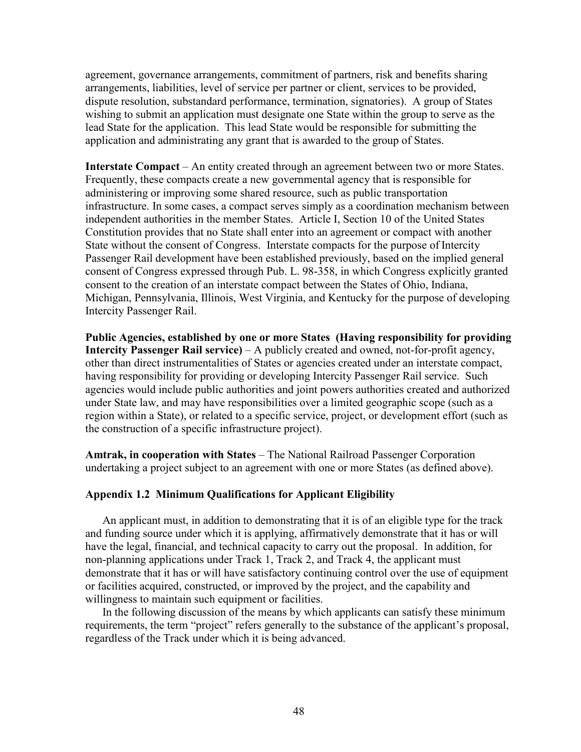agreement, governance arrangements, commitment of partners, risk and benefits sharing arrangements, liabilities, level of service per partner or client, services to be provided, dispute resolution, substandard performance, termination, signatories). A group of States wishing to submit an application must designate one State within the group to serve as the lead State for the application. This lead State would be responsible for submitting the application and administrating any grant that is awarded to the group of States.

**Interstate Compact** – An entity created through an agreement between two or more States. Frequently, these compacts create a new governmental agency that is responsible for administering or improving some shared resource, such as public transportation infrastructure. In some cases, a compact serves simply as a coordination mechanism between independent authorities in the member States. Article I, Section 10 of the United States Constitution provides that no State shall enter into an agreement or compact with another State without the consent of Congress. Interstate compacts for the purpose of Intercity Passenger Rail development have been established previously, based on the implied general consent of Congress expressed through Pub. L. 98-358, in which Congress explicitly granted consent to the creation of an interstate compact between the States of Ohio, Indiana, Michigan, Pennsylvania, Illinois, West Virginia, and Kentucky for the purpose of developing Intercity Passenger Rail.

**Public Agencies, established by one or more States (Having responsibility for providing Intercity Passenger Rail service)** – A publicly created and owned, not-for-profit agency, other than direct instrumentalities of States or agencies created under an interstate compact, having responsibility for providing or developing Intercity Passenger Rail service. Such agencies would include public authorities and joint powers authorities created and authorized under State law, and may have responsibilities over a limited geographic scope (such as a region within a State), or related to a specific service, project, or development effort (such as the construction of a specific infrastructure project).

**Amtrak, in cooperation with States** – The National Railroad Passenger Corporation undertaking a project subject to an agreement with one or more States (as defined above).

### Appendix 1.2 Minimum Qualifications for Applicant Eligibility

An applicant must, in addition to demonstrating that it is of an eligible type for the track and funding source under which it is applying, affirmatively demonstrate that it has or will have the legal, financial, and technical capacity to carry out the proposal. In addition, for non-planning applications under Track 1, Track 2, and Track 4, the applicant must demonstrate that it has or will have satisfactory continuing control over the use of equipment or facilities acquired, constructed, or improved by the project, and the capability and willingness to maintain such equipment or facilities.

In the following discussion of the means by which applicants can satisfy these minimum requirements, the term "project" refers generally to the substance of the applicant's proposal, regardless of the Track under which it is being advanced.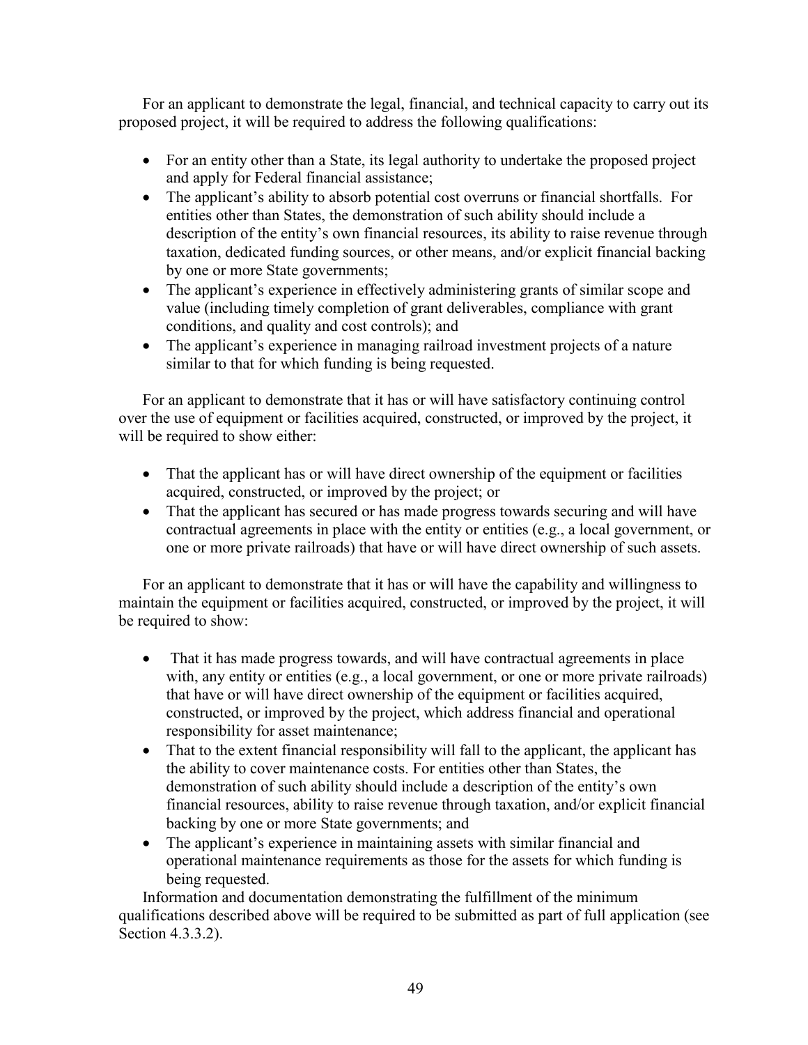For an applicant to demonstrate the legal, financial, and technical capacity to carry out its proposed project, it will be required to address the following qualifications:

- For an entity other than a State, its legal authority to undertake the proposed project and apply for Federal financial assistance;
- The applicant's ability to absorb potential cost overruns or financial shortfalls. For entities other than States, the demonstration of such ability should include a description of the entity's own financial resources, its ability to raise revenue through taxation, dedicated funding sources, or other means, and/or explicit financial backing by one or more State governments;
- The applicant's experience in effectively administering grants of similar scope and value (including timely completion of grant deliverables, compliance with grant conditions, and quality and cost controls); and
- The applicant's experience in managing railroad investment projects of a nature similar to that for which funding is being requested.

For an applicant to demonstrate that it has or will have satisfactory continuing control over the use of equipment or facilities acquired, constructed, or improved by the project, it will be required to show either:

- That the applicant has or will have direct ownership of the equipment or facilities acquired, constructed, or improved by the project; or
- That the applicant has secured or has made progress towards securing and will have contractual agreements in place with the entity or entities (e.g., a local government, or one or more private railroads) that have or will have direct ownership of such assets.

For an applicant to demonstrate that it has or will have the capability and willingness to maintain the equipment or facilities acquired, constructed, or improved by the project, it will be required to show:

- That it has made progress towards, and will have contractual agreements in place with, any entity or entities (e.g., a local government, or one or more private railroads) that have or will have direct ownership of the equipment or facilities acquired, constructed, or improved by the project, which address financial and operational responsibility for asset maintenance;
- That to the extent financial responsibility will fall to the applicant, the applicant has the ability to cover maintenance costs. For entities other than States, the demonstration of such ability should include a description of the entity's own financial resources, ability to raise revenue through taxation, and/or explicit financial backing by one or more State governments; and
- The applicant's experience in maintaining assets with similar financial and operational maintenance requirements as those for the assets for which funding is being requested.

Information and documentation demonstrating the fulfillment of the minimum qualifications described above will be required to be submitted as part of full application (see Section 4.3.3.2).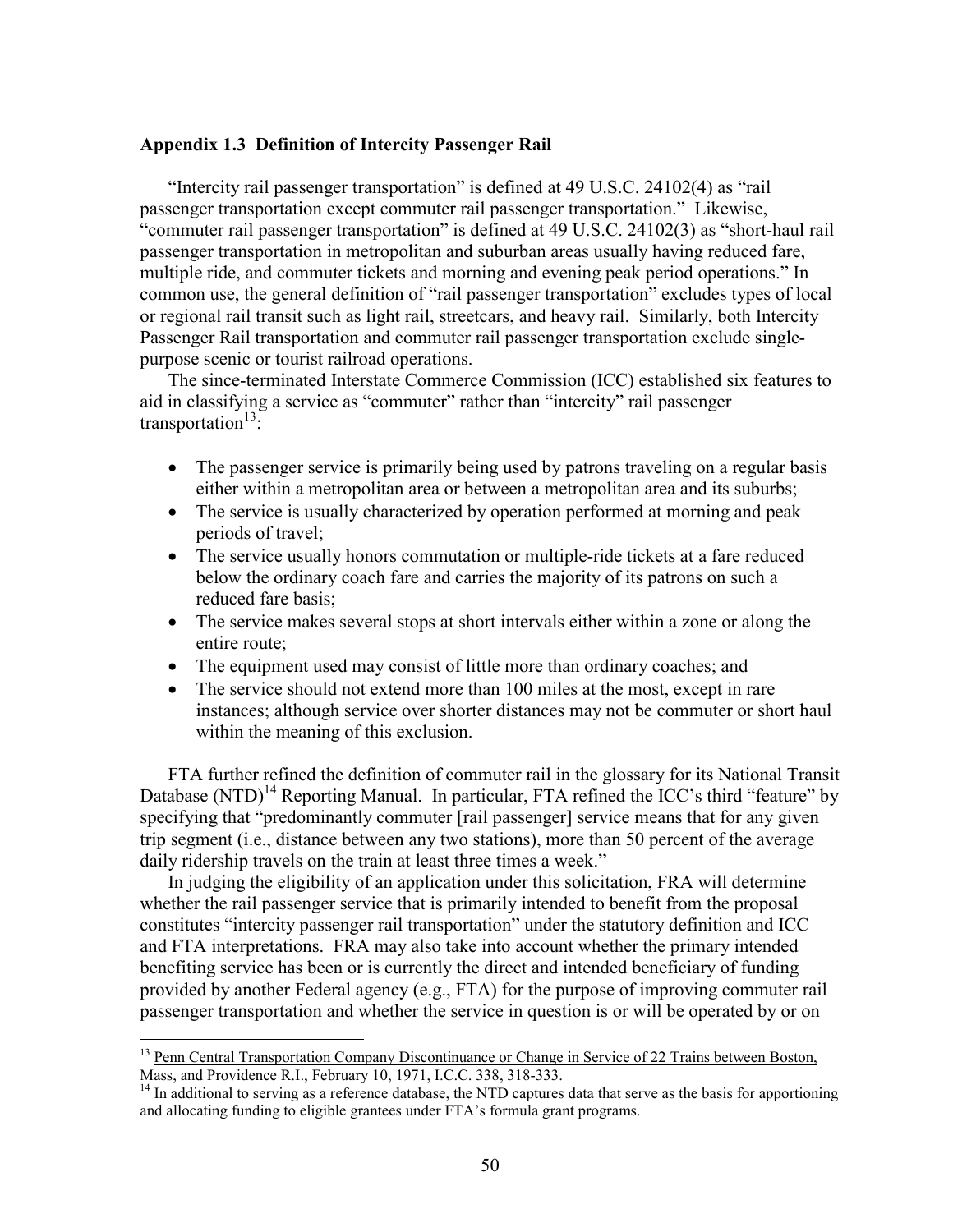### Appendix 1.3 Definition of Intercity Passenger Rail

"Intercity rail passenger transportation" is defined at 49 U.S.C. 24102(4) as "rail passenger transportation except commuter rail passenger transportation." Likewise, "commuter rail passenger transportation" is defined at 49 U.S.C. 24102(3) as "short-haul rail passenger transportation in metropolitan and suburban areas usually having reduced fare, multiple ride, and commuter tickets and morning and evening peak period operations." In common use, the general definition of "rail passenger transportation" excludes types of local or regional rail transit such as light rail, streetcars, and heavy rail. Similarly, both Intercity Passenger Rail transportation and commuter rail passenger transportation exclude single-purpose scenic or tourist railroad operations.

The since-terminated Interstate Commerce Commission (ICC) established six features to aid in classifying a service as "commuter" rather than "intercity" rail passenger transportation[13]:

- The passenger service is primarily being used by patrons traveling on a regular basis either within a metropolitan area or between a metropolitan area and its suburbs;
- The service is usually characterized by operation performed at morning and peak periods of travel;
- The service usually honors commutation or multiple-ride tickets at a fare reduced below the ordinary coach fare and carries the majority of its patrons on such a reduced fare basis;
- The service makes several stops at short intervals either within a zone or along the entire route;
- The equipment used may consist of little more than ordinary coaches; and
- The service should not extend more than 100 miles at the most, except in rare instances; although service over shorter distances may not be commuter or short haul within the meaning of this exclusion.

FTA further refined the definition of commuter rail in the glossary for its National Transit Database (NTD)[14] Reporting Manual. In particular, FTA refined the ICC's third "feature" by specifying that "predominantly commuter [rail passenger] service means that for any given trip segment (i.e., distance between any two stations), more than 50 percent of the average daily ridership travels on the train at least three times a week."

In judging the eligibility of an application under this solicitation, FRA will determine whether the rail passenger service that is primarily intended to benefit from the proposal constitutes "intercity passenger rail transportation" under the statutory definition and ICC and FTA interpretations. FRA may also take into account whether the primary intended benefiting service has been or is currently the direct and intended beneficiary of funding provided by another Federal agency (e.g., FTA) for the purpose of improving commuter rail passenger transportation and whether the service in question is or will be operated by or on

---

[13] Penn Central Transportation Company Discontinuance or Change in Service of 22 Trains between Boston, Mass, and Providence R.I., February 10, 1971, I.C.C. 338, 318-333.

[14] In additional to serving as a reference database, the NTD captures data that serve as the basis for apportioning and allocating funding to eligible grantees under FTA's formula grant programs.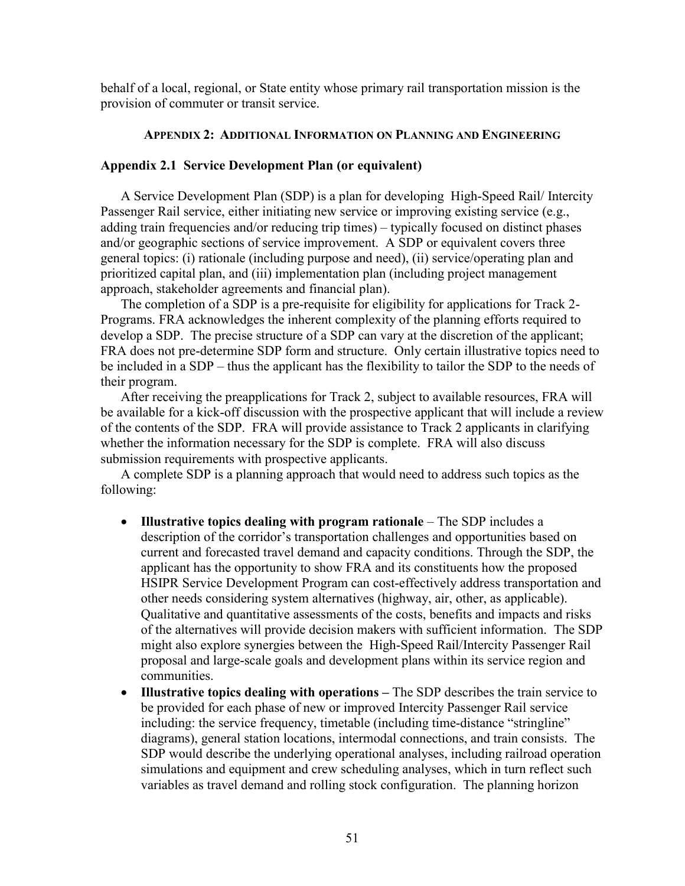behalf of a local, regional, or State entity whose primary rail transportation mission is the provision of commuter or transit service.

## APPENDIX 2: ADDITIONAL INFORMATION ON PLANNING AND ENGINEERING

### Appendix 2.1 Service Development Plan (or equivalent)

A Service Development Plan (SDP) is a plan for developing High-Speed Rail/ Intercity Passenger Rail service, either initiating new service or improving existing service (e.g., adding train frequencies and/or reducing trip times) – typically focused on distinct phases and/or geographic sections of service improvement. A SDP or equivalent covers three general topics: (i) rationale (including purpose and need), (ii) service/operating plan and prioritized capital plan, and (iii) implementation plan (including project management approach, stakeholder agreements and financial plan).

The completion of a SDP is a pre-requisite for eligibility for applications for Track 2- Programs. FRA acknowledges the inherent complexity of the planning efforts required to develop a SDP. The precise structure of a SDP can vary at the discretion of the applicant; FRA does not pre-determine SDP form and structure. Only certain illustrative topics need to be included in a SDP – thus the applicant has the flexibility to tailor the SDP to the needs of their program.

After receiving the preapplications for Track 2, subject to available resources, FRA will be available for a kick-off discussion with the prospective applicant that will include a review of the contents of the SDP. FRA will provide assistance to Track 2 applicants in clarifying whether the information necessary for the SDP is complete. FRA will also discuss submission requirements with prospective applicants.

A complete SDP is a planning approach that would need to address such topics as the following:

- **Illustrative topics dealing with program rationale** – The SDP includes a description of the corridor's transportation challenges and opportunities based on current and forecasted travel demand and capacity conditions. Through the SDP, the applicant has the opportunity to show FRA and its constituents how the proposed HSIPR Service Development Program can cost-effectively address transportation and other needs considering system alternatives (highway, air, other, as applicable). Qualitative and quantitative assessments of the costs, benefits and impacts and risks of the alternatives will provide decision makers with sufficient information. The SDP might also explore synergies between the High-Speed Rail/Intercity Passenger Rail proposal and large-scale goals and development plans within its service region and communities.
- **Illustrative topics dealing with operations –** The SDP describes the train service to be provided for each phase of new or improved Intercity Passenger Rail service including: the service frequency, timetable (including time-distance "stringline" diagrams), general station locations, intermodal connections, and train consists. The SDP would describe the underlying operational analyses, including railroad operation simulations and equipment and crew scheduling analyses, which in turn reflect such variables as travel demand and rolling stock configuration. The planning horizon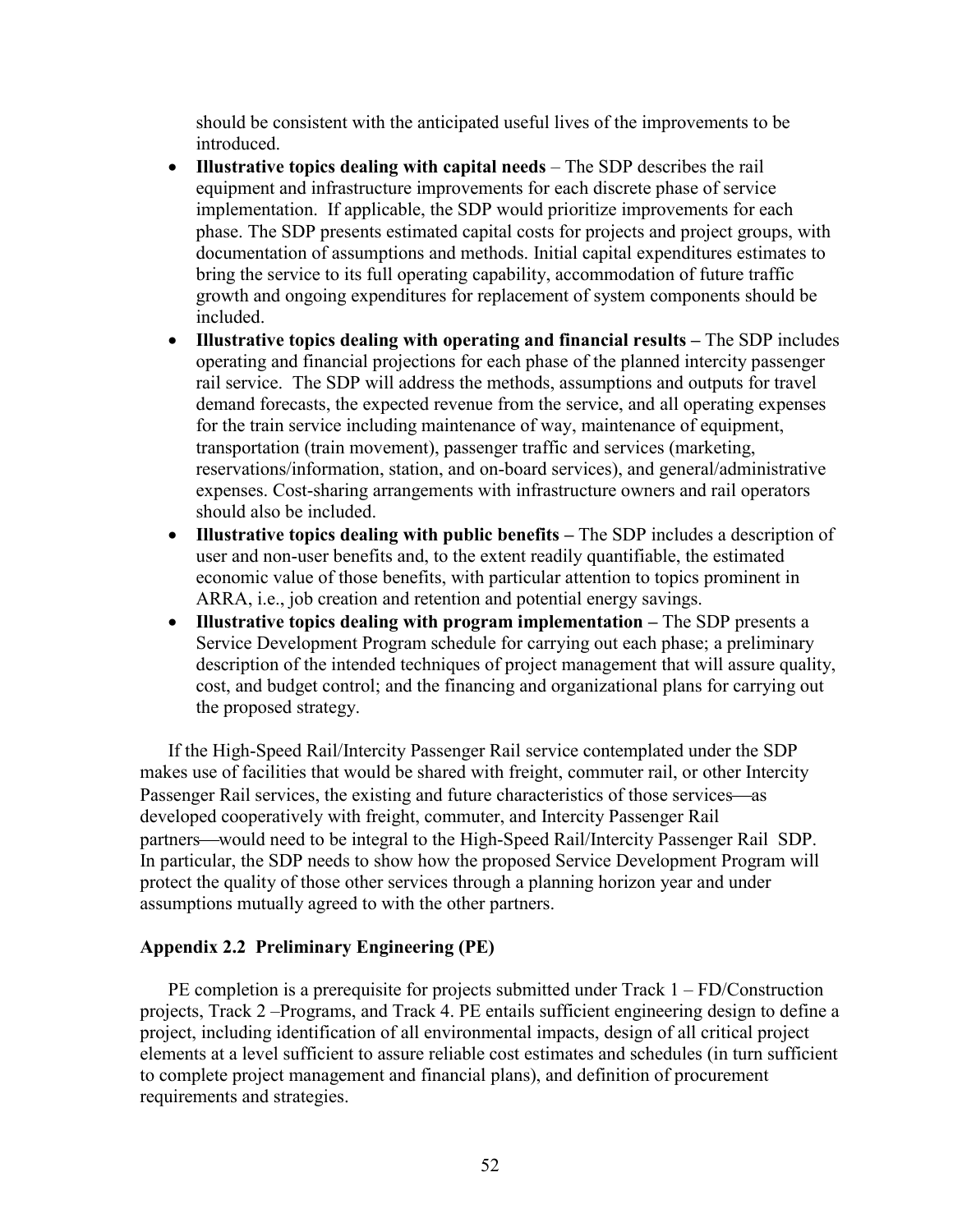should be consistent with the anticipated useful lives of the improvements to be introduced.

- **Illustrative topics dealing with capital needs** – The SDP describes the rail equipment and infrastructure improvements for each discrete phase of service implementation. If applicable, the SDP would prioritize improvements for each phase. The SDP presents estimated capital costs for projects and project groups, with documentation of assumptions and methods. Initial capital expenditures estimates to bring the service to its full operating capability, accommodation of future traffic growth and ongoing expenditures for replacement of system components should be included.
- **Illustrative topics dealing with operating and financial results –** The SDP includes operating and financial projections for each phase of the planned intercity passenger rail service. The SDP will address the methods, assumptions and outputs for travel demand forecasts, the expected revenue from the service, and all operating expenses for the train service including maintenance of way, maintenance of equipment, transportation (train movement), passenger traffic and services (marketing, reservations/information, station, and on-board services), and general/administrative expenses. Cost-sharing arrangements with infrastructure owners and rail operators should also be included.
- **Illustrative topics dealing with public benefits –** The SDP includes a description of user and non-user benefits and, to the extent readily quantifiable, the estimated economic value of those benefits, with particular attention to topics prominent in ARRA, i.e., job creation and retention and potential energy savings.
- **Illustrative topics dealing with program implementation –** The SDP presents a Service Development Program schedule for carrying out each phase; a preliminary description of the intended techniques of project management that will assure quality, cost, and budget control; and the financing and organizational plans for carrying out the proposed strategy.

If the High-Speed Rail/Intercity Passenger Rail service contemplated under the SDP makes use of facilities that would be shared with freight, commuter rail, or other Intercity Passenger Rail services, the existing and future characteristics of those services—as developed cooperatively with freight, commuter, and Intercity Passenger Rail partners—would need to be integral to the High-Speed Rail/Intercity Passenger Rail SDP. In particular, the SDP needs to show how the proposed Service Development Program will protect the quality of those other services through a planning horizon year and under assumptions mutually agreed to with the other partners.

### Appendix 2.2 Preliminary Engineering (PE)

PE completion is a prerequisite for projects submitted under Track 1 – FD/Construction projects, Track 2 –Programs, and Track 4. PE entails sufficient engineering design to define a project, including identification of all environmental impacts, design of all critical project elements at a level sufficient to assure reliable cost estimates and schedules (in turn sufficient to complete project management and financial plans), and definition of procurement requirements and strategies.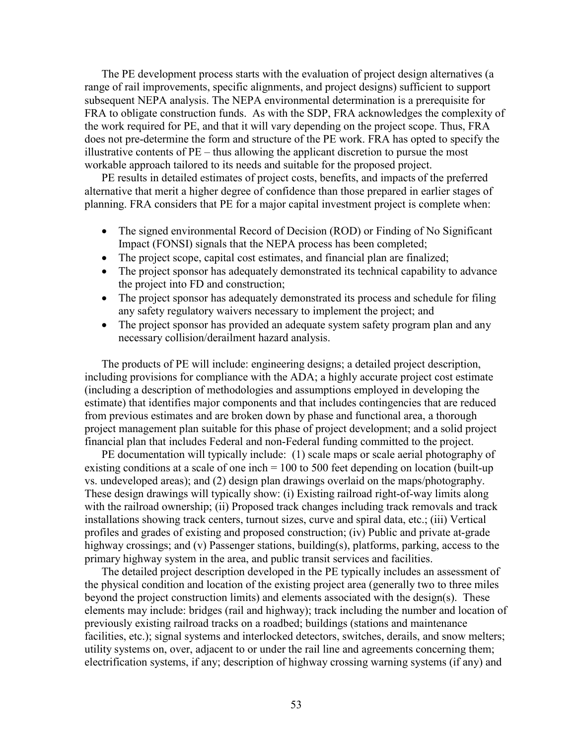The PE development process starts with the evaluation of project design alternatives (a range of rail improvements, specific alignments, and project designs) sufficient to support subsequent NEPA analysis. The NEPA environmental determination is a prerequisite for FRA to obligate construction funds. As with the SDP, FRA acknowledges the complexity of the work required for PE, and that it will vary depending on the project scope. Thus, FRA does not pre-determine the form and structure of the PE work. FRA has opted to specify the illustrative contents of PE – thus allowing the applicant discretion to pursue the most workable approach tailored to its needs and suitable for the proposed project.

PE results in detailed estimates of project costs, benefits, and impacts of the preferred alternative that merit a higher degree of confidence than those prepared in earlier stages of planning. FRA considers that PE for a major capital investment project is complete when:

- The signed environmental Record of Decision (ROD) or Finding of No Significant Impact (FONSI) signals that the NEPA process has been completed;
- The project scope, capital cost estimates, and financial plan are finalized;
- The project sponsor has adequately demonstrated its technical capability to advance the project into FD and construction;
- The project sponsor has adequately demonstrated its process and schedule for filing any safety regulatory waivers necessary to implement the project; and
- The project sponsor has provided an adequate system safety program plan and any necessary collision/derailment hazard analysis.

The products of PE will include: engineering designs; a detailed project description, including provisions for compliance with the ADA; a highly accurate project cost estimate (including a description of methodologies and assumptions employed in developing the estimate) that identifies major components and that includes contingencies that are reduced from previous estimates and are broken down by phase and functional area, a thorough project management plan suitable for this phase of project development; and a solid project financial plan that includes Federal and non-Federal funding committed to the project.

PE documentation will typically include: (1) scale maps or scale aerial photography of existing conditions at a scale of one inch = 100 to 500 feet depending on location (built-up vs. undeveloped areas); and (2) design plan drawings overlaid on the maps/photography. These design drawings will typically show: (i) Existing railroad right-of-way limits along with the railroad ownership; (ii) Proposed track changes including track removals and track installations showing track centers, turnout sizes, curve and spiral data, etc.; (iii) Vertical profiles and grades of existing and proposed construction; (iv) Public and private at-grade highway crossings; and (v) Passenger stations, building(s), platforms, parking, access to the primary highway system in the area, and public transit services and facilities.

The detailed project description developed in the PE typically includes an assessment of the physical condition and location of the existing project area (generally two to three miles beyond the project construction limits) and elements associated with the design(s). These elements may include: bridges (rail and highway); track including the number and location of previously existing railroad tracks on a roadbed; buildings (stations and maintenance facilities, etc.); signal systems and interlocked detectors, switches, derails, and snow melters; utility systems on, over, adjacent to or under the rail line and agreements concerning them; electrification systems, if any; description of highway crossing warning systems (if any) and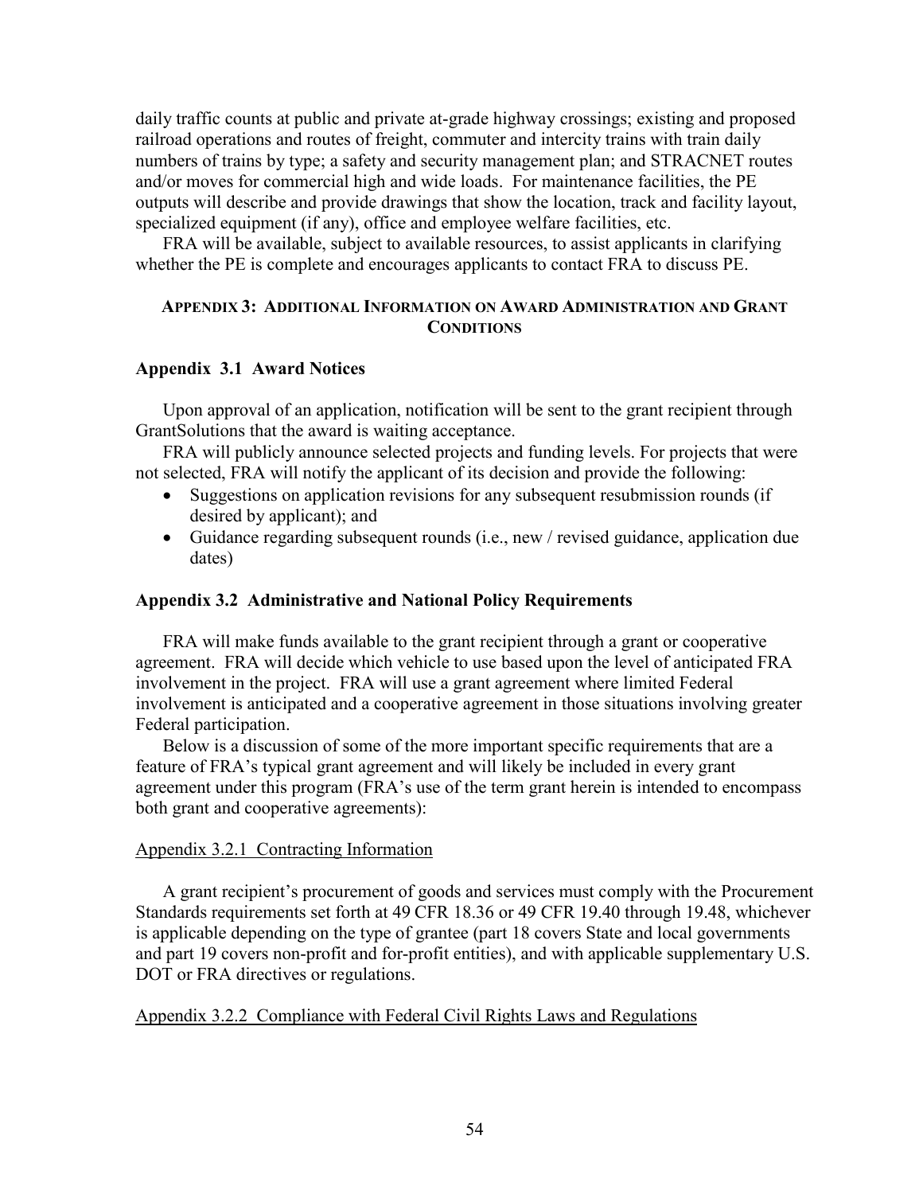daily traffic counts at public and private at-grade highway crossings; existing and proposed railroad operations and routes of freight, commuter and intercity trains with train daily numbers of trains by type; a safety and security management plan; and STRACNET routes and/or moves for commercial high and wide loads. For maintenance facilities, the PE outputs will describe and provide drawings that show the location, track and facility layout, specialized equipment (if any), office and employee welfare facilities, etc.

FRA will be available, subject to available resources, to assist applicants in clarifying whether the PE is complete and encourages applicants to contact FRA to discuss PE.

## APPENDIX 3: ADDITIONAL INFORMATION ON AWARD ADMINISTRATION AND GRANT CONDITIONS

### Appendix 3.1 Award Notices

Upon approval of an application, notification will be sent to the grant recipient through GrantSolutions that the award is waiting acceptance.

FRA will publicly announce selected projects and funding levels. For projects that were not selected, FRA will notify the applicant of its decision and provide the following:

- Suggestions on application revisions for any subsequent resubmission rounds (if desired by applicant); and
- Guidance regarding subsequent rounds (i.e., new / revised guidance, application due dates)

### Appendix 3.2 Administrative and National Policy Requirements

FRA will make funds available to the grant recipient through a grant or cooperative agreement. FRA will decide which vehicle to use based upon the level of anticipated FRA involvement in the project. FRA will use a grant agreement where limited Federal involvement is anticipated and a cooperative agreement in those situations involving greater Federal participation.

Below is a discussion of some of the more important specific requirements that are a feature of FRA's typical grant agreement and will likely be included in every grant agreement under this program (FRA's use of the term grant herein is intended to encompass both grant and cooperative agreements):

#### Appendix 3.2.1 Contracting Information

A grant recipient's procurement of goods and services must comply with the Procurement Standards requirements set forth at 49 CFR 18.36 or 49 CFR 19.40 through 19.48, whichever is applicable depending on the type of grantee (part 18 covers State and local governments and part 19 covers non-profit and for-profit entities), and with applicable supplementary U.S. DOT or FRA directives or regulations.

#### Appendix 3.2.2 Compliance with Federal Civil Rights Laws and Regulations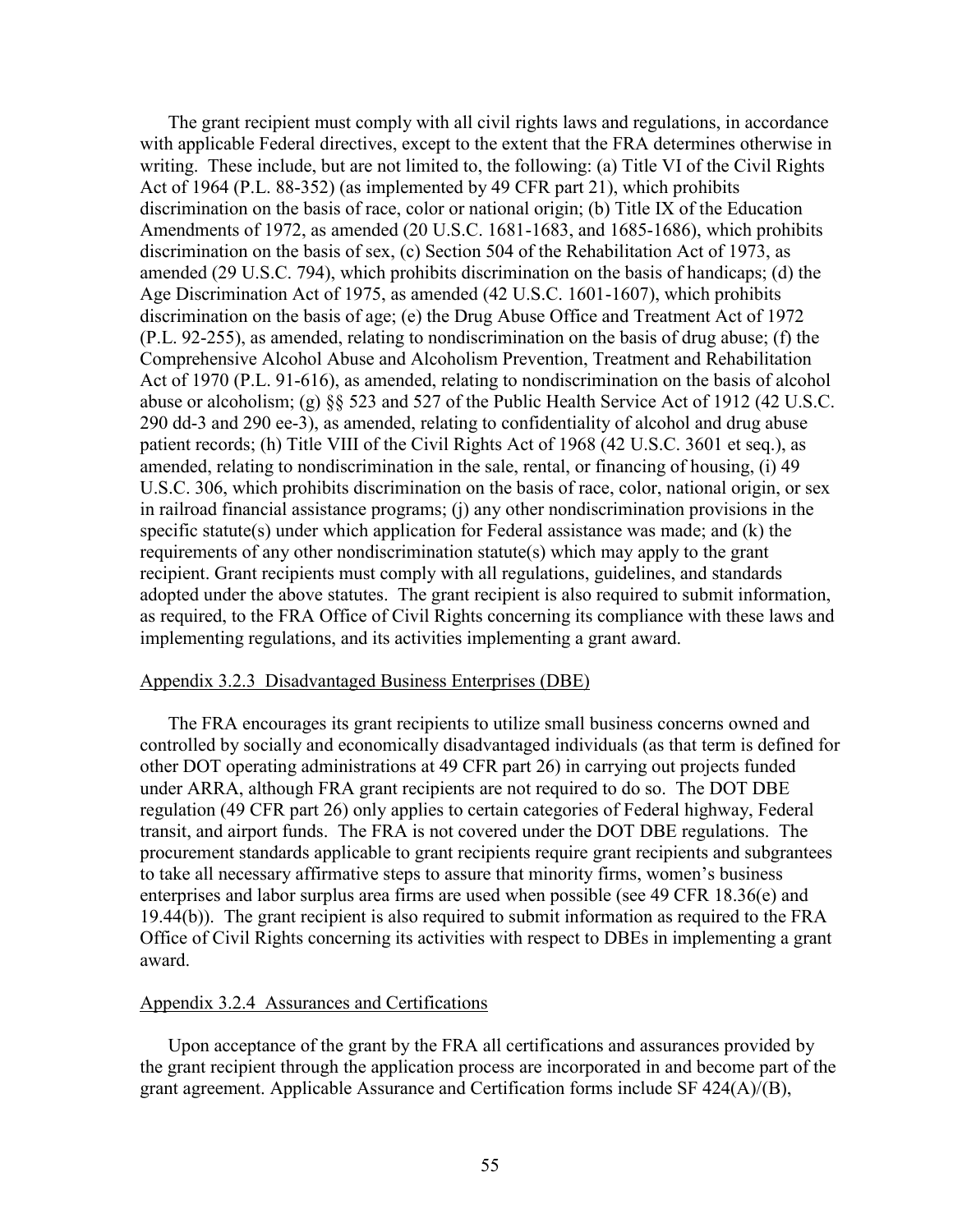The grant recipient must comply with all civil rights laws and regulations, in accordance with applicable Federal directives, except to the extent that the FRA determines otherwise in writing. These include, but are not limited to, the following: (a) Title VI of the Civil Rights Act of 1964 (P.L. 88-352) (as implemented by 49 CFR part 21), which prohibits discrimination on the basis of race, color or national origin; (b) Title IX of the Education Amendments of 1972, as amended (20 U.S.C. 1681-1683, and 1685-1686), which prohibits discrimination on the basis of sex, (c) Section 504 of the Rehabilitation Act of 1973, as amended (29 U.S.C. 794), which prohibits discrimination on the basis of handicaps; (d) the Age Discrimination Act of 1975, as amended (42 U.S.C. 1601-1607), which prohibits discrimination on the basis of age; (e) the Drug Abuse Office and Treatment Act of 1972 (P.L. 92-255), as amended, relating to nondiscrimination on the basis of drug abuse; (f) the Comprehensive Alcohol Abuse and Alcoholism Prevention, Treatment and Rehabilitation Act of 1970 (P.L. 91-616), as amended, relating to nondiscrimination on the basis of alcohol abuse or alcoholism; (g) §§ 523 and 527 of the Public Health Service Act of 1912 (42 U.S.C. 290 dd-3 and 290 ee-3), as amended, relating to confidentiality of alcohol and drug abuse patient records; (h) Title VIII of the Civil Rights Act of 1968 (42 U.S.C. 3601 et seq.), as amended, relating to nondiscrimination in the sale, rental, or financing of housing, (i) 49 U.S.C. 306, which prohibits discrimination on the basis of race, color, national origin, or sex in railroad financial assistance programs; (j) any other nondiscrimination provisions in the specific statute(s) under which application for Federal assistance was made; and (k) the requirements of any other nondiscrimination statute(s) which may apply to the grant recipient. Grant recipients must comply with all regulations, guidelines, and standards adopted under the above statutes. The grant recipient is also required to submit information, as required, to the FRA Office of Civil Rights concerning its compliance with these laws and implementing regulations, and its activities implementing a grant award.

Appendix 3.2.3 Disadvantaged Business Enterprises (DBE)

The FRA encourages its grant recipients to utilize small business concerns owned and controlled by socially and economically disadvantaged individuals (as that term is defined for other DOT operating administrations at 49 CFR part 26) in carrying out projects funded under ARRA, although FRA grant recipients are not required to do so. The DOT DBE regulation (49 CFR part 26) only applies to certain categories of Federal highway, Federal transit, and airport funds. The FRA is not covered under the DOT DBE regulations. The procurement standards applicable to grant recipients require grant recipients and subgrantees to take all necessary affirmative steps to assure that minority firms, women's business enterprises and labor surplus area firms are used when possible (see 49 CFR 18.36(e) and 19.44(b)). The grant recipient is also required to submit information as required to the FRA Office of Civil Rights concerning its activities with respect to DBEs in implementing a grant award.

Appendix 3.2.4 Assurances and Certifications

Upon acceptance of the grant by the FRA all certifications and assurances provided by the grant recipient through the application process are incorporated in and become part of the grant agreement. Applicable Assurance and Certification forms include SF 424(A)/(B),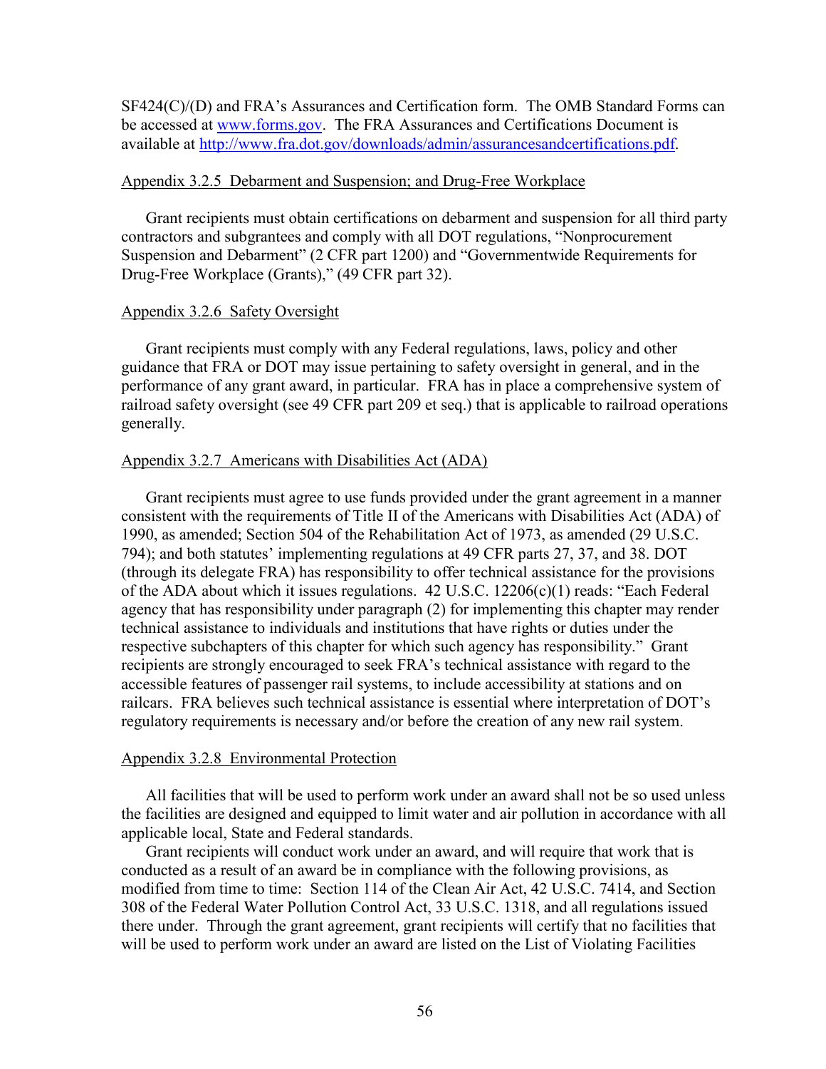SF424(C)/(D) and FRA's Assurances and Certification form. The OMB Standard Forms can be accessed at [www.forms.gov](www.forms.gov). The FRA Assurances and Certifications Document is available at [http://www.fra.dot.gov/downloads/admin/assurancesandcertifications.pdf](http://www.fra.dot.gov/downloads/admin/assurancesandcertifications.pdf).

### Appendix 3.2.5 Debarment and Suspension; and Drug-Free Workplace

Grant recipients must obtain certifications on debarment and suspension for all third party contractors and subgrantees and comply with all DOT regulations, "Nonprocurement Suspension and Debarment" (2 CFR part 1200) and "Governmentwide Requirements for Drug-Free Workplace (Grants)," (49 CFR part 32).

### Appendix 3.2.6 Safety Oversight

Grant recipients must comply with any Federal regulations, laws, policy and other guidance that FRA or DOT may issue pertaining to safety oversight in general, and in the performance of any grant award, in particular. FRA has in place a comprehensive system of railroad safety oversight (see 49 CFR part 209 et seq.) that is applicable to railroad operations generally.

### Appendix 3.2.7 Americans with Disabilities Act (ADA)

Grant recipients must agree to use funds provided under the grant agreement in a manner consistent with the requirements of Title II of the Americans with Disabilities Act (ADA) of 1990, as amended; Section 504 of the Rehabilitation Act of 1973, as amended (29 U.S.C. 794); and both statutes' implementing regulations at 49 CFR parts 27, 37, and 38. DOT (through its delegate FRA) has responsibility to offer technical assistance for the provisions of the ADA about which it issues regulations. 42 U.S.C. 12206(c)(1) reads: "Each Federal agency that has responsibility under paragraph (2) for implementing this chapter may render technical assistance to individuals and institutions that have rights or duties under the respective subchapters of this chapter for which such agency has responsibility." Grant recipients are strongly encouraged to seek FRA's technical assistance with regard to the accessible features of passenger rail systems, to include accessibility at stations and on railcars. FRA believes such technical assistance is essential where interpretation of DOT's regulatory requirements is necessary and/or before the creation of any new rail system.

### Appendix 3.2.8 Environmental Protection

All facilities that will be used to perform work under an award shall not be so used unless the facilities are designed and equipped to limit water and air pollution in accordance with all applicable local, State and Federal standards.

Grant recipients will conduct work under an award, and will require that work that is conducted as a result of an award be in compliance with the following provisions, as modified from time to time: Section 114 of the Clean Air Act, 42 U.S.C. 7414, and Section 308 of the Federal Water Pollution Control Act, 33 U.S.C. 1318, and all regulations issued there under. Through the grant agreement, grant recipients will certify that no facilities that will be used to perform work under an award are listed on the List of Violating Facilities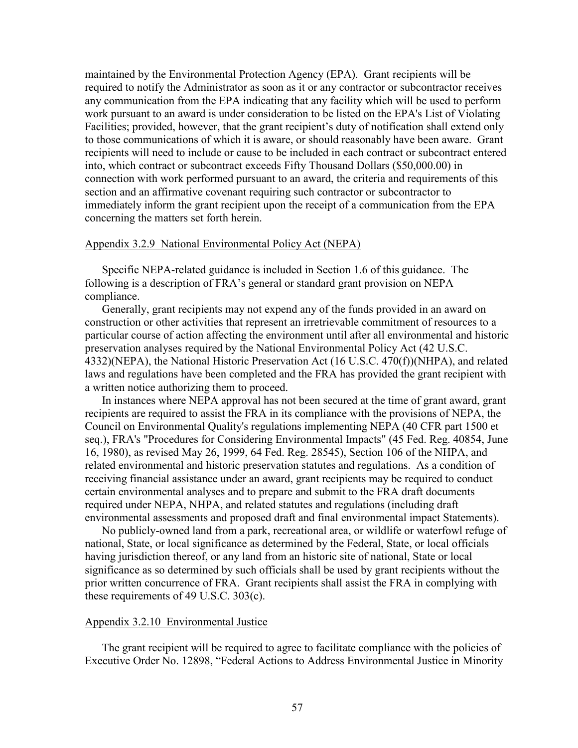maintained by the Environmental Protection Agency (EPA). Grant recipients will be required to notify the Administrator as soon as it or any contractor or subcontractor receives any communication from the EPA indicating that any facility which will be used to perform work pursuant to an award is under consideration to be listed on the EPA's List of Violating Facilities; provided, however, that the grant recipient's duty of notification shall extend only to those communications of which it is aware, or should reasonably have been aware. Grant recipients will need to include or cause to be included in each contract or subcontract entered into, which contract or subcontract exceeds Fifty Thousand Dollars ($50,000.00) in connection with work performed pursuant to an award, the criteria and requirements of this section and an affirmative covenant requiring such contractor or subcontractor to immediately inform the grant recipient upon the receipt of a communication from the EPA concerning the matters set forth herein.

Appendix 3.2.9 National Environmental Policy Act (NEPA)

Specific NEPA-related guidance is included in Section 1.6 of this guidance. The following is a description of FRA's general or standard grant provision on NEPA compliance.

Generally, grant recipients may not expend any of the funds provided in an award on construction or other activities that represent an irretrievable commitment of resources to a particular course of action affecting the environment until after all environmental and historic preservation analyses required by the National Environmental Policy Act (42 U.S.C. 4332)(NEPA), the National Historic Preservation Act (16 U.S.C. 470(f))(NHPA), and related laws and regulations have been completed and the FRA has provided the grant recipient with a written notice authorizing them to proceed.

In instances where NEPA approval has not been secured at the time of grant award, grant recipients are required to assist the FRA in its compliance with the provisions of NEPA, the Council on Environmental Quality's regulations implementing NEPA (40 CFR part 1500 et seq.), FRA's "Procedures for Considering Environmental Impacts" (45 Fed. Reg. 40854, June 16, 1980), as revised May 26, 1999, 64 Fed. Reg. 28545), Section 106 of the NHPA, and related environmental and historic preservation statutes and regulations. As a condition of receiving financial assistance under an award, grant recipients may be required to conduct certain environmental analyses and to prepare and submit to the FRA draft documents required under NEPA, NHPA, and related statutes and regulations (including draft environmental assessments and proposed draft and final environmental impact Statements).

No publicly-owned land from a park, recreational area, or wildlife or waterfowl refuge of national, State, or local significance as determined by the Federal, State, or local officials having jurisdiction thereof, or any land from an historic site of national, State or local significance as so determined by such officials shall be used by grant recipients without the prior written concurrence of FRA. Grant recipients shall assist the FRA in complying with these requirements of 49 U.S.C. 303(c).

Appendix 3.2.10 Environmental Justice

The grant recipient will be required to agree to facilitate compliance with the policies of Executive Order No. 12898, "Federal Actions to Address Environmental Justice in Minority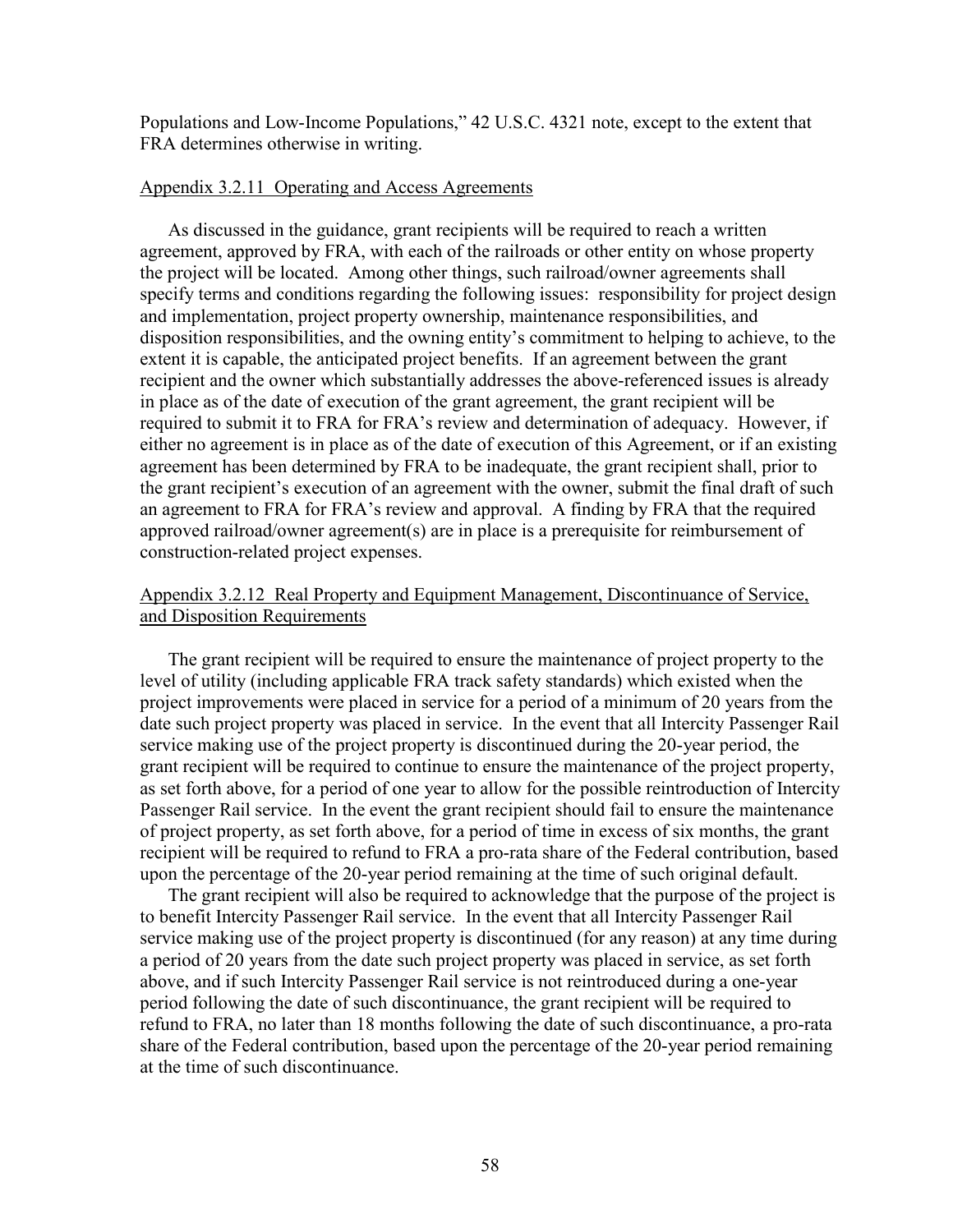Populations and Low-Income Populations," 42 U.S.C. 4321 note, except to the extent that FRA determines otherwise in writing.

Appendix 3.2.11 Operating and Access Agreements

As discussed in the guidance, grant recipients will be required to reach a written agreement, approved by FRA, with each of the railroads or other entity on whose property the project will be located. Among other things, such railroad/owner agreements shall specify terms and conditions regarding the following issues: responsibility for project design and implementation, project property ownership, maintenance responsibilities, and disposition responsibilities, and the owning entity's commitment to helping to achieve, to the extent it is capable, the anticipated project benefits. If an agreement between the grant recipient and the owner which substantially addresses the above-referenced issues is already in place as of the date of execution of the grant agreement, the grant recipient will be required to submit it to FRA for FRA's review and determination of adequacy. However, if either no agreement is in place as of the date of execution of this Agreement, or if an existing agreement has been determined by FRA to be inadequate, the grant recipient shall, prior to the grant recipient's execution of an agreement with the owner, submit the final draft of such an agreement to FRA for FRA's review and approval. A finding by FRA that the required approved railroad/owner agreement(s) are in place is a prerequisite for reimbursement of construction-related project expenses.

Appendix 3.2.12 Real Property and Equipment Management, Discontinuance of Service, and Disposition Requirements

The grant recipient will be required to ensure the maintenance of project property to the level of utility (including applicable FRA track safety standards) which existed when the project improvements were placed in service for a period of a minimum of 20 years from the date such project property was placed in service. In the event that all Intercity Passenger Rail service making use of the project property is discontinued during the 20-year period, the grant recipient will be required to continue to ensure the maintenance of the project property, as set forth above, for a period of one year to allow for the possible reintroduction of Intercity Passenger Rail service. In the event the grant recipient should fail to ensure the maintenance of project property, as set forth above, for a period of time in excess of six months, the grant recipient will be required to refund to FRA a pro-rata share of the Federal contribution, based upon the percentage of the 20-year period remaining at the time of such original default.

The grant recipient will also be required to acknowledge that the purpose of the project is to benefit Intercity Passenger Rail service. In the event that all Intercity Passenger Rail service making use of the project property is discontinued (for any reason) at any time during a period of 20 years from the date such project property was placed in service, as set forth above, and if such Intercity Passenger Rail service is not reintroduced during a one-year period following the date of such discontinuance, the grant recipient will be required to refund to FRA, no later than 18 months following the date of such discontinuance, a pro-rata share of the Federal contribution, based upon the percentage of the 20-year period remaining at the time of such discontinuance.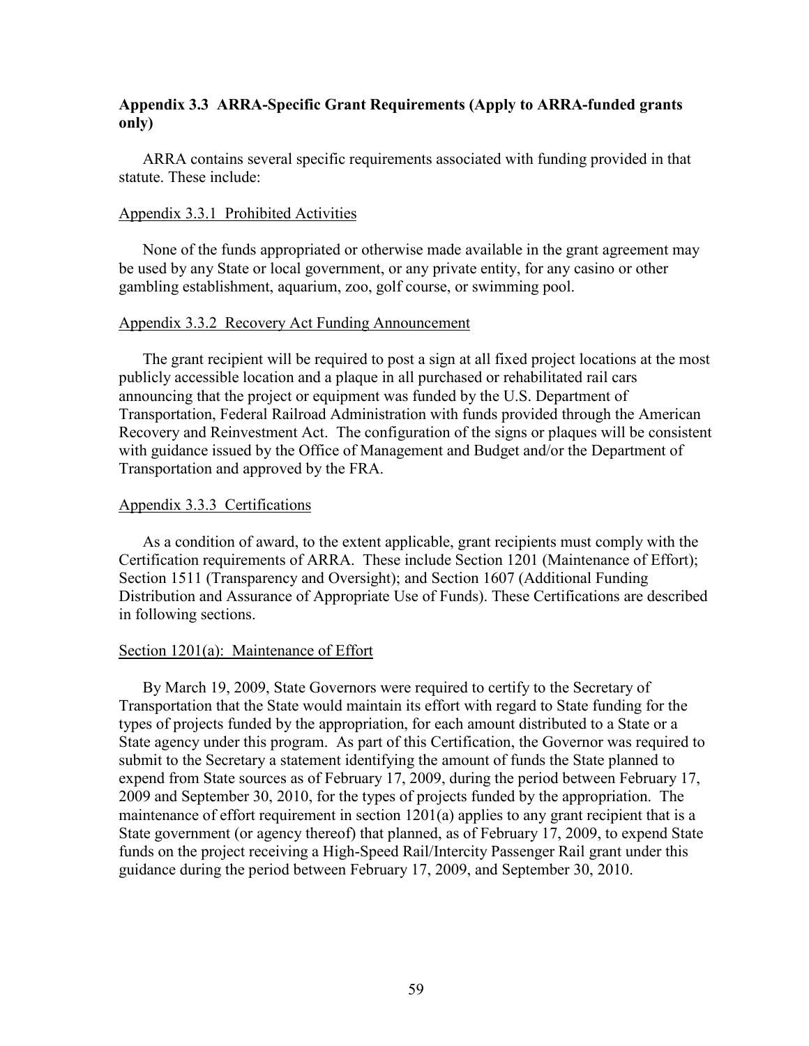## Appendix 3.3 ARRA-Specific Grant Requirements (Apply to ARRA-funded grants only)

ARRA contains several specific requirements associated with funding provided in that statute. These include:

### Appendix 3.3.1 Prohibited Activities

None of the funds appropriated or otherwise made available in the grant agreement may be used by any State or local government, or any private entity, for any casino or other gambling establishment, aquarium, zoo, golf course, or swimming pool.

### Appendix 3.3.2 Recovery Act Funding Announcement

The grant recipient will be required to post a sign at all fixed project locations at the most publicly accessible location and a plaque in all purchased or rehabilitated rail cars announcing that the project or equipment was funded by the U.S. Department of Transportation, Federal Railroad Administration with funds provided through the American Recovery and Reinvestment Act. The configuration of the signs or plaques will be consistent with guidance issued by the Office of Management and Budget and/or the Department of Transportation and approved by the FRA.

### Appendix 3.3.3 Certifications

As a condition of award, to the extent applicable, grant recipients must comply with the Certification requirements of ARRA. These include Section 1201 (Maintenance of Effort); Section 1511 (Transparency and Oversight); and Section 1607 (Additional Funding Distribution and Assurance of Appropriate Use of Funds). These Certifications are described in following sections.

#### Section 1201(a): Maintenance of Effort

By March 19, 2009, State Governors were required to certify to the Secretary of Transportation that the State would maintain its effort with regard to State funding for the types of projects funded by the appropriation, for each amount distributed to a State or a State agency under this program. As part of this Certification, the Governor was required to submit to the Secretary a statement identifying the amount of funds the State planned to expend from State sources as of February 17, 2009, during the period between February 17, 2009 and September 30, 2010, for the types of projects funded by the appropriation. The maintenance of effort requirement in section 1201(a) applies to any grant recipient that is a State government (or agency thereof) that planned, as of February 17, 2009, to expend State funds on the project receiving a High-Speed Rail/Intercity Passenger Rail grant under this guidance during the period between February 17, 2009, and September 30, 2010.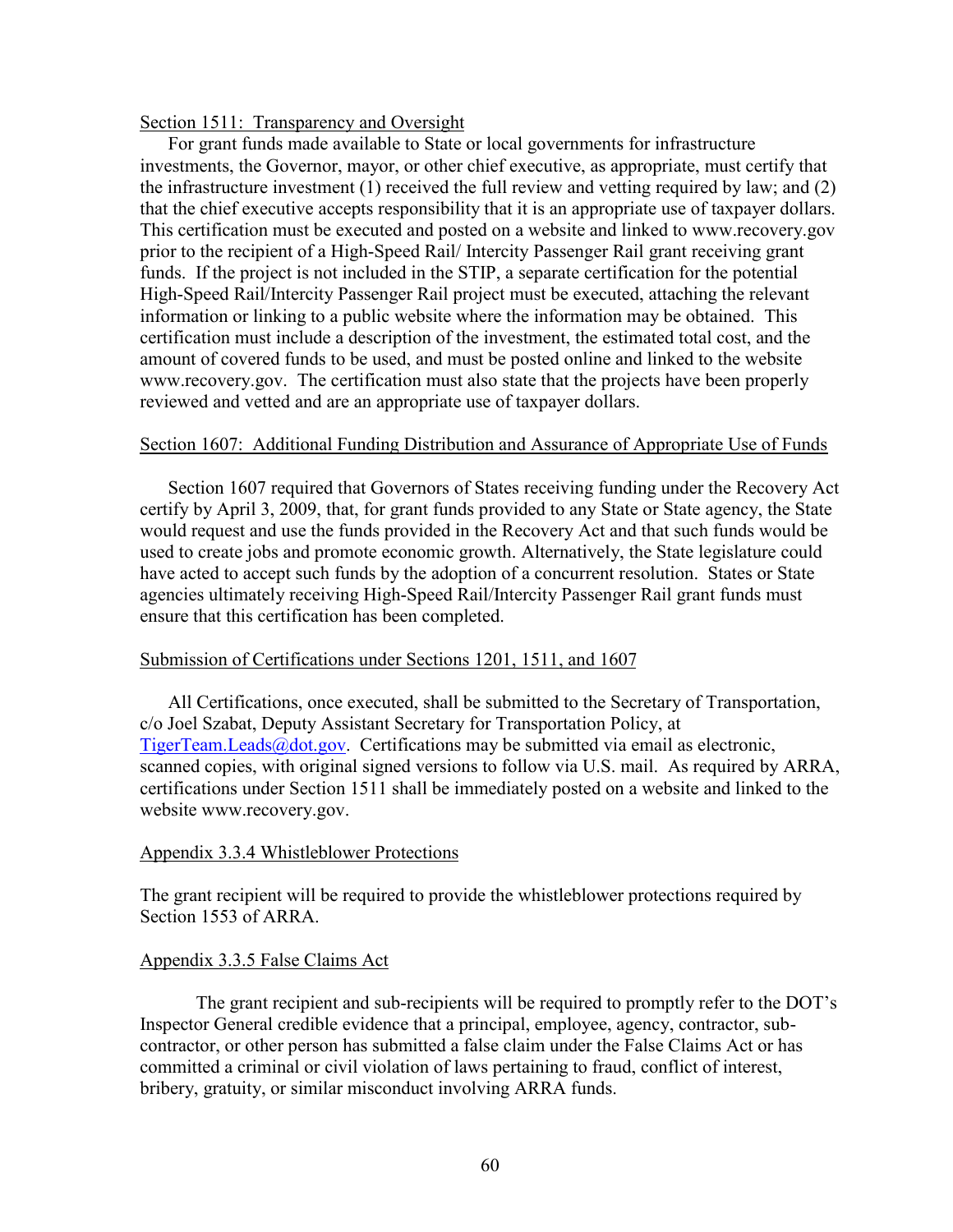## Section 1511: Transparency and Oversight

For grant funds made available to State or local governments for infrastructure investments, the Governor, mayor, or other chief executive, as appropriate, must certify that the infrastructure investment (1) received the full review and vetting required by law; and (2) that the chief executive accepts responsibility that it is an appropriate use of taxpayer dollars. This certification must be executed and posted on a website and linked to www.recovery.gov prior to the recipient of a High-Speed Rail/ Intercity Passenger Rail grant receiving grant funds. If the project is not included in the STIP, a separate certification for the potential High-Speed Rail/Intercity Passenger Rail project must be executed, attaching the relevant information or linking to a public website where the information may be obtained. This certification must include a description of the investment, the estimated total cost, and the amount of covered funds to be used, and must be posted online and linked to the website www.recovery.gov. The certification must also state that the projects have been properly reviewed and vetted and are an appropriate use of taxpayer dollars.

## Section 1607: Additional Funding Distribution and Assurance of Appropriate Use of Funds

Section 1607 required that Governors of States receiving funding under the Recovery Act certify by April 3, 2009, that, for grant funds provided to any State or State agency, the State would request and use the funds provided in the Recovery Act and that such funds would be used to create jobs and promote economic growth. Alternatively, the State legislature could have acted to accept such funds by the adoption of a concurrent resolution. States or State agencies ultimately receiving High-Speed Rail/Intercity Passenger Rail grant funds must ensure that this certification has been completed.

## Submission of Certifications under Sections 1201, 1511, and 1607

All Certifications, once executed, shall be submitted to the Secretary of Transportation, c/o Joel Szabat, Deputy Assistant Secretary for Transportation Policy, at TigerTeam.Leads@dot.gov. Certifications may be submitted via email as electronic, scanned copies, with original signed versions to follow via U.S. mail. As required by ARRA, certifications under Section 1511 shall be immediately posted on a website and linked to the website www.recovery.gov.

## Appendix 3.3.4 Whistleblower Protections

The grant recipient will be required to provide the whistleblower protections required by Section 1553 of ARRA.

## Appendix 3.3.5 False Claims Act

The grant recipient and sub-recipients will be required to promptly refer to the DOT's Inspector General credible evidence that a principal, employee, agency, contractor, sub-contractor, or other person has submitted a false claim under the False Claims Act or has committed a criminal or civil violation of laws pertaining to fraud, conflict of interest, bribery, gratuity, or similar misconduct involving ARRA funds.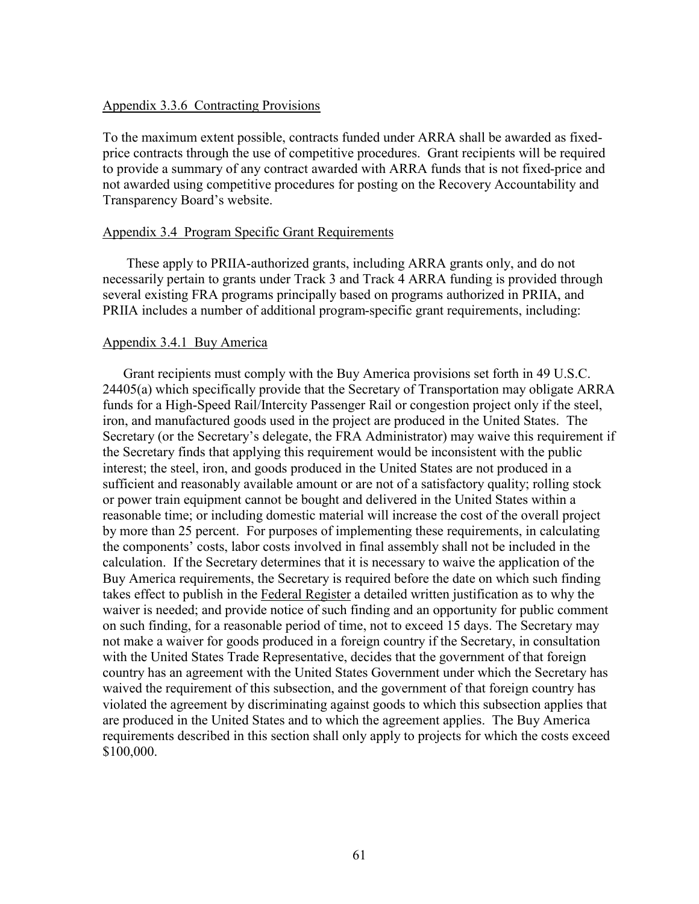## Appendix 3.3.6 Contracting Provisions

To the maximum extent possible, contracts funded under ARRA shall be awarded as fixed-price contracts through the use of competitive procedures. Grant recipients will be required to provide a summary of any contract awarded with ARRA funds that is not fixed-price and not awarded using competitive procedures for posting on the Recovery Accountability and Transparency Board's website.

## Appendix 3.4 Program Specific Grant Requirements

These apply to PRIIA-authorized grants, including ARRA grants only, and do not necessarily pertain to grants under Track 3 and Track 4 ARRA funding is provided through several existing FRA programs principally based on programs authorized in PRIIA, and PRIIA includes a number of additional program-specific grant requirements, including:

### Appendix 3.4.1 Buy America

Grant recipients must comply with the Buy America provisions set forth in 49 U.S.C. 24405(a) which specifically provide that the Secretary of Transportation may obligate ARRA funds for a High-Speed Rail/Intercity Passenger Rail or congestion project only if the steel, iron, and manufactured goods used in the project are produced in the United States. The Secretary (or the Secretary's delegate, the FRA Administrator) may waive this requirement if the Secretary finds that applying this requirement would be inconsistent with the public interest; the steel, iron, and goods produced in the United States are not produced in a sufficient and reasonably available amount or are not of a satisfactory quality; rolling stock or power train equipment cannot be bought and delivered in the United States within a reasonable time; or including domestic material will increase the cost of the overall project by more than 25 percent. For purposes of implementing these requirements, in calculating the components' costs, labor costs involved in final assembly shall not be included in the calculation. If the Secretary determines that it is necessary to waive the application of the Buy America requirements, the Secretary is required before the date on which such finding takes effect to publish in the Federal Register a detailed written justification as to why the waiver is needed; and provide notice of such finding and an opportunity for public comment on such finding, for a reasonable period of time, not to exceed 15 days. The Secretary may not make a waiver for goods produced in a foreign country if the Secretary, in consultation with the United States Trade Representative, decides that the government of that foreign country has an agreement with the United States Government under which the Secretary has waived the requirement of this subsection, and the government of that foreign country has violated the agreement by discriminating against goods to which this subsection applies that are produced in the United States and to which the agreement applies. The Buy America requirements described in this section shall only apply to projects for which the costs exceed $100,000.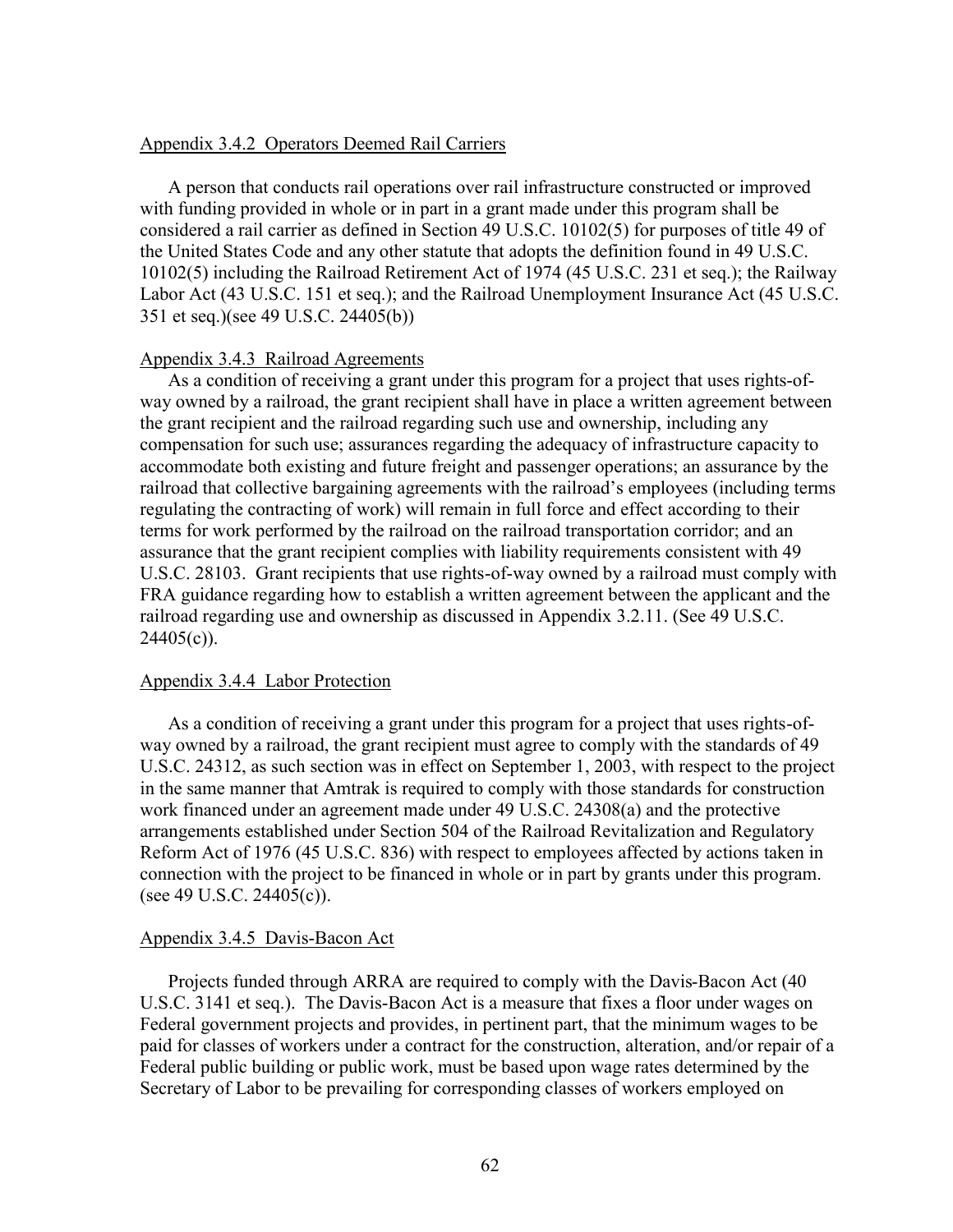Appendix 3.4.2 Operators Deemed Rail Carriers

A person that conducts rail operations over rail infrastructure constructed or improved with funding provided in whole or in part in a grant made under this program shall be considered a rail carrier as defined in Section 49 U.S.C. 10102(5) for purposes of title 49 of the United States Code and any other statute that adopts the definition found in 49 U.S.C. 10102(5) including the Railroad Retirement Act of 1974 (45 U.S.C. 231 et seq.); the Railway Labor Act (43 U.S.C. 151 et seq.); and the Railroad Unemployment Insurance Act (45 U.S.C. 351 et seq.)(see 49 U.S.C. 24405(b))

Appendix 3.4.3 Railroad Agreements

As a condition of receiving a grant under this program for a project that uses rights-of-way owned by a railroad, the grant recipient shall have in place a written agreement between the grant recipient and the railroad regarding such use and ownership, including any compensation for such use; assurances regarding the adequacy of infrastructure capacity to accommodate both existing and future freight and passenger operations; an assurance by the railroad that collective bargaining agreements with the railroad's employees (including terms regulating the contracting of work) will remain in full force and effect according to their terms for work performed by the railroad on the railroad transportation corridor; and an assurance that the grant recipient complies with liability requirements consistent with 49 U.S.C. 28103. Grant recipients that use rights-of-way owned by a railroad must comply with FRA guidance regarding how to establish a written agreement between the applicant and the railroad regarding use and ownership as discussed in Appendix 3.2.11. (See 49 U.S.C. 24405(c)).

Appendix 3.4.4 Labor Protection

As a condition of receiving a grant under this program for a project that uses rights-of-way owned by a railroad, the grant recipient must agree to comply with the standards of 49 U.S.C. 24312, as such section was in effect on September 1, 2003, with respect to the project in the same manner that Amtrak is required to comply with those standards for construction work financed under an agreement made under 49 U.S.C. 24308(a) and the protective arrangements established under Section 504 of the Railroad Revitalization and Regulatory Reform Act of 1976 (45 U.S.C. 836) with respect to employees affected by actions taken in connection with the project to be financed in whole or in part by grants under this program. (see 49 U.S.C. 24405(c)).

Appendix 3.4.5 Davis-Bacon Act

Projects funded through ARRA are required to comply with the Davis-Bacon Act (40 U.S.C. 3141 et seq.). The Davis-Bacon Act is a measure that fixes a floor under wages on Federal government projects and provides, in pertinent part, that the minimum wages to be paid for classes of workers under a contract for the construction, alteration, and/or repair of a Federal public building or public work, must be based upon wage rates determined by the Secretary of Labor to be prevailing for corresponding classes of workers employed on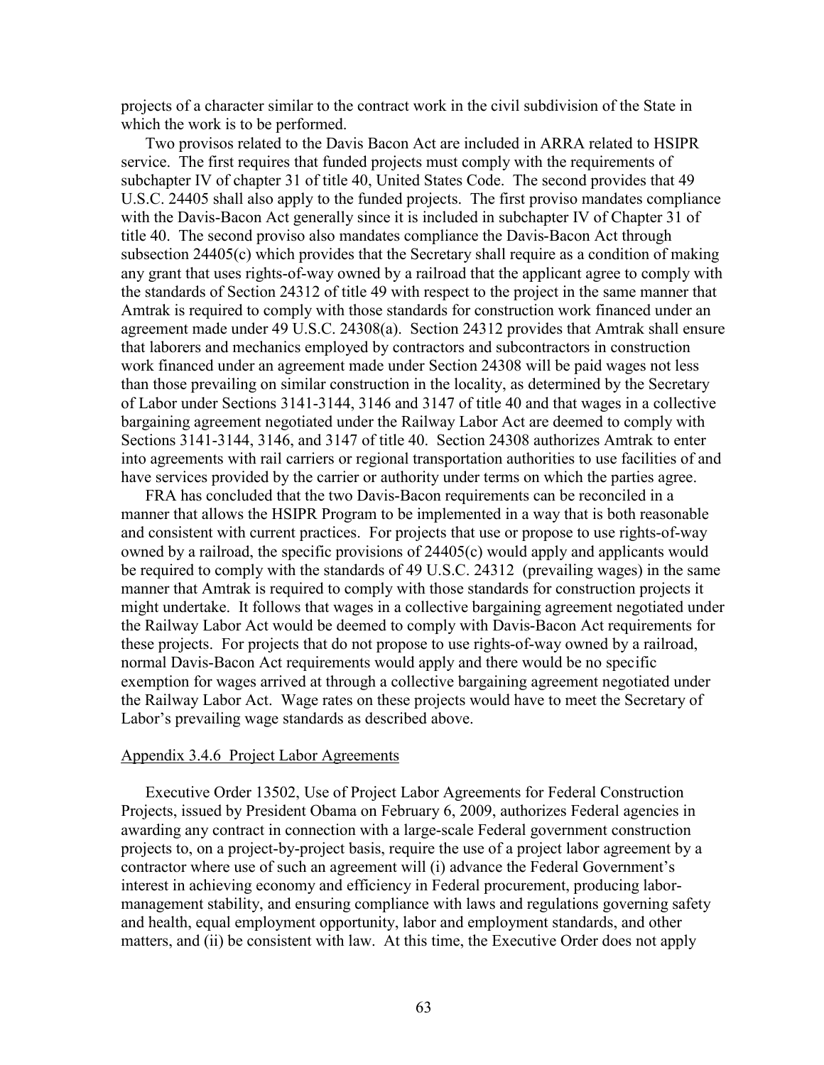projects of a character similar to the contract work in the civil subdivision of the State in which the work is to be performed.

Two provisos related to the Davis Bacon Act are included in ARRA related to HSIPR service. The first requires that funded projects must comply with the requirements of subchapter IV of chapter 31 of title 40, United States Code. The second provides that 49 U.S.C. 24405 shall also apply to the funded projects. The first proviso mandates compliance with the Davis-Bacon Act generally since it is included in subchapter IV of Chapter 31 of title 40. The second proviso also mandates compliance the Davis-Bacon Act through subsection 24405(c) which provides that the Secretary shall require as a condition of making any grant that uses rights-of-way owned by a railroad that the applicant agree to comply with the standards of Section 24312 of title 49 with respect to the project in the same manner that Amtrak is required to comply with those standards for construction work financed under an agreement made under 49 U.S.C. 24308(a). Section 24312 provides that Amtrak shall ensure that laborers and mechanics employed by contractors and subcontractors in construction work financed under an agreement made under Section 24308 will be paid wages not less than those prevailing on similar construction in the locality, as determined by the Secretary of Labor under Sections 3141-3144, 3146 and 3147 of title 40 and that wages in a collective bargaining agreement negotiated under the Railway Labor Act are deemed to comply with Sections 3141-3144, 3146, and 3147 of title 40. Section 24308 authorizes Amtrak to enter into agreements with rail carriers or regional transportation authorities to use facilities of and have services provided by the carrier or authority under terms on which the parties agree.

FRA has concluded that the two Davis-Bacon requirements can be reconciled in a manner that allows the HSIPR Program to be implemented in a way that is both reasonable and consistent with current practices. For projects that use or propose to use rights-of-way owned by a railroad, the specific provisions of 24405(c) would apply and applicants would be required to comply with the standards of 49 U.S.C. 24312 (prevailing wages) in the same manner that Amtrak is required to comply with those standards for construction projects it might undertake. It follows that wages in a collective bargaining agreement negotiated under the Railway Labor Act would be deemed to comply with Davis-Bacon Act requirements for these projects. For projects that do not propose to use rights-of-way owned by a railroad, normal Davis-Bacon Act requirements would apply and there would be no specific exemption for wages arrived at through a collective bargaining agreement negotiated under the Railway Labor Act. Wage rates on these projects would have to meet the Secretary of Labor's prevailing wage standards as described above.

## Appendix 3.4.6 Project Labor Agreements

Executive Order 13502, Use of Project Labor Agreements for Federal Construction Projects, issued by President Obama on February 6, 2009, authorizes Federal agencies in awarding any contract in connection with a large-scale Federal government construction projects to, on a project-by-project basis, require the use of a project labor agreement by a contractor where use of such an agreement will (i) advance the Federal Government's interest in achieving economy and efficiency in Federal procurement, producing labor-management stability, and ensuring compliance with laws and regulations governing safety and health, equal employment opportunity, labor and employment standards, and other matters, and (ii) be consistent with law. At this time, the Executive Order does not apply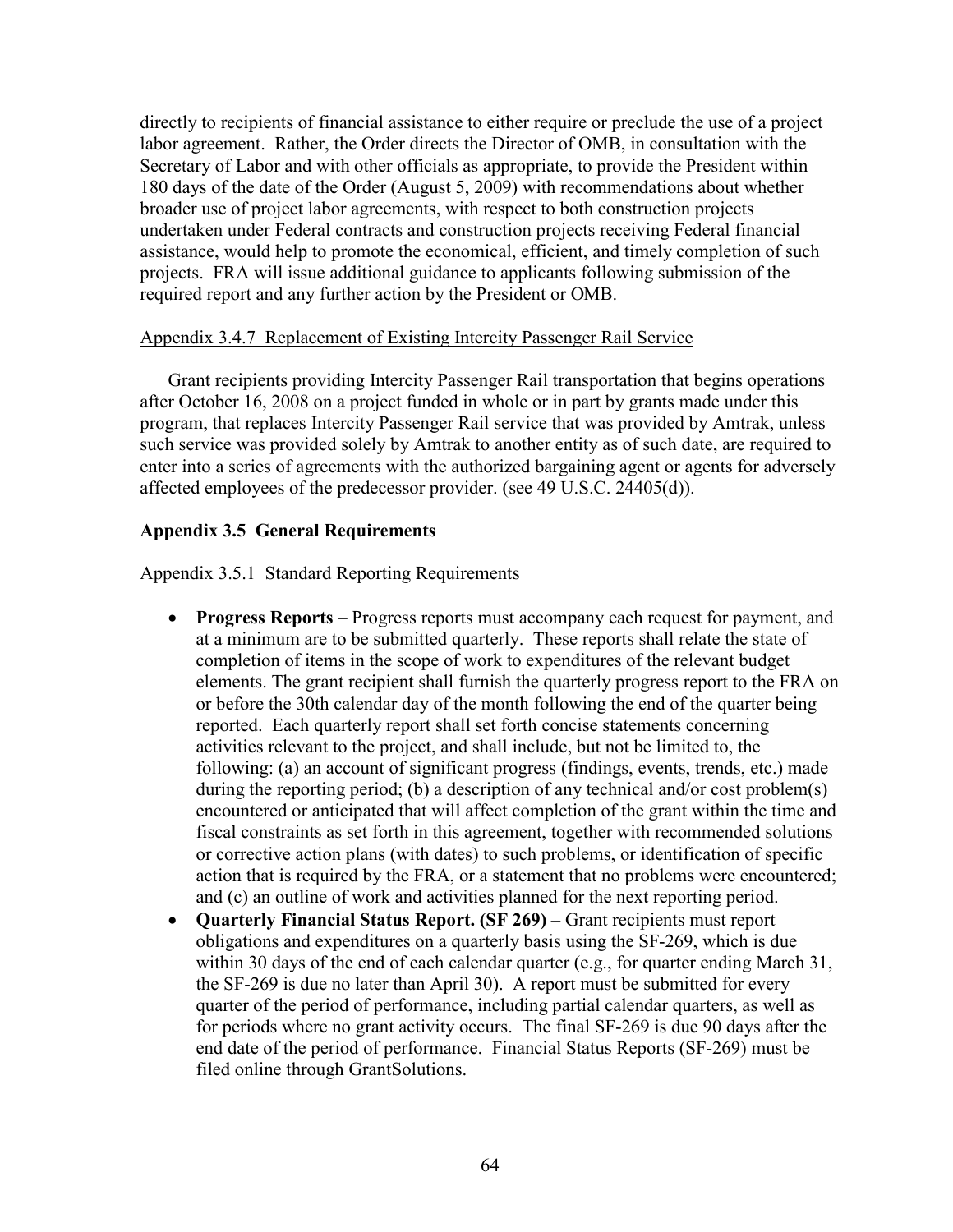directly to recipients of financial assistance to either require or preclude the use of a project labor agreement. Rather, the Order directs the Director of OMB, in consultation with the Secretary of Labor and with other officials as appropriate, to provide the President within 180 days of the date of the Order (August 5, 2009) with recommendations about whether broader use of project labor agreements, with respect to both construction projects undertaken under Federal contracts and construction projects receiving Federal financial assistance, would help to promote the economical, efficient, and timely completion of such projects. FRA will issue additional guidance to applicants following submission of the required report and any further action by the President or OMB.

Appendix 3.4.7 Replacement of Existing Intercity Passenger Rail Service

Grant recipients providing Intercity Passenger Rail transportation that begins operations after October 16, 2008 on a project funded in whole or in part by grants made under this program, that replaces Intercity Passenger Rail service that was provided by Amtrak, unless such service was provided solely by Amtrak to another entity as of such date, are required to enter into a series of agreements with the authorized bargaining agent or agents for adversely affected employees of the predecessor provider. (see 49 U.S.C. 24405(d)).

### Appendix 3.5 General Requirements

Appendix 3.5.1 Standard Reporting Requirements

- **Progress Reports** – Progress reports must accompany each request for payment, and at a minimum are to be submitted quarterly. These reports shall relate the state of completion of items in the scope of work to expenditures of the relevant budget elements. The grant recipient shall furnish the quarterly progress report to the FRA on or before the 30th calendar day of the month following the end of the quarter being reported. Each quarterly report shall set forth concise statements concerning activities relevant to the project, and shall include, but not be limited to, the following: (a) an account of significant progress (findings, events, trends, etc.) made during the reporting period; (b) a description of any technical and/or cost problem(s) encountered or anticipated that will affect completion of the grant within the time and fiscal constraints as set forth in this agreement, together with recommended solutions or corrective action plans (with dates) to such problems, or identification of specific action that is required by the FRA, or a statement that no problems were encountered; and (c) an outline of work and activities planned for the next reporting period.
- **Quarterly Financial Status Report. (SF 269)** – Grant recipients must report obligations and expenditures on a quarterly basis using the SF-269, which is due within 30 days of the end of each calendar quarter (e.g., for quarter ending March 31, the SF-269 is due no later than April 30). A report must be submitted for every quarter of the period of performance, including partial calendar quarters, as well as for periods where no grant activity occurs. The final SF-269 is due 90 days after the end date of the period of performance. Financial Status Reports (SF-269) must be filed online through GrantSolutions.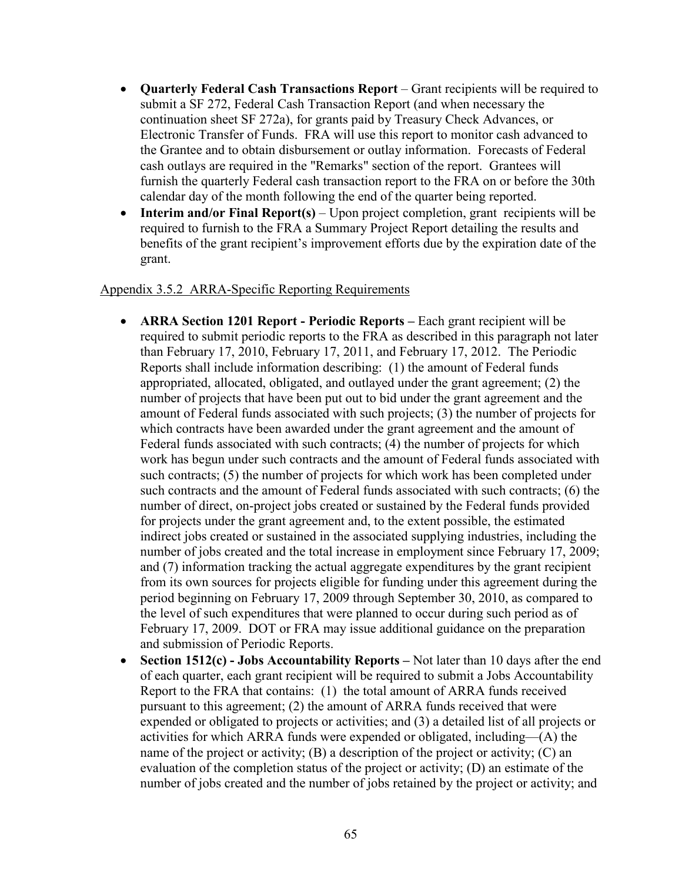- **Quarterly Federal Cash Transactions Report** – Grant recipients will be required to submit a SF 272, Federal Cash Transaction Report (and when necessary the continuation sheet SF 272a), for grants paid by Treasury Check Advances, or Electronic Transfer of Funds. FRA will use this report to monitor cash advanced to the Grantee and to obtain disbursement or outlay information. Forecasts of Federal cash outlays are required in the "Remarks" section of the report. Grantees will furnish the quarterly Federal cash transaction report to the FRA on or before the 30th calendar day of the month following the end of the quarter being reported.
- **Interim and/or Final Report(s)** – Upon project completion, grant recipients will be required to furnish to the FRA a Summary Project Report detailing the results and benefits of the grant recipient's improvement efforts due by the expiration date of the grant.

Appendix 3.5.2 ARRA-Specific Reporting Requirements

- **ARRA Section 1201 Report - Periodic Reports –** Each grant recipient will be required to submit periodic reports to the FRA as described in this paragraph not later than February 17, 2010, February 17, 2011, and February 17, 2012. The Periodic Reports shall include information describing: (1) the amount of Federal funds appropriated, allocated, obligated, and outlayed under the grant agreement; (2) the number of projects that have been put out to bid under the grant agreement and the amount of Federal funds associated with such projects; (3) the number of projects for which contracts have been awarded under the grant agreement and the amount of Federal funds associated with such contracts; (4) the number of projects for which work has begun under such contracts and the amount of Federal funds associated with such contracts; (5) the number of projects for which work has been completed under such contracts and the amount of Federal funds associated with such contracts; (6) the number of direct, on-project jobs created or sustained by the Federal funds provided for projects under the grant agreement and, to the extent possible, the estimated indirect jobs created or sustained in the associated supplying industries, including the number of jobs created and the total increase in employment since February 17, 2009; and (7) information tracking the actual aggregate expenditures by the grant recipient from its own sources for projects eligible for funding under this agreement during the period beginning on February 17, 2009 through September 30, 2010, as compared to the level of such expenditures that were planned to occur during such period as of February 17, 2009. DOT or FRA may issue additional guidance on the preparation and submission of Periodic Reports.
- **Section 1512(c) - Jobs Accountability Reports –** Not later than 10 days after the end of each quarter, each grant recipient will be required to submit a Jobs Accountability Report to the FRA that contains: (1) the total amount of ARRA funds received pursuant to this agreement; (2) the amount of ARRA funds received that were expended or obligated to projects or activities; and (3) a detailed list of all projects or activities for which ARRA funds were expended or obligated, including—(A) the name of the project or activity; (B) a description of the project or activity; (C) an evaluation of the completion status of the project or activity; (D) an estimate of the number of jobs created and the number of jobs retained by the project or activity; and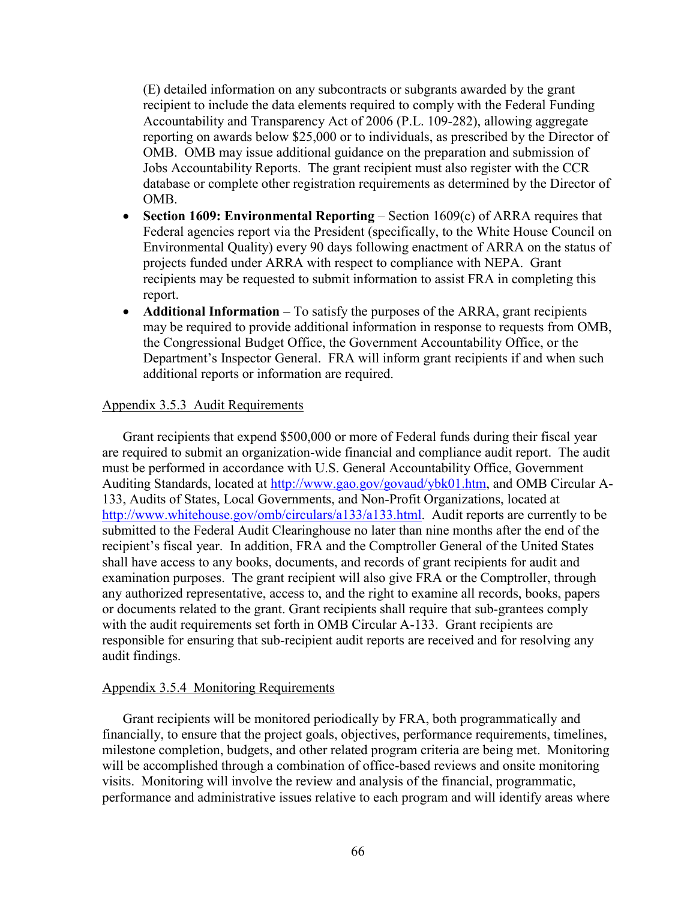(E) detailed information on any subcontracts or subgrants awarded by the grant recipient to include the data elements required to comply with the Federal Funding Accountability and Transparency Act of 2006 (P.L. 109-282), allowing aggregate reporting on awards below $25,000 or to individuals, as prescribed by the Director of OMB. OMB may issue additional guidance on the preparation and submission of Jobs Accountability Reports. The grant recipient must also register with the CCR database or complete other registration requirements as determined by the Director of OMB.

- **Section 1609: Environmental Reporting** – Section 1609(c) of ARRA requires that Federal agencies report via the President (specifically, to the White House Council on Environmental Quality) every 90 days following enactment of ARRA on the status of projects funded under ARRA with respect to compliance with NEPA. Grant recipients may be requested to submit information to assist FRA in completing this report.
- **Additional Information** – To satisfy the purposes of the ARRA, grant recipients may be required to provide additional information in response to requests from OMB, the Congressional Budget Office, the Government Accountability Office, or the Department's Inspector General. FRA will inform grant recipients if and when such additional reports or information are required.

Appendix 3.5.3 Audit Requirements

Grant recipients that expend $500,000 or more of Federal funds during their fiscal year are required to submit an organization-wide financial and compliance audit report. The audit must be performed in accordance with U.S. General Accountability Office, Government Auditing Standards, located at http://www.gao.gov/govaud/ybk01.htm, and OMB Circular A-133, Audits of States, Local Governments, and Non-Profit Organizations, located at http://www.whitehouse.gov/omb/circulars/a133/a133.html. Audit reports are currently to be submitted to the Federal Audit Clearinghouse no later than nine months after the end of the recipient's fiscal year. In addition, FRA and the Comptroller General of the United States shall have access to any books, documents, and records of grant recipients for audit and examination purposes. The grant recipient will also give FRA or the Comptroller, through any authorized representative, access to, and the right to examine all records, books, papers or documents related to the grant. Grant recipients shall require that sub-grantees comply with the audit requirements set forth in OMB Circular A-133. Grant recipients are responsible for ensuring that sub-recipient audit reports are received and for resolving any audit findings.

Appendix 3.5.4 Monitoring Requirements

Grant recipients will be monitored periodically by FRA, both programmatically and financially, to ensure that the project goals, objectives, performance requirements, timelines, milestone completion, budgets, and other related program criteria are being met. Monitoring will be accomplished through a combination of office-based reviews and onsite monitoring visits. Monitoring will involve the review and analysis of the financial, programmatic, performance and administrative issues relative to each program and will identify areas where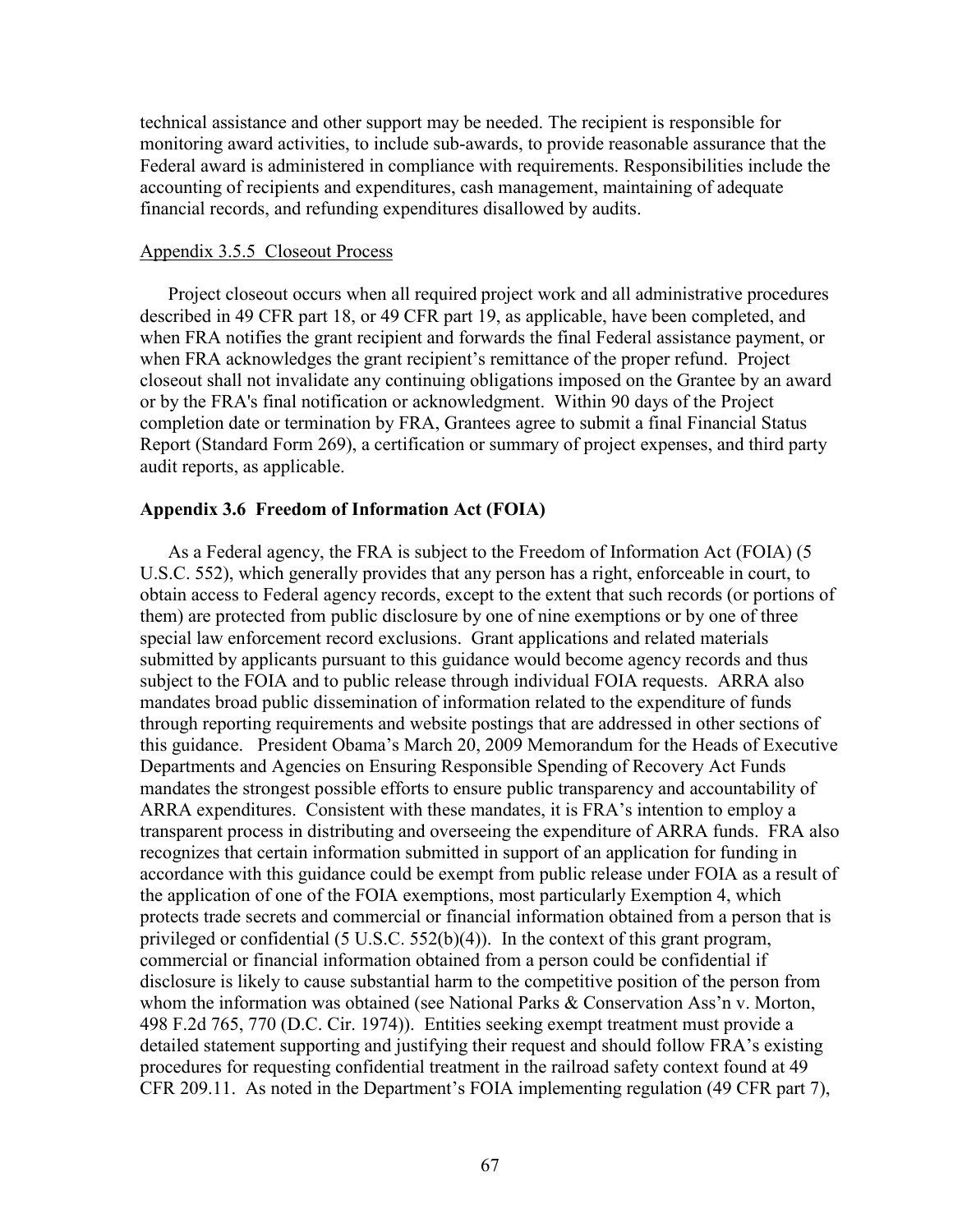technical assistance and other support may be needed. The recipient is responsible for monitoring award activities, to include sub-awards, to provide reasonable assurance that the Federal award is administered in compliance with requirements. Responsibilities include the accounting of recipients and expenditures, cash management, maintaining of adequate financial records, and refunding expenditures disallowed by audits.

Appendix 3.5.5 Closeout Process

Project closeout occurs when all required project work and all administrative procedures described in 49 CFR part 18, or 49 CFR part 19, as applicable, have been completed, and when FRA notifies the grant recipient and forwards the final Federal assistance payment, or when FRA acknowledges the grant recipient's remittance of the proper refund. Project closeout shall not invalidate any continuing obligations imposed on the Grantee by an award or by the FRA's final notification or acknowledgment. Within 90 days of the Project completion date or termination by FRA, Grantees agree to submit a final Financial Status Report (Standard Form 269), a certification or summary of project expenses, and third party audit reports, as applicable.

### Appendix 3.6 Freedom of Information Act (FOIA)

As a Federal agency, the FRA is subject to the Freedom of Information Act (FOIA) (5 U.S.C. 552), which generally provides that any person has a right, enforceable in court, to obtain access to Federal agency records, except to the extent that such records (or portions of them) are protected from public disclosure by one of nine exemptions or by one of three special law enforcement record exclusions. Grant applications and related materials submitted by applicants pursuant to this guidance would become agency records and thus subject to the FOIA and to public release through individual FOIA requests. ARRA also mandates broad public dissemination of information related to the expenditure of funds through reporting requirements and website postings that are addressed in other sections of this guidance. President Obama's March 20, 2009 Memorandum for the Heads of Executive Departments and Agencies on Ensuring Responsible Spending of Recovery Act Funds mandates the strongest possible efforts to ensure public transparency and accountability of ARRA expenditures. Consistent with these mandates, it is FRA's intention to employ a transparent process in distributing and overseeing the expenditure of ARRA funds. FRA also recognizes that certain information submitted in support of an application for funding in accordance with this guidance could be exempt from public release under FOIA as a result of the application of one of the FOIA exemptions, most particularly Exemption 4, which protects trade secrets and commercial or financial information obtained from a person that is privileged or confidential (5 U.S.C. 552(b)(4)). In the context of this grant program, commercial or financial information obtained from a person could be confidential if disclosure is likely to cause substantial harm to the competitive position of the person from whom the information was obtained (see National Parks & Conservation Ass'n v. Morton, 498 F.2d 765, 770 (D.C. Cir. 1974)). Entities seeking exempt treatment must provide a detailed statement supporting and justifying their request and should follow FRA's existing procedures for requesting confidential treatment in the railroad safety context found at 49 CFR 209.11. As noted in the Department's FOIA implementing regulation (49 CFR part 7),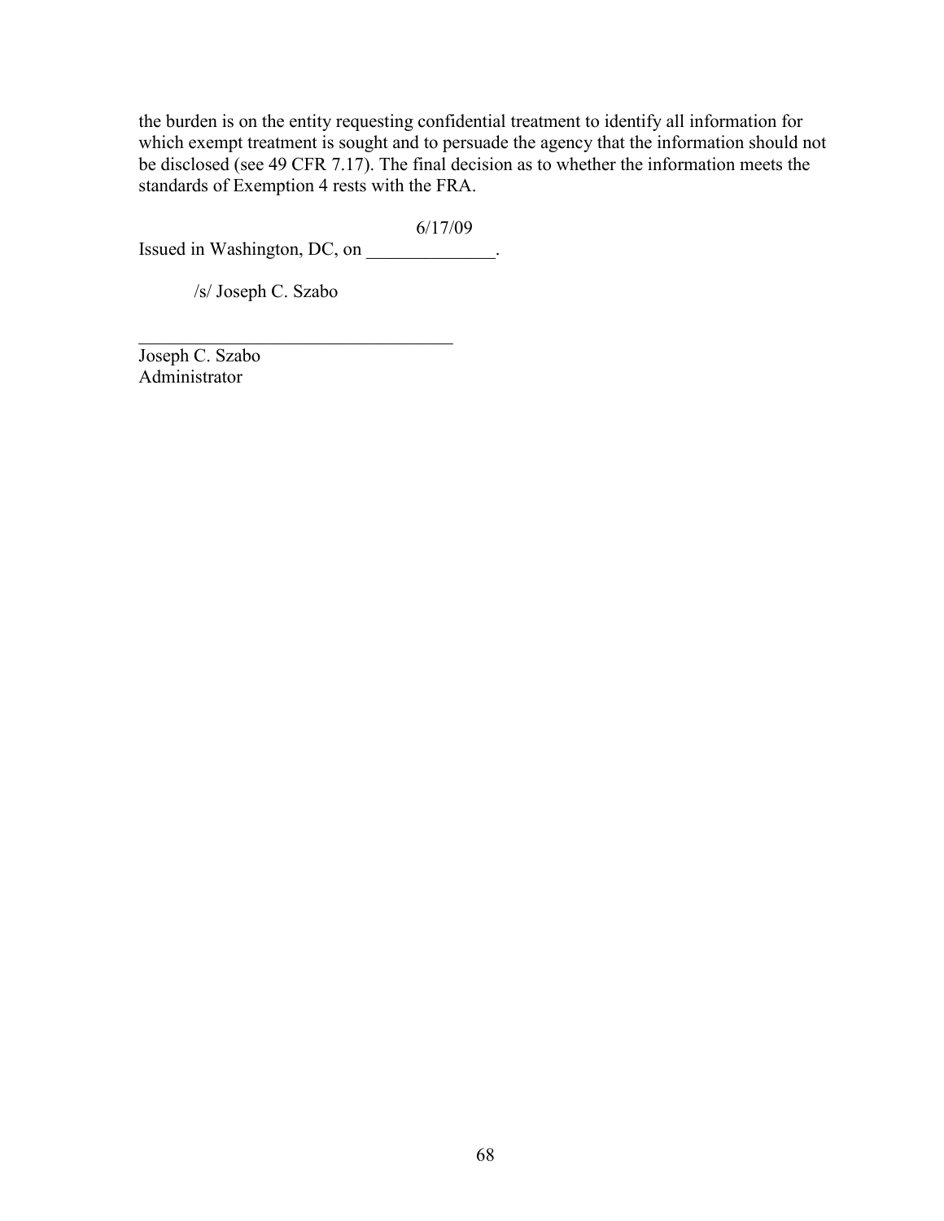the burden is on the entity requesting confidential treatment to identify all information for which exempt treatment is sought and to persuade the agency that the information should not be disclosed (see 49 CFR 7.17). The final decision as to whether the information meets the standards of Exemption 4 rests with the FRA.

Issued in Washington, DC, on 6/17/09.

/s/ Joseph C. Szabo

Joseph C. Szabo
Administrator